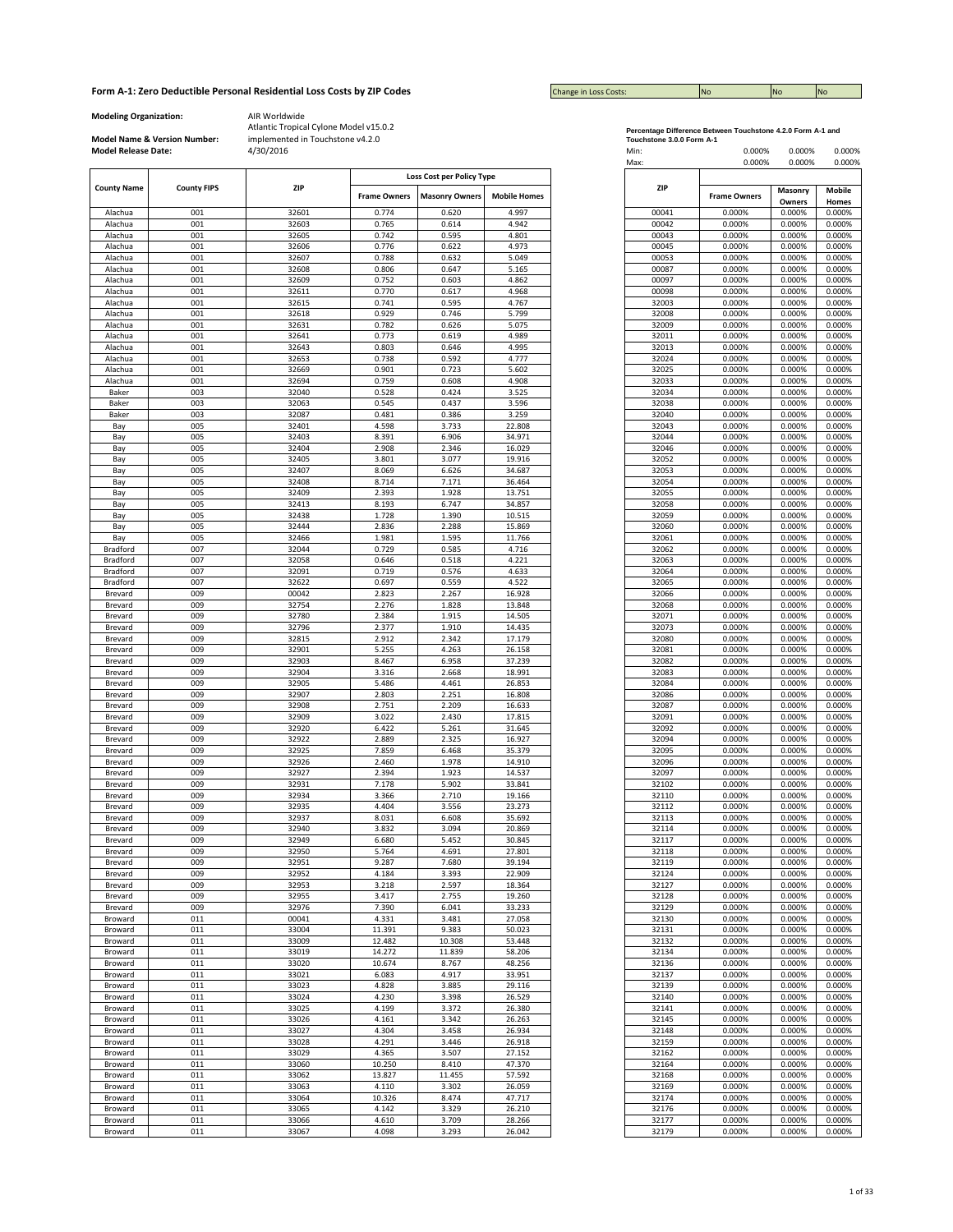# Form A-1: Zero Deductible Personal Residential Loss Costs by ZIP Codes

| Change in Loss Costs: | No | No | No |
|---|---|---|---|

**Modeling Organization:** AIR Worldwide

**Model Name & Version Number:** Atlantic Tropical Cylone Model v15.0.2 implemented in Touchstone v4.2.0

**Model Release Date:** 4/30/2016

| County Name | County FIPS | ZIP | Loss Cost per Policy Type | | |
|---|---|---|---|---|---|
| | | | Frame Owners | Masonry Owners | Mobile Homes |
| Alachua | 001 | 32601 | 0.774 | 0.620 | 4.997 |
| Alachua | 001 | 32603 | 0.765 | 0.614 | 4.942 |
| Alachua | 001 | 32605 | 0.742 | 0.595 | 4.801 |
| Alachua | 001 | 32606 | 0.776 | 0.622 | 4.973 |
| Alachua | 001 | 32607 | 0.788 | 0.632 | 5.049 |
| Alachua | 001 | 32608 | 0.806 | 0.647 | 5.165 |
| Alachua | 001 | 32609 | 0.752 | 0.603 | 4.862 |
| Alachua | 001 | 32611 | 0.770 | 0.617 | 4.968 |
| Alachua | 001 | 32615 | 0.741 | 0.595 | 4.767 |
| Alachua | 001 | 32618 | 0.929 | 0.746 | 5.799 |
| Alachua | 001 | 32631 | 0.782 | 0.626 | 5.075 |
| Alachua | 001 | 32641 | 0.773 | 0.619 | 4.989 |
| Alachua | 001 | 32643 | 0.803 | 0.646 | 4.995 |
| Alachua | 001 | 32653 | 0.738 | 0.592 | 4.777 |
| Alachua | 001 | 32669 | 0.901 | 0.723 | 5.602 |
| Alachua | 001 | 32694 | 0.759 | 0.608 | 4.908 |
| Baker | 003 | 32040 | 0.528 | 0.424 | 3.525 |
| Baker | 003 | 32063 | 0.545 | 0.437 | 3.596 |
| Baker | 003 | 32087 | 0.481 | 0.386 | 3.259 |
| Bay | 005 | 32401 | 4.598 | 3.733 | 22.808 |
| Bay | 005 | 32403 | 8.391 | 6.906 | 34.971 |
| Bay | 005 | 32404 | 2.908 | 2.346 | 16.029 |
| Bay | 005 | 32405 | 3.801 | 3.077 | 19.916 |
| Bay | 005 | 32407 | 8.069 | 6.626 | 34.687 |
| Bay | 005 | 32408 | 8.714 | 7.171 | 36.464 |
| Bay | 005 | 32409 | 2.393 | 1.928 | 13.751 |
| Bay | 005 | 32413 | 8.193 | 6.747 | 34.857 |
| Bay | 005 | 32438 | 1.728 | 1.390 | 10.515 |
| Bay | 005 | 32444 | 2.836 | 2.288 | 15.869 |
| Bay | 005 | 32466 | 1.981 | 1.595 | 11.766 |
| Bradford | 007 | 32044 | 0.729 | 0.585 | 4.716 |
| Bradford | 007 | 32058 | 0.646 | 0.518 | 4.221 |
| Bradford | 007 | 32091 | 0.719 | 0.576 | 4.633 |
| Bradford | 007 | 32622 | 0.697 | 0.559 | 4.522 |
| Brevard | 009 | 00042 | 2.823 | 2.267 | 16.928 |
| Brevard | 009 | 32754 | 2.276 | 1.828 | 13.848 |
| Brevard | 009 | 32780 | 2.384 | 1.915 | 14.505 |
| Brevard | 009 | 32796 | 2.377 | 1.910 | 14.435 |
| Brevard | 009 | 32815 | 2.912 | 2.342 | 17.179 |
| Brevard | 009 | 32901 | 5.255 | 4.263 | 26.158 |
| Brevard | 009 | 32903 | 8.467 | 6.958 | 37.239 |
| Brevard | 009 | 32904 | 3.316 | 2.668 | 18.991 |
| Brevard | 009 | 32905 | 5.486 | 4.461 | 26.853 |
| Brevard | 009 | 32907 | 2.803 | 2.251 | 16.808 |
| Brevard | 009 | 32908 | 2.751 | 2.209 | 16.633 |
| Brevard | 009 | 32909 | 3.022 | 2.430 | 17.815 |
| Brevard | 009 | 32920 | 6.422 | 5.261 | 31.645 |
| Brevard | 009 | 32922 | 2.889 | 2.325 | 16.927 |
| Brevard | 009 | 32925 | 7.859 | 6.468 | 35.379 |
| Brevard | 009 | 32926 | 2.460 | 1.978 | 14.910 |
| Brevard | 009 | 32927 | 2.394 | 1.923 | 14.537 |
| Brevard | 009 | 32931 | 7.178 | 5.902 | 33.841 |
| Brevard | 009 | 32934 | 3.366 | 2.710 | 19.166 |
| Brevard | 009 | 32935 | 4.404 | 3.556 | 23.273 |
| Brevard | 009 | 32937 | 8.031 | 6.608 | 35.692 |
| Brevard | 009 | 32940 | 3.832 | 3.094 | 20.869 |
| Brevard | 009 | 32949 | 6.680 | 5.452 | 30.845 |
| Brevard | 009 | 32950 | 5.764 | 4.691 | 27.801 |
| Brevard | 009 | 32951 | 9.287 | 7.680 | 39.194 |
| Brevard | 009 | 32952 | 4.184 | 3.393 | 22.909 |
| Brevard | 009 | 32953 | 3.218 | 2.597 | 18.364 |
| Brevard | 009 | 32955 | 3.417 | 2.755 | 19.260 |
| Brevard | 009 | 32976 | 7.390 | 6.041 | 33.233 |
| Broward | 011 | 00041 | 4.331 | 3.481 | 27.058 |
| Broward | 011 | 33004 | 11.391 | 9.383 | 50.023 |
| Broward | 011 | 33009 | 12.482 | 10.308 | 53.448 |
| Broward | 011 | 33019 | 14.272 | 11.839 | 58.206 |
| Broward | 011 | 33020 | 10.674 | 8.767 | 48.256 |
| Broward | 011 | 33021 | 6.083 | 4.917 | 33.951 |
| Broward | 011 | 33023 | 4.828 | 3.885 | 29.116 |
| Broward | 011 | 33024 | 4.230 | 3.398 | 26.529 |
| Broward | 011 | 33025 | 4.199 | 3.372 | 26.380 |
| Broward | 011 | 33026 | 4.161 | 3.342 | 26.263 |
| Broward | 011 | 33027 | 4.304 | 3.458 | 26.934 |
| Broward | 011 | 33028 | 4.291 | 3.446 | 26.918 |
| Broward | 011 | 33029 | 4.365 | 3.507 | 27.152 |
| Broward | 011 | 33060 | 10.250 | 8.410 | 47.370 |
| Broward | 011 | 33062 | 13.827 | 11.455 | 57.592 |
| Broward | 011 | 33063 | 4.110 | 3.302 | 26.059 |
| Broward | 011 | 33064 | 10.326 | 8.474 | 47.717 |
| Broward | 011 | 33065 | 4.142 | 3.329 | 26.210 |
| Broward | 011 | 33066 | 4.610 | 3.709 | 28.266 |
| Broward | 011 | 33067 | 4.098 | 3.293 | 26.042 |

**Percentage Difference Between Touchstone 4.2.0 Form A-1 and Touchstone 3.0.0 Form A-1**

| | Frame Owners | Masonry Owners | Mobile Homes |
|---|---|---|---|
| Min: | 0.000% | 0.000% | 0.000% |
| Max: | 0.000% | 0.000% | 0.000% |

| ZIP | Frame Owners | Masonry Owners | Mobile Homes |
|---|---|---|---|
| 00041 | 0.000% | 0.000% | 0.000% |
| 00042 | 0.000% | 0.000% | 0.000% |
| 00043 | 0.000% | 0.000% | 0.000% |
| 00045 | 0.000% | 0.000% | 0.000% |
| 00053 | 0.000% | 0.000% | 0.000% |
| 00087 | 0.000% | 0.000% | 0.000% |
| 00097 | 0.000% | 0.000% | 0.000% |
| 00098 | 0.000% | 0.000% | 0.000% |
| 32003 | 0.000% | 0.000% | 0.000% |
| 32008 | 0.000% | 0.000% | 0.000% |
| 32009 | 0.000% | 0.000% | 0.000% |
| 32011 | 0.000% | 0.000% | 0.000% |
| 32013 | 0.000% | 0.000% | 0.000% |
| 32024 | 0.000% | 0.000% | 0.000% |
| 32025 | 0.000% | 0.000% | 0.000% |
| 32033 | 0.000% | 0.000% | 0.000% |
| 32034 | 0.000% | 0.000% | 0.000% |
| 32038 | 0.000% | 0.000% | 0.000% |
| 32040 | 0.000% | 0.000% | 0.000% |
| 32043 | 0.000% | 0.000% | 0.000% |
| 32044 | 0.000% | 0.000% | 0.000% |
| 32046 | 0.000% | 0.000% | 0.000% |
| 32052 | 0.000% | 0.000% | 0.000% |
| 32053 | 0.000% | 0.000% | 0.000% |
| 32054 | 0.000% | 0.000% | 0.000% |
| 32055 | 0.000% | 0.000% | 0.000% |
| 32058 | 0.000% | 0.000% | 0.000% |
| 32059 | 0.000% | 0.000% | 0.000% |
| 32060 | 0.000% | 0.000% | 0.000% |
| 32061 | 0.000% | 0.000% | 0.000% |
| 32062 | 0.000% | 0.000% | 0.000% |
| 32063 | 0.000% | 0.000% | 0.000% |
| 32064 | 0.000% | 0.000% | 0.000% |
| 32065 | 0.000% | 0.000% | 0.000% |
| 32066 | 0.000% | 0.000% | 0.000% |
| 32068 | 0.000% | 0.000% | 0.000% |
| 32071 | 0.000% | 0.000% | 0.000% |
| 32073 | 0.000% | 0.000% | 0.000% |
| 32080 | 0.000% | 0.000% | 0.000% |
| 32081 | 0.000% | 0.000% | 0.000% |
| 32082 | 0.000% | 0.000% | 0.000% |
| 32083 | 0.000% | 0.000% | 0.000% |
| 32084 | 0.000% | 0.000% | 0.000% |
| 32086 | 0.000% | 0.000% | 0.000% |
| 32087 | 0.000% | 0.000% | 0.000% |
| 32091 | 0.000% | 0.000% | 0.000% |
| 32092 | 0.000% | 0.000% | 0.000% |
| 32094 | 0.000% | 0.000% | 0.000% |
| 32095 | 0.000% | 0.000% | 0.000% |
| 32096 | 0.000% | 0.000% | 0.000% |
| 32097 | 0.000% | 0.000% | 0.000% |
| 32102 | 0.000% | 0.000% | 0.000% |
| 32110 | 0.000% | 0.000% | 0.000% |
| 32112 | 0.000% | 0.000% | 0.000% |
| 32113 | 0.000% | 0.000% | 0.000% |
| 32114 | 0.000% | 0.000% | 0.000% |
| 32117 | 0.000% | 0.000% | 0.000% |
| 32118 | 0.000% | 0.000% | 0.000% |
| 32119 | 0.000% | 0.000% | 0.000% |
| 32124 | 0.000% | 0.000% | 0.000% |
| 32127 | 0.000% | 0.000% | 0.000% |
| 32128 | 0.000% | 0.000% | 0.000% |
| 32129 | 0.000% | 0.000% | 0.000% |
| 32130 | 0.000% | 0.000% | 0.000% |
| 32131 | 0.000% | 0.000% | 0.000% |
| 32132 | 0.000% | 0.000% | 0.000% |
| 32134 | 0.000% | 0.000% | 0.000% |
| 32136 | 0.000% | 0.000% | 0.000% |
| 32137 | 0.000% | 0.000% | 0.000% |
| 32139 | 0.000% | 0.000% | 0.000% |
| 32140 | 0.000% | 0.000% | 0.000% |
| 32141 | 0.000% | 0.000% | 0.000% |
| 32145 | 0.000% | 0.000% | 0.000% |
| 32148 | 0.000% | 0.000% | 0.000% |
| 32159 | 0.000% | 0.000% | 0.000% |
| 32162 | 0.000% | 0.000% | 0.000% |
| 32164 | 0.000% | 0.000% | 0.000% |
| 32168 | 0.000% | 0.000% | 0.000% |
| 32169 | 0.000% | 0.000% | 0.000% |
| 32174 | 0.000% | 0.000% | 0.000% |
| 32176 | 0.000% | 0.000% | 0.000% |
| 32177 | 0.000% | 0.000% | 0.000% |
| 32179 | 0.000% | 0.000% | 0.000% |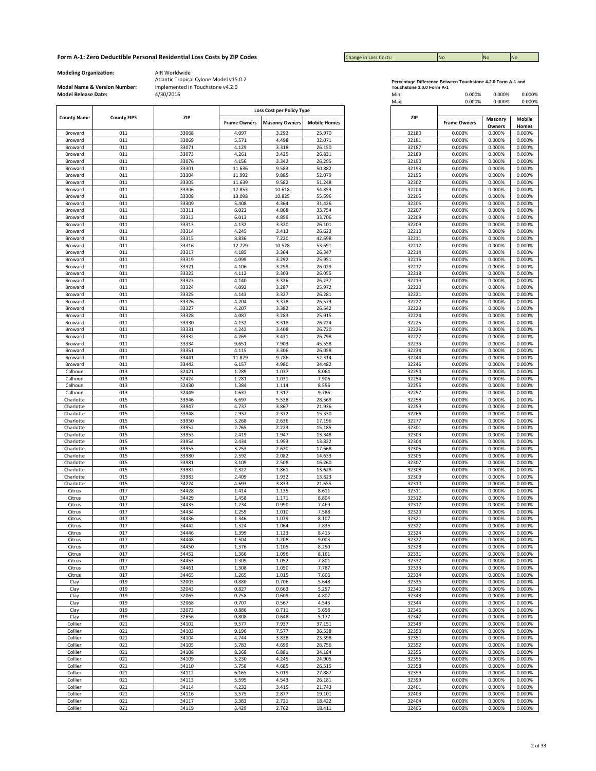**Form A-1: Zero Deductible Personal Residential Loss Costs by ZIP Codes**

| Change in Loss Costs: | No | No | No |
|---|---|---|---|

**Modeling Organization:** AIR Worldwide

**Model Name & Version Number:** Atlantic Tropical Cylone Model v15.0.2 implemented in Touchstone v4.2.0

**Model Release Date:** 4/30/2016

**Percentage Difference Between Touchstone 4.2.0 Form A-1 and Touchstone 3.0.0 Form A-1**

| | Frame Owners | Masonry Owners | Mobile Homes |
|---|---|---|---|
| Min: | 0.000% | 0.000% | 0.000% |
| Max: | 0.000% | 0.000% | 0.000% |

| County Name | County FIPS | ZIP | Loss Cost per Policy Type | | |
|---|---|---|---|---|---|
| | | | Frame Owners | Masonry Owners | Mobile Homes |
| Broward | 011 | 33068 | 4.097 | 3.292 | 25.970 |
| Broward | 011 | 33069 | 5.571 | 4.498 | 32.071 |
| Broward | 011 | 33071 | 4.129 | 3.318 | 26.150 |
| Broward | 011 | 33073 | 4.261 | 3.425 | 26.831 |
| Broward | 011 | 33076 | 4.156 | 3.342 | 26.295 |
| Broward | 011 | 33301 | 11.636 | 9.583 | 50.882 |
| Broward | 011 | 33304 | 11.992 | 9.885 | 52.079 |
| Broward | 011 | 33305 | 11.639 | 9.582 | 51.248 |
| Broward | 011 | 33306 | 12.853 | 10.618 | 54.853 |
| Broward | 011 | 33308 | 13.098 | 10.825 | 55.596 |
| Broward | 011 | 33309 | 5.408 | 4.364 | 31.426 |
| Broward | 011 | 33311 | 6.023 | 4.868 | 33.754 |
| Broward | 011 | 33312 | 6.013 | 4.859 | 33.706 |
| Broward | 011 | 33313 | 4.132 | 3.320 | 26.101 |
| Broward | 011 | 33314 | 4.245 | 3.413 | 26.623 |
| Broward | 011 | 33315 | 8.836 | 7.220 | 42.698 |
| Broward | 011 | 33316 | 12.729 | 10.528 | 53.691 |
| Broward | 011 | 33317 | 4.185 | 3.364 | 26.347 |
| Broward | 011 | 33319 | 4.099 | 3.292 | 25.951 |
| Broward | 011 | 33321 | 4.106 | 3.299 | 26.029 |
| Broward | 011 | 33322 | 4.112 | 3.303 | 26.055 |
| Broward | 011 | 33323 | 4.140 | 3.326 | 26.237 |
| Broward | 011 | 33324 | 4.092 | 3.287 | 25.972 |
| Broward | 011 | 33325 | 4.143 | 3.327 | 26.281 |
| Broward | 011 | 33326 | 4.204 | 3.378 | 26.573 |
| Broward | 011 | 33327 | 4.207 | 3.382 | 26.542 |
| Broward | 011 | 33328 | 4.087 | 3.283 | 25.915 |
| Broward | 011 | 33330 | 4.132 | 3.318 | 26.224 |
| Broward | 011 | 33331 | 4.242 | 3.408 | 26.720 |
| Broward | 011 | 33332 | 4.269 | 3.431 | 26.798 |
| Broward | 011 | 33334 | 9.651 | 7.903 | 45.558 |
| Broward | 011 | 33351 | 4.115 | 3.306 | 26.058 |
| Broward | 011 | 33441 | 11.879 | 9.786 | 52.314 |
| Broward | 011 | 33442 | 6.157 | 4.980 | 34.482 |
| Calhoun | 013 | 32421 | 1.289 | 1.037 | 8.064 |
| Calhoun | 013 | 32424 | 1.281 | 1.031 | 7.906 |
| Calhoun | 013 | 32430 | 1.384 | 1.114 | 8.556 |
| Calhoun | 013 | 32449 | 1.637 | 1.317 | 9.786 |
| Charlotte | 015 | 33946 | 6.697 | 5.538 | 28.369 |
| Charlotte | 015 | 33947 | 4.737 | 3.867 | 21.936 |
| Charlotte | 015 | 33948 | 2.937 | 2.372 | 15.330 |
| Charlotte | 015 | 33950 | 3.268 | 2.636 | 17.196 |
| Charlotte | 015 | 33952 | 2.765 | 2.223 | 15.185 |
| Charlotte | 015 | 33953 | 2.419 | 1.947 | 13.348 |
| Charlotte | 015 | 33954 | 2.434 | 1.953 | 13.822 |
| Charlotte | 015 | 33955 | 3.253 | 2.620 | 17.668 |
| Charlotte | 015 | 33980 | 2.592 | 2.082 | 14.633 |
| Charlotte | 015 | 33981 | 3.109 | 2.508 | 16.260 |
| Charlotte | 015 | 33982 | 2.322 | 1.861 | 13.628 |
| Charlotte | 015 | 33983 | 2.409 | 1.932 | 13.823 |
| Charlotte | 015 | 34224 | 4.693 | 3.833 | 21.655 |
| Citrus | 017 | 34428 | 1.414 | 1.135 | 8.611 |
| Citrus | 017 | 34429 | 1.458 | 1.171 | 8.804 |
| Citrus | 017 | 34433 | 1.234 | 0.990 | 7.469 |
| Citrus | 017 | 34434 | 1.259 | 1.010 | 7.588 |
| Citrus | 017 | 34436 | 1.346 | 1.079 | 8.107 |
| Citrus | 017 | 34442 | 1.324 | 1.064 | 7.835 |
| Citrus | 017 | 34446 | 1.399 | 1.123 | 8.415 |
| Citrus | 017 | 34448 | 1.504 | 1.208 | 9.003 |
| Citrus | 017 | 34450 | 1.376 | 1.105 | 8.250 |
| Citrus | 017 | 34452 | 1.366 | 1.096 | 8.161 |
| Citrus | 017 | 34453 | 1.309 | 1.052 | 7.801 |
| Citrus | 017 | 34461 | 1.308 | 1.050 | 7.787 |
| Citrus | 017 | 34465 | 1.265 | 1.015 | 7.606 |
| Clay | 019 | 32003 | 0.880 | 0.706 | 5.648 |
| Clay | 019 | 32043 | 0.827 | 0.663 | 5.257 |
| Clay | 019 | 32065 | 0.758 | 0.609 | 4.807 |
| Clay | 019 | 32068 | 0.707 | 0.567 | 4.543 |
| Clay | 019 | 32073 | 0.886 | 0.711 | 5.658 |
| Clay | 019 | 32656 | 0.808 | 0.648 | 5.177 |
| Collier | 021 | 34102 | 9.577 | 7.937 | 37.151 |
| Collier | 021 | 34103 | 9.196 | 7.577 | 36.538 |
| Collier | 021 | 34104 | 4.744 | 3.838 | 23.398 |
| Collier | 021 | 34105 | 5.783 | 4.699 | 26.756 |
| Collier | 021 | 34108 | 8.368 | 6.881 | 34.184 |
| Collier | 021 | 34109 | 5.230 | 4.245 | 24.905 |
| Collier | 021 | 34110 | 5.758 | 4.685 | 26.515 |
| Collier | 021 | 34112 | 6.165 | 5.019 | 27.887 |
| Collier | 021 | 34113 | 5.595 | 4.543 | 26.181 |
| Collier | 021 | 34114 | 4.232 | 3.415 | 21.743 |
| Collier | 021 | 34116 | 3.575 | 2.877 | 19.101 |
| Collier | 021 | 34117 | 3.383 | 2.721 | 18.422 |
| Collier | 021 | 34119 | 3.429 | 2.762 | 18.411 |

| ZIP | Frame Owners | Masonry Owners | Mobile Homes |
|---|---|---|---|
| 32180 | 0.000% | 0.000% | 0.000% |
| 32181 | 0.000% | 0.000% | 0.000% |
| 32187 | 0.000% | 0.000% | 0.000% |
| 32189 | 0.000% | 0.000% | 0.000% |
| 32190 | 0.000% | 0.000% | 0.000% |
| 32193 | 0.000% | 0.000% | 0.000% |
| 32195 | 0.000% | 0.000% | 0.000% |
| 32202 | 0.000% | 0.000% | 0.000% |
| 32204 | 0.000% | 0.000% | 0.000% |
| 32205 | 0.000% | 0.000% | 0.000% |
| 32206 | 0.000% | 0.000% | 0.000% |
| 32207 | 0.000% | 0.000% | 0.000% |
| 32208 | 0.000% | 0.000% | 0.000% |
| 32209 | 0.000% | 0.000% | 0.000% |
| 32210 | 0.000% | 0.000% | 0.000% |
| 32211 | 0.000% | 0.000% | 0.000% |
| 32212 | 0.000% | 0.000% | 0.000% |
| 32214 | 0.000% | 0.000% | 0.000% |
| 32216 | 0.000% | 0.000% | 0.000% |
| 32217 | 0.000% | 0.000% | 0.000% |
| 32218 | 0.000% | 0.000% | 0.000% |
| 32219 | 0.000% | 0.000% | 0.000% |
| 32220 | 0.000% | 0.000% | 0.000% |
| 32221 | 0.000% | 0.000% | 0.000% |
| 32222 | 0.000% | 0.000% | 0.000% |
| 32223 | 0.000% | 0.000% | 0.000% |
| 32224 | 0.000% | 0.000% | 0.000% |
| 32225 | 0.000% | 0.000% | 0.000% |
| 32226 | 0.000% | 0.000% | 0.000% |
| 32227 | 0.000% | 0.000% | 0.000% |
| 32233 | 0.000% | 0.000% | 0.000% |
| 32234 | 0.000% | 0.000% | 0.000% |
| 32244 | 0.000% | 0.000% | 0.000% |
| 32246 | 0.000% | 0.000% | 0.000% |
| 32250 | 0.000% | 0.000% | 0.000% |
| 32254 | 0.000% | 0.000% | 0.000% |
| 32256 | 0.000% | 0.000% | 0.000% |
| 32257 | 0.000% | 0.000% | 0.000% |
| 32258 | 0.000% | 0.000% | 0.000% |
| 32259 | 0.000% | 0.000% | 0.000% |
| 32266 | 0.000% | 0.000% | 0.000% |
| 32277 | 0.000% | 0.000% | 0.000% |
| 32301 | 0.000% | 0.000% | 0.000% |
| 32303 | 0.000% | 0.000% | 0.000% |
| 32304 | 0.000% | 0.000% | 0.000% |
| 32305 | 0.000% | 0.000% | 0.000% |
| 32306 | 0.000% | 0.000% | 0.000% |
| 32307 | 0.000% | 0.000% | 0.000% |
| 32308 | 0.000% | 0.000% | 0.000% |
| 32309 | 0.000% | 0.000% | 0.000% |
| 32310 | 0.000% | 0.000% | 0.000% |
| 32311 | 0.000% | 0.000% | 0.000% |
| 32312 | 0.000% | 0.000% | 0.000% |
| 32317 | 0.000% | 0.000% | 0.000% |
| 32320 | 0.000% | 0.000% | 0.000% |
| 32321 | 0.000% | 0.000% | 0.000% |
| 32322 | 0.000% | 0.000% | 0.000% |
| 32324 | 0.000% | 0.000% | 0.000% |
| 32327 | 0.000% | 0.000% | 0.000% |
| 32328 | 0.000% | 0.000% | 0.000% |
| 32331 | 0.000% | 0.000% | 0.000% |
| 32332 | 0.000% | 0.000% | 0.000% |
| 32333 | 0.000% | 0.000% | 0.000% |
| 32334 | 0.000% | 0.000% | 0.000% |
| 32336 | 0.000% | 0.000% | 0.000% |
| 32340 | 0.000% | 0.000% | 0.000% |
| 32343 | 0.000% | 0.000% | 0.000% |
| 32344 | 0.000% | 0.000% | 0.000% |
| 32346 | 0.000% | 0.000% | 0.000% |
| 32347 | 0.000% | 0.000% | 0.000% |
| 32348 | 0.000% | 0.000% | 0.000% |
| 32350 | 0.000% | 0.000% | 0.000% |
| 32351 | 0.000% | 0.000% | 0.000% |
| 32352 | 0.000% | 0.000% | 0.000% |
| 32355 | 0.000% | 0.000% | 0.000% |
| 32356 | 0.000% | 0.000% | 0.000% |
| 32358 | 0.000% | 0.000% | 0.000% |
| 32359 | 0.000% | 0.000% | 0.000% |
| 32399 | 0.000% | 0.000% | 0.000% |
| 32401 | 0.000% | 0.000% | 0.000% |
| 32403 | 0.000% | 0.000% | 0.000% |
| 32404 | 0.000% | 0.000% | 0.000% |
| 32405 | 0.000% | 0.000% | 0.000% |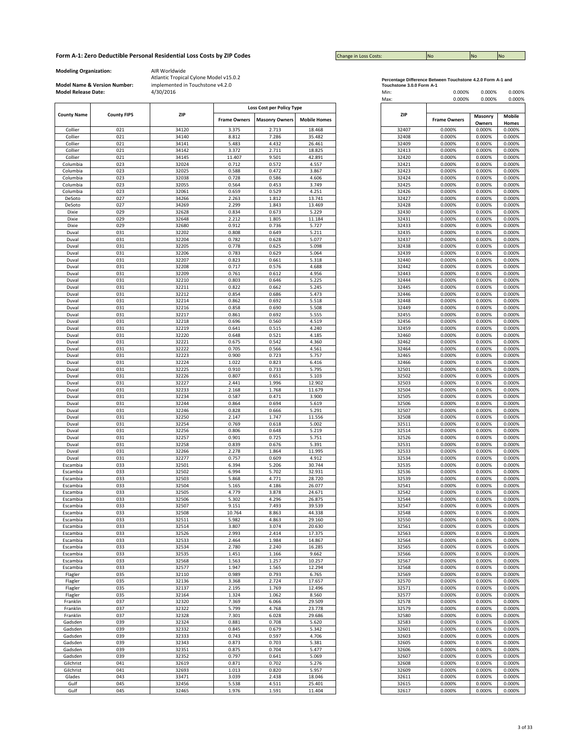## Form A-1: Zero Deductible Personal Residential Loss Costs by ZIP Codes

| Change in Loss Costs: | No | No | No |
|---|---|---|---|

**Modeling Organization:** AIR Worldwide

**Model Name & Version Number:** Atlantic Tropical Cylone Model v15.0.2 implemented in Touchstone v4.2.0

**Model Release Date:** 4/30/2016

| County Name | County FIPS | ZIP | Loss Cost per Policy Type | | |
|---|---|---|---|---|---|
| | | | Frame Owners | Masonry Owners | Mobile Homes |
| Collier | 021 | 34120 | 3.375 | 2.713 | 18.468 |
| Collier | 021 | 34140 | 8.812 | 7.286 | 35.482 |
| Collier | 021 | 34141 | 5.483 | 4.432 | 26.461 |
| Collier | 021 | 34142 | 3.372 | 2.711 | 18.825 |
| Collier | 021 | 34145 | 11.407 | 9.501 | 42.891 |
| Columbia | 023 | 32024 | 0.712 | 0.572 | 4.557 |
| Columbia | 023 | 32025 | 0.588 | 0.472 | 3.867 |
| Columbia | 023 | 32038 | 0.728 | 0.586 | 4.606 |
| Columbia | 023 | 32055 | 0.564 | 0.453 | 3.749 |
| Columbia | 023 | 32061 | 0.659 | 0.529 | 4.251 |
| DeSoto | 027 | 34266 | 2.263 | 1.812 | 13.741 |
| DeSoto | 027 | 34269 | 2.299 | 1.843 | 13.469 |
| Dixie | 029 | 32628 | 0.834 | 0.673 | 5.229 |
| Dixie | 029 | 32648 | 2.212 | 1.805 | 11.184 |
| Dixie | 029 | 32680 | 0.912 | 0.736 | 5.727 |
| Duval | 031 | 32202 | 0.808 | 0.649 | 5.211 |
| Duval | 031 | 32204 | 0.782 | 0.628 | 5.077 |
| Duval | 031 | 32205 | 0.778 | 0.625 | 5.098 |
| Duval | 031 | 32206 | 0.783 | 0.629 | 5.064 |
| Duval | 031 | 32207 | 0.823 | 0.661 | 5.318 |
| Duval | 031 | 32208 | 0.717 | 0.576 | 4.688 |
| Duval | 031 | 32209 | 0.761 | 0.612 | 4.956 |
| Duval | 031 | 32210 | 0.803 | 0.646 | 5.225 |
| Duval | 031 | 32211 | 0.822 | 0.662 | 5.245 |
| Duval | 031 | 32212 | 0.854 | 0.686 | 5.473 |
| Duval | 031 | 32214 | 0.862 | 0.692 | 5.518 |
| Duval | 031 | 32216 | 0.858 | 0.690 | 5.508 |
| Duval | 031 | 32217 | 0.861 | 0.692 | 5.555 |
| Duval | 031 | 32218 | 0.696 | 0.560 | 4.519 |
| Duval | 031 | 32219 | 0.641 | 0.515 | 4.240 |
| Duval | 031 | 32220 | 0.648 | 0.521 | 4.185 |
| Duval | 031 | 32221 | 0.675 | 0.542 | 4.360 |
| Duval | 031 | 32222 | 0.705 | 0.566 | 4.561 |
| Duval | 031 | 32223 | 0.900 | 0.723 | 5.757 |
| Duval | 031 | 32224 | 1.022 | 0.823 | 6.416 |
| Duval | 031 | 32225 | 0.910 | 0.733 | 5.795 |
| Duval | 031 | 32226 | 0.807 | 0.651 | 5.103 |
| Duval | 031 | 32227 | 2.441 | 1.996 | 12.902 |
| Duval | 031 | 32233 | 2.168 | 1.768 | 11.679 |
| Duval | 031 | 32234 | 0.587 | 0.471 | 3.900 |
| Duval | 031 | 32244 | 0.864 | 0.694 | 5.619 |
| Duval | 031 | 32246 | 0.828 | 0.666 | 5.291 |
| Duval | 031 | 32250 | 2.147 | 1.747 | 11.556 |
| Duval | 031 | 32254 | 0.769 | 0.618 | 5.002 |
| Duval | 031 | 32256 | 0.806 | 0.648 | 5.219 |
| Duval | 031 | 32257 | 0.901 | 0.725 | 5.751 |
| Duval | 031 | 32258 | 0.839 | 0.676 | 5.391 |
| Duval | 031 | 32266 | 2.278 | 1.864 | 11.995 |
| Duval | 031 | 32277 | 0.757 | 0.609 | 4.912 |
| Escambia | 033 | 32501 | 6.394 | 5.206 | 30.744 |
| Escambia | 033 | 32502 | 6.994 | 5.702 | 32.931 |
| Escambia | 033 | 32503 | 5.868 | 4.771 | 28.720 |
| Escambia | 033 | 32504 | 5.165 | 4.186 | 26.077 |
| Escambia | 033 | 32505 | 4.779 | 3.878 | 24.671 |
| Escambia | 033 | 32506 | 5.302 | 4.296 | 26.875 |
| Escambia | 033 | 32507 | 9.151 | 7.493 | 39.539 |
| Escambia | 033 | 32508 | 10.764 | 8.863 | 44.338 |
| Escambia | 033 | 32511 | 5.982 | 4.863 | 29.160 |
| Escambia | 033 | 32514 | 3.807 | 3.074 | 20.630 |
| Escambia | 033 | 32526 | 2.993 | 2.414 | 17.375 |
| Escambia | 033 | 32533 | 2.464 | 1.984 | 14.867 |
| Escambia | 033 | 32534 | 2.780 | 2.240 | 16.285 |
| Escambia | 033 | 32535 | 1.451 | 1.166 | 9.662 |
| Escambia | 033 | 32568 | 1.563 | 1.257 | 10.257 |
| Escambia | 033 | 32577 | 1.947 | 1.565 | 12.294 |
| Flagler | 035 | 32110 | 0.989 | 0.793 | 6.765 |
| Flagler | 035 | 32136 | 3.368 | 2.724 | 17.657 |
| Flagler | 035 | 32137 | 2.195 | 1.769 | 12.496 |
| Flagler | 035 | 32164 | 1.324 | 1.062 | 8.560 |
| Franklin | 037 | 32320 | 7.369 | 6.066 | 29.509 |
| Franklin | 037 | 32322 | 5.799 | 4.768 | 23.778 |
| Franklin | 037 | 32328 | 7.301 | 6.028 | 29.686 |
| Gadsden | 039 | 32324 | 0.881 | 0.708 | 5.620 |
| Gadsden | 039 | 32332 | 0.845 | 0.679 | 5.342 |
| Gadsden | 039 | 32333 | 0.743 | 0.597 | 4.706 |
| Gadsden | 039 | 32343 | 0.873 | 0.703 | 5.381 |
| Gadsden | 039 | 32351 | 0.875 | 0.704 | 5.477 |
| Gadsden | 039 | 32352 | 0.797 | 0.641 | 5.069 |
| Gilchrist | 041 | 32619 | 0.871 | 0.702 | 5.276 |
| Gilchrist | 041 | 32693 | 1.013 | 0.820 | 5.957 |
| Glades | 043 | 33471 | 3.039 | 2.438 | 18.046 |
| Gulf | 045 | 32456 | 5.538 | 4.511 | 25.401 |
| Gulf | 045 | 32465 | 1.976 | 1.591 | 11.404 |

**Percentage Difference Between Touchstone 4.2.0 Form A-1 and Touchstone 3.0.0 Form A-1**

| | Frame Owners | Masonry Owners | Mobile Homes |
|---|---|---|---|
| Min: | 0.000% | 0.000% | 0.000% |
| Max: | 0.000% | 0.000% | 0.000% |

| ZIP | Frame Owners | Masonry Owners | Mobile Homes |
|---|---|---|---|
| 32407 | 0.000% | 0.000% | 0.000% |
| 32408 | 0.000% | 0.000% | 0.000% |
| 32409 | 0.000% | 0.000% | 0.000% |
| 32413 | 0.000% | 0.000% | 0.000% |
| 32420 | 0.000% | 0.000% | 0.000% |
| 32421 | 0.000% | 0.000% | 0.000% |
| 32423 | 0.000% | 0.000% | 0.000% |
| 32424 | 0.000% | 0.000% | 0.000% |
| 32425 | 0.000% | 0.000% | 0.000% |
| 32426 | 0.000% | 0.000% | 0.000% |
| 32427 | 0.000% | 0.000% | 0.000% |
| 32428 | 0.000% | 0.000% | 0.000% |
| 32430 | 0.000% | 0.000% | 0.000% |
| 32431 | 0.000% | 0.000% | 0.000% |
| 32433 | 0.000% | 0.000% | 0.000% |
| 32435 | 0.000% | 0.000% | 0.000% |
| 32437 | 0.000% | 0.000% | 0.000% |
| 32438 | 0.000% | 0.000% | 0.000% |
| 32439 | 0.000% | 0.000% | 0.000% |
| 32440 | 0.000% | 0.000% | 0.000% |
| 32442 | 0.000% | 0.000% | 0.000% |
| 32443 | 0.000% | 0.000% | 0.000% |
| 32444 | 0.000% | 0.000% | 0.000% |
| 32445 | 0.000% | 0.000% | 0.000% |
| 32446 | 0.000% | 0.000% | 0.000% |
| 32448 | 0.000% | 0.000% | 0.000% |
| 32449 | 0.000% | 0.000% | 0.000% |
| 32455 | 0.000% | 0.000% | 0.000% |
| 32456 | 0.000% | 0.000% | 0.000% |
| 32459 | 0.000% | 0.000% | 0.000% |
| 32460 | 0.000% | 0.000% | 0.000% |
| 32462 | 0.000% | 0.000% | 0.000% |
| 32464 | 0.000% | 0.000% | 0.000% |
| 32465 | 0.000% | 0.000% | 0.000% |
| 32466 | 0.000% | 0.000% | 0.000% |
| 32501 | 0.000% | 0.000% | 0.000% |
| 32502 | 0.000% | 0.000% | 0.000% |
| 32503 | 0.000% | 0.000% | 0.000% |
| 32504 | 0.000% | 0.000% | 0.000% |
| 32505 | 0.000% | 0.000% | 0.000% |
| 32506 | 0.000% | 0.000% | 0.000% |
| 32507 | 0.000% | 0.000% | 0.000% |
| 32508 | 0.000% | 0.000% | 0.000% |
| 32511 | 0.000% | 0.000% | 0.000% |
| 32514 | 0.000% | 0.000% | 0.000% |
| 32526 | 0.000% | 0.000% | 0.000% |
| 32531 | 0.000% | 0.000% | 0.000% |
| 32533 | 0.000% | 0.000% | 0.000% |
| 32534 | 0.000% | 0.000% | 0.000% |
| 32535 | 0.000% | 0.000% | 0.000% |
| 32536 | 0.000% | 0.000% | 0.000% |
| 32539 | 0.000% | 0.000% | 0.000% |
| 32541 | 0.000% | 0.000% | 0.000% |
| 32542 | 0.000% | 0.000% | 0.000% |
| 32544 | 0.000% | 0.000% | 0.000% |
| 32547 | 0.000% | 0.000% | 0.000% |
| 32548 | 0.000% | 0.000% | 0.000% |
| 32550 | 0.000% | 0.000% | 0.000% |
| 32561 | 0.000% | 0.000% | 0.000% |
| 32563 | 0.000% | 0.000% | 0.000% |
| 32564 | 0.000% | 0.000% | 0.000% |
| 32565 | 0.000% | 0.000% | 0.000% |
| 32566 | 0.000% | 0.000% | 0.000% |
| 32567 | 0.000% | 0.000% | 0.000% |
| 32568 | 0.000% | 0.000% | 0.000% |
| 32569 | 0.000% | 0.000% | 0.000% |
| 32570 | 0.000% | 0.000% | 0.000% |
| 32571 | 0.000% | 0.000% | 0.000% |
| 32577 | 0.000% | 0.000% | 0.000% |
| 32578 | 0.000% | 0.000% | 0.000% |
| 32579 | 0.000% | 0.000% | 0.000% |
| 32580 | 0.000% | 0.000% | 0.000% |
| 32583 | 0.000% | 0.000% | 0.000% |
| 32601 | 0.000% | 0.000% | 0.000% |
| 32603 | 0.000% | 0.000% | 0.000% |
| 32605 | 0.000% | 0.000% | 0.000% |
| 32606 | 0.000% | 0.000% | 0.000% |
| 32607 | 0.000% | 0.000% | 0.000% |
| 32608 | 0.000% | 0.000% | 0.000% |
| 32609 | 0.000% | 0.000% | 0.000% |
| 32611 | 0.000% | 0.000% | 0.000% |
| 32615 | 0.000% | 0.000% | 0.000% |
| 32617 | 0.000% | 0.000% | 0.000% |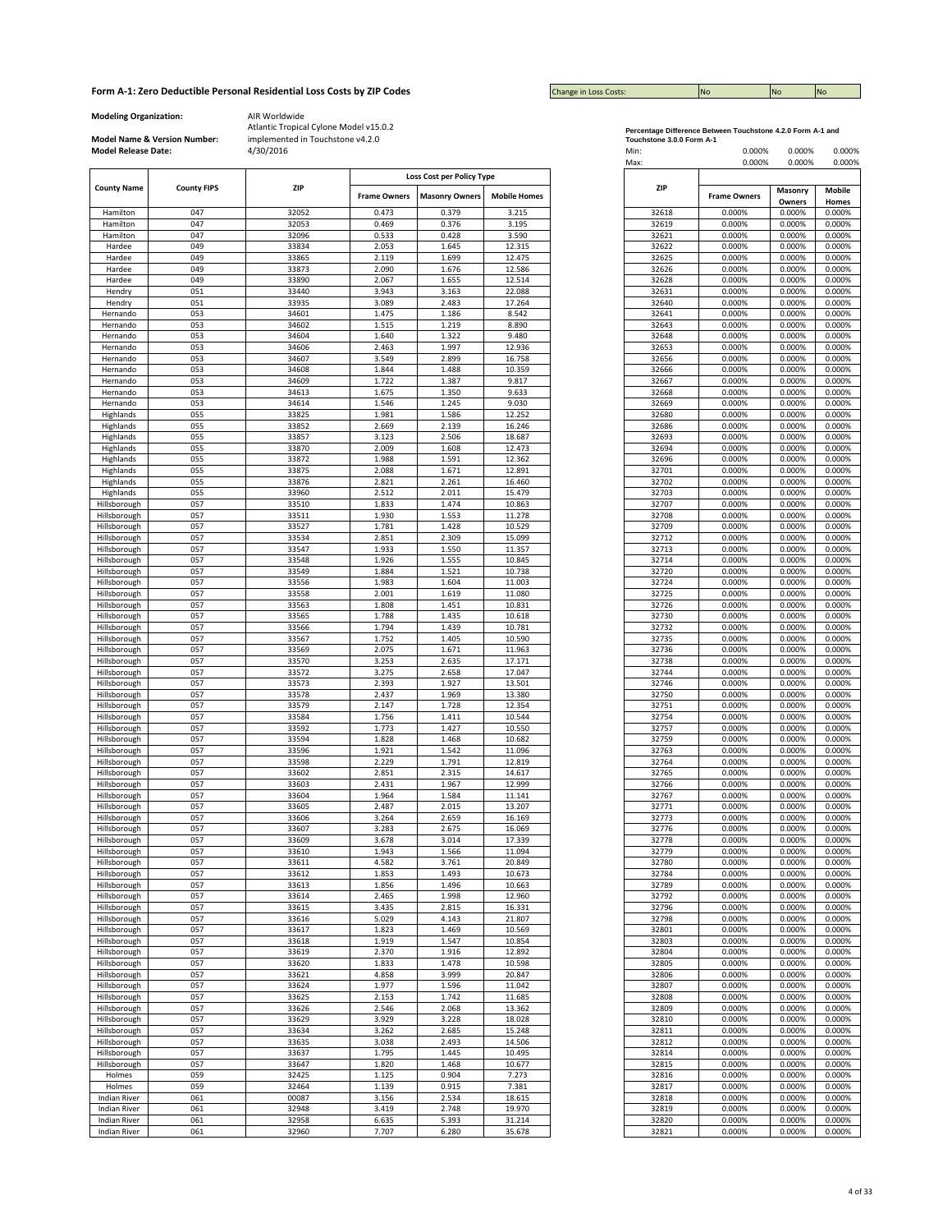## Form A-1: Zero Deductible Personal Residential Loss Costs by ZIP Codes

| Change in Loss Costs: | No | No | No |
|---|---|---|---|

**Modeling Organization:** AIR Worldwide

**Model Name & Version Number:** Atlantic Tropical Cylone Model v15.0.2 implemented in Touchstone v4.2.0

**Model Release Date:** 4/30/2016

| County Name | County FIPS | ZIP | Loss Cost per Policy Type | | |
|---|---|---|---|---|---|
| | | | Frame Owners | Masonry Owners | Mobile Homes |
| Hamilton | 047 | 32052 | 0.473 | 0.379 | 3.215 |
| Hamilton | 047 | 32053 | 0.469 | 0.376 | 3.195 |
| Hamilton | 047 | 32096 | 0.533 | 0.428 | 3.590 |
| Hardee | 049 | 33834 | 2.053 | 1.645 | 12.315 |
| Hardee | 049 | 33865 | 2.119 | 1.699 | 12.475 |
| Hardee | 049 | 33873 | 2.090 | 1.676 | 12.586 |
| Hardee | 049 | 33890 | 2.067 | 1.655 | 12.514 |
| Hendry | 051 | 33440 | 3.943 | 3.163 | 22.088 |
| Hendry | 051 | 33935 | 3.089 | 2.483 | 17.264 |
| Hernando | 053 | 34601 | 1.475 | 1.186 | 8.542 |
| Hernando | 053 | 34602 | 1.515 | 1.219 | 8.890 |
| Hernando | 053 | 34604 | 1.640 | 1.322 | 9.480 |
| Hernando | 053 | 34606 | 2.463 | 1.997 | 12.936 |
| Hernando | 053 | 34607 | 3.549 | 2.899 | 16.758 |
| Hernando | 053 | 34608 | 1.844 | 1.488 | 10.359 |
| Hernando | 053 | 34609 | 1.722 | 1.387 | 9.817 |
| Hernando | 053 | 34613 | 1.675 | 1.350 | 9.633 |
| Hernando | 053 | 34614 | 1.546 | 1.245 | 9.030 |
| Highlands | 055 | 33825 | 1.981 | 1.586 | 12.252 |
| Highlands | 055 | 33852 | 2.669 | 2.139 | 16.246 |
| Highlands | 055 | 33857 | 3.123 | 2.506 | 18.687 |
| Highlands | 055 | 33870 | 2.009 | 1.608 | 12.473 |
| Highlands | 055 | 33872 | 1.988 | 1.591 | 12.362 |
| Highlands | 055 | 33875 | 2.088 | 1.671 | 12.891 |
| Highlands | 055 | 33876 | 2.821 | 2.261 | 16.460 |
| Highlands | 055 | 33960 | 2.512 | 2.011 | 15.479 |
| Hillsborough | 057 | 33510 | 1.833 | 1.474 | 10.863 |
| Hillsborough | 057 | 33511 | 1.930 | 1.553 | 11.278 |
| Hillsborough | 057 | 33527 | 1.781 | 1.428 | 10.529 |
| Hillsborough | 057 | 33534 | 2.851 | 2.309 | 15.099 |
| Hillsborough | 057 | 33547 | 1.933 | 1.550 | 11.357 |
| Hillsborough | 057 | 33548 | 1.926 | 1.555 | 10.845 |
| Hillsborough | 057 | 33549 | 1.884 | 1.521 | 10.738 |
| Hillsborough | 057 | 33556 | 1.983 | 1.604 | 11.003 |
| Hillsborough | 057 | 33558 | 2.001 | 1.619 | 11.080 |
| Hillsborough | 057 | 33563 | 1.808 | 1.451 | 10.831 |
| Hillsborough | 057 | 33565 | 1.788 | 1.435 | 10.618 |
| Hillsborough | 057 | 33566 | 1.794 | 1.439 | 10.781 |
| Hillsborough | 057 | 33567 | 1.752 | 1.405 | 10.590 |
| Hillsborough | 057 | 33569 | 2.075 | 1.671 | 11.963 |
| Hillsborough | 057 | 33570 | 3.253 | 2.635 | 17.171 |
| Hillsborough | 057 | 33572 | 3.275 | 2.658 | 17.047 |
| Hillsborough | 057 | 33573 | 2.393 | 1.927 | 13.501 |
| Hillsborough | 057 | 33578 | 2.437 | 1.969 | 13.380 |
| Hillsborough | 057 | 33579 | 2.147 | 1.728 | 12.354 |
| Hillsborough | 057 | 33584 | 1.756 | 1.411 | 10.544 |
| Hillsborough | 057 | 33592 | 1.773 | 1.427 | 10.550 |
| Hillsborough | 057 | 33594 | 1.828 | 1.468 | 10.682 |
| Hillsborough | 057 | 33596 | 1.921 | 1.542 | 11.096 |
| Hillsborough | 057 | 33598 | 2.229 | 1.791 | 12.819 |
| Hillsborough | 057 | 33602 | 2.851 | 2.315 | 14.617 |
| Hillsborough | 057 | 33603 | 2.431 | 1.967 | 12.999 |
| Hillsborough | 057 | 33604 | 1.964 | 1.584 | 11.141 |
| Hillsborough | 057 | 33605 | 2.487 | 2.015 | 13.207 |
| Hillsborough | 057 | 33606 | 3.264 | 2.659 | 16.169 |
| Hillsborough | 057 | 33607 | 3.283 | 2.675 | 16.069 |
| Hillsborough | 057 | 33609 | 3.678 | 3.014 | 17.339 |
| Hillsborough | 057 | 33610 | 1.943 | 1.566 | 11.094 |
| Hillsborough | 057 | 33611 | 4.582 | 3.761 | 20.849 |
| Hillsborough | 057 | 33612 | 1.853 | 1.493 | 10.673 |
| Hillsborough | 057 | 33613 | 1.856 | 1.496 | 10.663 |
| Hillsborough | 057 | 33614 | 2.465 | 1.998 | 12.960 |
| Hillsborough | 057 | 33615 | 3.435 | 2.815 | 16.331 |
| Hillsborough | 057 | 33616 | 5.029 | 4.143 | 21.807 |
| Hillsborough | 057 | 33617 | 1.823 | 1.469 | 10.569 |
| Hillsborough | 057 | 33618 | 1.919 | 1.547 | 10.854 |
| Hillsborough | 057 | 33619 | 2.370 | 1.916 | 12.892 |
| Hillsborough | 057 | 33620 | 1.833 | 1.478 | 10.598 |
| Hillsborough | 057 | 33621 | 4.858 | 3.999 | 20.847 |
| Hillsborough | 057 | 33624 | 1.977 | 1.596 | 11.042 |
| Hillsborough | 057 | 33625 | 2.153 | 1.742 | 11.685 |
| Hillsborough | 057 | 33626 | 2.546 | 2.068 | 13.362 |
| Hillsborough | 057 | 33629 | 3.929 | 3.228 | 18.028 |
| Hillsborough | 057 | 33634 | 3.262 | 2.685 | 15.248 |
| Hillsborough | 057 | 33635 | 3.038 | 2.493 | 14.506 |
| Hillsborough | 057 | 33637 | 1.795 | 1.445 | 10.495 |
| Hillsborough | 057 | 33647 | 1.820 | 1.468 | 10.677 |
| Holmes | 059 | 32425 | 1.125 | 0.904 | 7.273 |
| Holmes | 059 | 32464 | 1.139 | 0.915 | 7.381 |
| Indian River | 061 | 00087 | 3.156 | 2.534 | 18.615 |
| Indian River | 061 | 32948 | 3.419 | 2.748 | 19.970 |
| Indian River | 061 | 32958 | 6.635 | 5.393 | 31.214 |
| Indian River | 061 | 32960 | 7.707 | 6.280 | 35.678 |

**Percentage Difference Between Touchstone 4.2.0 Form A-1 and Touchstone 3.0.0 Form A-1**

| | Frame Owners | Masonry Owners | Mobile Homes |
|---|---|---|---|
| Min: | 0.000% | 0.000% | 0.000% |
| Max: | 0.000% | 0.000% | 0.000% |

| ZIP | Frame Owners | Masonry Owners | Mobile Homes |
|---|---|---|---|
| 32618 | 0.000% | 0.000% | 0.000% |
| 32619 | 0.000% | 0.000% | 0.000% |
| 32621 | 0.000% | 0.000% | 0.000% |
| 32622 | 0.000% | 0.000% | 0.000% |
| 32625 | 0.000% | 0.000% | 0.000% |
| 32626 | 0.000% | 0.000% | 0.000% |
| 32628 | 0.000% | 0.000% | 0.000% |
| 32631 | 0.000% | 0.000% | 0.000% |
| 32640 | 0.000% | 0.000% | 0.000% |
| 32641 | 0.000% | 0.000% | 0.000% |
| 32643 | 0.000% | 0.000% | 0.000% |
| 32648 | 0.000% | 0.000% | 0.000% |
| 32653 | 0.000% | 0.000% | 0.000% |
| 32656 | 0.000% | 0.000% | 0.000% |
| 32666 | 0.000% | 0.000% | 0.000% |
| 32667 | 0.000% | 0.000% | 0.000% |
| 32668 | 0.000% | 0.000% | 0.000% |
| 32669 | 0.000% | 0.000% | 0.000% |
| 32680 | 0.000% | 0.000% | 0.000% |
| 32686 | 0.000% | 0.000% | 0.000% |
| 32693 | 0.000% | 0.000% | 0.000% |
| 32694 | 0.000% | 0.000% | 0.000% |
| 32696 | 0.000% | 0.000% | 0.000% |
| 32701 | 0.000% | 0.000% | 0.000% |
| 32702 | 0.000% | 0.000% | 0.000% |
| 32703 | 0.000% | 0.000% | 0.000% |
| 32707 | 0.000% | 0.000% | 0.000% |
| 32708 | 0.000% | 0.000% | 0.000% |
| 32709 | 0.000% | 0.000% | 0.000% |
| 32712 | 0.000% | 0.000% | 0.000% |
| 32713 | 0.000% | 0.000% | 0.000% |
| 32714 | 0.000% | 0.000% | 0.000% |
| 32720 | 0.000% | 0.000% | 0.000% |
| 32724 | 0.000% | 0.000% | 0.000% |
| 32725 | 0.000% | 0.000% | 0.000% |
| 32726 | 0.000% | 0.000% | 0.000% |
| 32730 | 0.000% | 0.000% | 0.000% |
| 32732 | 0.000% | 0.000% | 0.000% |
| 32735 | 0.000% | 0.000% | 0.000% |
| 32736 | 0.000% | 0.000% | 0.000% |
| 32738 | 0.000% | 0.000% | 0.000% |
| 32744 | 0.000% | 0.000% | 0.000% |
| 32746 | 0.000% | 0.000% | 0.000% |
| 32750 | 0.000% | 0.000% | 0.000% |
| 32751 | 0.000% | 0.000% | 0.000% |
| 32754 | 0.000% | 0.000% | 0.000% |
| 32757 | 0.000% | 0.000% | 0.000% |
| 32759 | 0.000% | 0.000% | 0.000% |
| 32763 | 0.000% | 0.000% | 0.000% |
| 32764 | 0.000% | 0.000% | 0.000% |
| 32765 | 0.000% | 0.000% | 0.000% |
| 32766 | 0.000% | 0.000% | 0.000% |
| 32767 | 0.000% | 0.000% | 0.000% |
| 32771 | 0.000% | 0.000% | 0.000% |
| 32773 | 0.000% | 0.000% | 0.000% |
| 32776 | 0.000% | 0.000% | 0.000% |
| 32778 | 0.000% | 0.000% | 0.000% |
| 32779 | 0.000% | 0.000% | 0.000% |
| 32780 | 0.000% | 0.000% | 0.000% |
| 32784 | 0.000% | 0.000% | 0.000% |
| 32789 | 0.000% | 0.000% | 0.000% |
| 32792 | 0.000% | 0.000% | 0.000% |
| 32796 | 0.000% | 0.000% | 0.000% |
| 32798 | 0.000% | 0.000% | 0.000% |
| 32801 | 0.000% | 0.000% | 0.000% |
| 32803 | 0.000% | 0.000% | 0.000% |
| 32804 | 0.000% | 0.000% | 0.000% |
| 32805 | 0.000% | 0.000% | 0.000% |
| 32806 | 0.000% | 0.000% | 0.000% |
| 32807 | 0.000% | 0.000% | 0.000% |
| 32808 | 0.000% | 0.000% | 0.000% |
| 32809 | 0.000% | 0.000% | 0.000% |
| 32810 | 0.000% | 0.000% | 0.000% |
| 32811 | 0.000% | 0.000% | 0.000% |
| 32812 | 0.000% | 0.000% | 0.000% |
| 32814 | 0.000% | 0.000% | 0.000% |
| 32815 | 0.000% | 0.000% | 0.000% |
| 32816 | 0.000% | 0.000% | 0.000% |
| 32817 | 0.000% | 0.000% | 0.000% |
| 32818 | 0.000% | 0.000% | 0.000% |
| 32819 | 0.000% | 0.000% | 0.000% |
| 32820 | 0.000% | 0.000% | 0.000% |
| 32821 | 0.000% | 0.000% | 0.000% |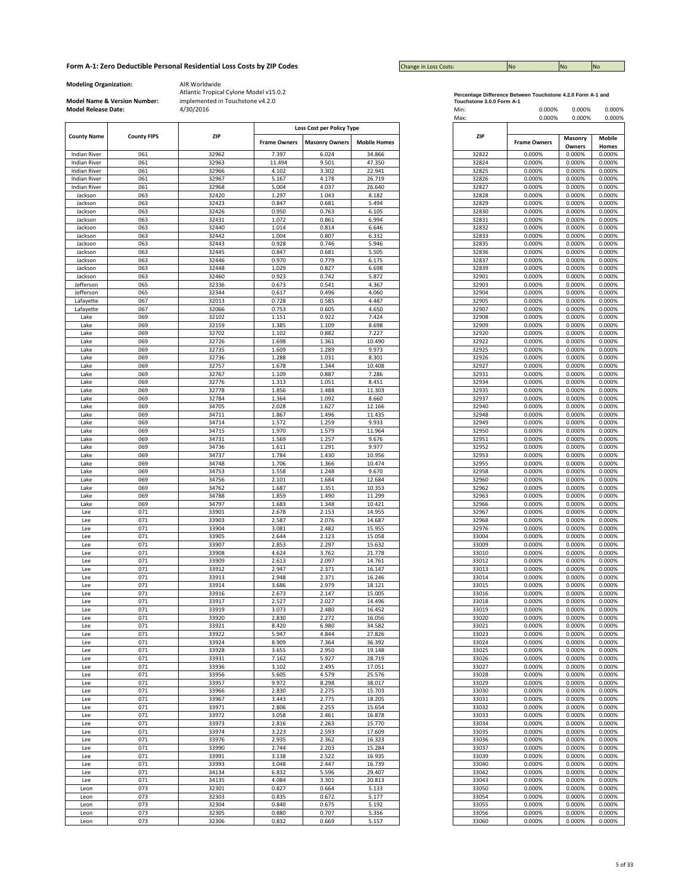## Form A-1: Zero Deductible Personal Residential Loss Costs by ZIP Codes

| Change in Loss Costs: | No | No | No |
|---|---|---|---|

**Modeling Organization:** AIR Worldwide

**Model Name & Version Number:** Atlantic Tropical Cylone Model v15.0.2 implemented in Touchstone v4.2.0

**Model Release Date:** 4/30/2016

**Percentage Difference Between Touchstone 4.2.0 Form A-1 and Touchstone 3.0.0 Form A-1**

| | Frame Owners | Masonry Owners | Mobile Homes |
|---|---|---|---|
| Min: | 0.000% | 0.000% | 0.000% |
| Max: | 0.000% | 0.000% | 0.000% |

| County Name | County FIPS | ZIP | Loss Cost per Policy Type | | |
|---|---|---|---|---|---|
| | | | Frame Owners | Masonry Owners | Mobile Homes |
| Indian River | 061 | 32962 | 7.397 | 6.024 | 34.866 |
| Indian River | 061 | 32963 | 11.494 | 9.501 | 47.350 |
| Indian River | 061 | 32966 | 4.102 | 3.302 | 22.941 |
| Indian River | 061 | 32967 | 5.167 | 4.178 | 26.719 |
| Indian River | 061 | 32968 | 5.004 | 4.037 | 26.640 |
| Jackson | 063 | 32420 | 1.297 | 1.043 | 8.182 |
| Jackson | 063 | 32423 | 0.847 | 0.681 | 5.494 |
| Jackson | 063 | 32426 | 0.950 | 0.763 | 6.105 |
| Jackson | 063 | 32431 | 1.072 | 0.861 | 6.994 |
| Jackson | 063 | 32440 | 1.014 | 0.814 | 6.646 |
| Jackson | 063 | 32442 | 1.004 | 0.807 | 6.332 |
| Jackson | 063 | 32443 | 0.928 | 0.746 | 5.946 |
| Jackson | 063 | 32445 | 0.847 | 0.681 | 5.505 |
| Jackson | 063 | 32446 | 0.970 | 0.779 | 6.175 |
| Jackson | 063 | 32448 | 1.029 | 0.827 | 6.698 |
| Jackson | 063 | 32460 | 0.923 | 0.742 | 5.872 |
| Jefferson | 065 | 32336 | 0.673 | 0.541 | 4.367 |
| Jefferson | 065 | 32344 | 0.617 | 0.496 | 4.060 |
| Lafayette | 067 | 32013 | 0.728 | 0.585 | 4.487 |
| Lafayette | 067 | 32066 | 0.753 | 0.605 | 4.650 |
| Lake | 069 | 32102 | 1.151 | 0.922 | 7.424 |
| Lake | 069 | 32159 | 1.385 | 1.109 | 8.698 |
| Lake | 069 | 32702 | 1.102 | 0.882 | 7.227 |
| Lake | 069 | 32726 | 1.698 | 1.361 | 10.490 |
| Lake | 069 | 32735 | 1.609 | 1.289 | 9.973 |
| Lake | 069 | 32736 | 1.288 | 1.031 | 8.301 |
| Lake | 069 | 32757 | 1.678 | 1.344 | 10.408 |
| Lake | 069 | 32767 | 1.109 | 0.887 | 7.286 |
| Lake | 069 | 32776 | 1.313 | 1.051 | 8.451 |
| Lake | 069 | 32778 | 1.856 | 1.488 | 11.303 |
| Lake | 069 | 32784 | 1.364 | 1.092 | 8.660 |
| Lake | 069 | 34705 | 2.028 | 1.627 | 12.166 |
| Lake | 069 | 34711 | 1.867 | 1.496 | 11.435 |
| Lake | 069 | 34714 | 1.572 | 1.259 | 9.933 |
| Lake | 069 | 34715 | 1.970 | 1.579 | 11.964 |
| Lake | 069 | 34731 | 1.569 | 1.257 | 9.676 |
| Lake | 069 | 34736 | 1.611 | 1.291 | 9.977 |
| Lake | 069 | 34737 | 1.784 | 1.430 | 10.956 |
| Lake | 069 | 34748 | 1.706 | 1.366 | 10.474 |
| Lake | 069 | 34753 | 1.558 | 1.248 | 9.670 |
| Lake | 069 | 34756 | 2.101 | 1.684 | 12.684 |
| Lake | 069 | 34762 | 1.687 | 1.351 | 10.353 |
| Lake | 069 | 34788 | 1.859 | 1.490 | 11.299 |
| Lake | 069 | 34797 | 1.683 | 1.348 | 10.421 |
| Lee | 071 | 33901 | 2.678 | 2.153 | 14.955 |
| Lee | 071 | 33903 | 2.587 | 2.076 | 14.687 |
| Lee | 071 | 33904 | 3.081 | 2.482 | 15.955 |
| Lee | 071 | 33905 | 2.644 | 2.123 | 15.058 |
| Lee | 071 | 33907 | 2.853 | 2.297 | 15.632 |
| Lee | 071 | 33908 | 4.624 | 3.762 | 21.778 |
| Lee | 071 | 33909 | 2.613 | 2.097 | 14.761 |
| Lee | 071 | 33912 | 2.947 | 2.371 | 16.147 |
| Lee | 071 | 33913 | 2.948 | 2.371 | 16.246 |
| Lee | 071 | 33914 | 3.686 | 2.979 | 18.121 |
| Lee | 071 | 33916 | 2.673 | 2.147 | 15.005 |
| Lee | 071 | 33917 | 2.527 | 2.027 | 14.496 |
| Lee | 071 | 33919 | 3.073 | 2.480 | 16.452 |
| Lee | 071 | 33920 | 2.830 | 2.272 | 16.056 |
| Lee | 071 | 33921 | 8.420 | 6.980 | 34.582 |
| Lee | 071 | 33922 | 5.947 | 4.844 | 27.826 |
| Lee | 071 | 33924 | 8.909 | 7.364 | 36.392 |
| Lee | 071 | 33928 | 3.655 | 2.950 | 19.148 |
| Lee | 071 | 33931 | 7.162 | 5.927 | 28.719 |
| Lee | 071 | 33936 | 3.102 | 2.495 | 17.051 |
| Lee | 071 | 33956 | 5.605 | 4.579 | 25.576 |
| Lee | 071 | 33957 | 9.972 | 8.298 | 38.017 |
| Lee | 071 | 33966 | 2.830 | 2.275 | 15.703 |
| Lee | 071 | 33967 | 3.443 | 2.775 | 18.205 |
| Lee | 071 | 33971 | 2.806 | 2.255 | 15.654 |
| Lee | 071 | 33972 | 3.058 | 2.461 | 16.878 |
| Lee | 071 | 33973 | 2.816 | 2.263 | 15.770 |
| Lee | 071 | 33974 | 3.223 | 2.593 | 17.609 |
| Lee | 071 | 33976 | 2.935 | 2.362 | 16.323 |
| Lee | 071 | 33990 | 2.744 | 2.203 | 15.284 |
| Lee | 071 | 33991 | 3.138 | 2.522 | 16.935 |
| Lee | 071 | 33993 | 3.048 | 2.447 | 16.739 |
| Lee | 071 | 34134 | 6.832 | 5.596 | 29.407 |
| Lee | 071 | 34135 | 4.084 | 3.301 | 20.813 |
| Leon | 073 | 32301 | 0.827 | 0.664 | 5.133 |
| Leon | 073 | 32303 | 0.835 | 0.672 | 5.177 |
| Leon | 073 | 32304 | 0.840 | 0.675 | 5.192 |
| Leon | 073 | 32305 | 0.880 | 0.707 | 5.356 |
| Leon | 073 | 32306 | 0.832 | 0.669 | 5.157 |

| ZIP | Frame Owners | Masonry Owners | Mobile Homes |
|---|---|---|---|
| 32822 | 0.000% | 0.000% | 0.000% |
| 32824 | 0.000% | 0.000% | 0.000% |
| 32825 | 0.000% | 0.000% | 0.000% |
| 32826 | 0.000% | 0.000% | 0.000% |
| 32827 | 0.000% | 0.000% | 0.000% |
| 32828 | 0.000% | 0.000% | 0.000% |
| 32829 | 0.000% | 0.000% | 0.000% |
| 32830 | 0.000% | 0.000% | 0.000% |
| 32831 | 0.000% | 0.000% | 0.000% |
| 32832 | 0.000% | 0.000% | 0.000% |
| 32833 | 0.000% | 0.000% | 0.000% |
| 32835 | 0.000% | 0.000% | 0.000% |
| 32836 | 0.000% | 0.000% | 0.000% |
| 32837 | 0.000% | 0.000% | 0.000% |
| 32839 | 0.000% | 0.000% | 0.000% |
| 32901 | 0.000% | 0.000% | 0.000% |
| 32903 | 0.000% | 0.000% | 0.000% |
| 32904 | 0.000% | 0.000% | 0.000% |
| 32905 | 0.000% | 0.000% | 0.000% |
| 32907 | 0.000% | 0.000% | 0.000% |
| 32908 | 0.000% | 0.000% | 0.000% |
| 32909 | 0.000% | 0.000% | 0.000% |
| 32920 | 0.000% | 0.000% | 0.000% |
| 32922 | 0.000% | 0.000% | 0.000% |
| 32925 | 0.000% | 0.000% | 0.000% |
| 32926 | 0.000% | 0.000% | 0.000% |
| 32927 | 0.000% | 0.000% | 0.000% |
| 32931 | 0.000% | 0.000% | 0.000% |
| 32934 | 0.000% | 0.000% | 0.000% |
| 32935 | 0.000% | 0.000% | 0.000% |
| 32937 | 0.000% | 0.000% | 0.000% |
| 32940 | 0.000% | 0.000% | 0.000% |
| 32948 | 0.000% | 0.000% | 0.000% |
| 32949 | 0.000% | 0.000% | 0.000% |
| 32950 | 0.000% | 0.000% | 0.000% |
| 32951 | 0.000% | 0.000% | 0.000% |
| 32952 | 0.000% | 0.000% | 0.000% |
| 32953 | 0.000% | 0.000% | 0.000% |
| 32955 | 0.000% | 0.000% | 0.000% |
| 32958 | 0.000% | 0.000% | 0.000% |
| 32960 | 0.000% | 0.000% | 0.000% |
| 32962 | 0.000% | 0.000% | 0.000% |
| 32963 | 0.000% | 0.000% | 0.000% |
| 32966 | 0.000% | 0.000% | 0.000% |
| 32967 | 0.000% | 0.000% | 0.000% |
| 32968 | 0.000% | 0.000% | 0.000% |
| 32976 | 0.000% | 0.000% | 0.000% |
| 33004 | 0.000% | 0.000% | 0.000% |
| 33009 | 0.000% | 0.000% | 0.000% |
| 33010 | 0.000% | 0.000% | 0.000% |
| 33012 | 0.000% | 0.000% | 0.000% |
| 33013 | 0.000% | 0.000% | 0.000% |
| 33014 | 0.000% | 0.000% | 0.000% |
| 33015 | 0.000% | 0.000% | 0.000% |
| 33016 | 0.000% | 0.000% | 0.000% |
| 33018 | 0.000% | 0.000% | 0.000% |
| 33019 | 0.000% | 0.000% | 0.000% |
| 33020 | 0.000% | 0.000% | 0.000% |
| 33021 | 0.000% | 0.000% | 0.000% |
| 33023 | 0.000% | 0.000% | 0.000% |
| 33024 | 0.000% | 0.000% | 0.000% |
| 33025 | 0.000% | 0.000% | 0.000% |
| 33026 | 0.000% | 0.000% | 0.000% |
| 33027 | 0.000% | 0.000% | 0.000% |
| 33028 | 0.000% | 0.000% | 0.000% |
| 33029 | 0.000% | 0.000% | 0.000% |
| 33030 | 0.000% | 0.000% | 0.000% |
| 33031 | 0.000% | 0.000% | 0.000% |
| 33032 | 0.000% | 0.000% | 0.000% |
| 33033 | 0.000% | 0.000% | 0.000% |
| 33034 | 0.000% | 0.000% | 0.000% |
| 33035 | 0.000% | 0.000% | 0.000% |
| 33036 | 0.000% | 0.000% | 0.000% |
| 33037 | 0.000% | 0.000% | 0.000% |
| 33039 | 0.000% | 0.000% | 0.000% |
| 33040 | 0.000% | 0.000% | 0.000% |
| 33042 | 0.000% | 0.000% | 0.000% |
| 33043 | 0.000% | 0.000% | 0.000% |
| 33050 | 0.000% | 0.000% | 0.000% |
| 33054 | 0.000% | 0.000% | 0.000% |
| 33055 | 0.000% | 0.000% | 0.000% |
| 33056 | 0.000% | 0.000% | 0.000% |
| 33060 | 0.000% | 0.000% | 0.000% |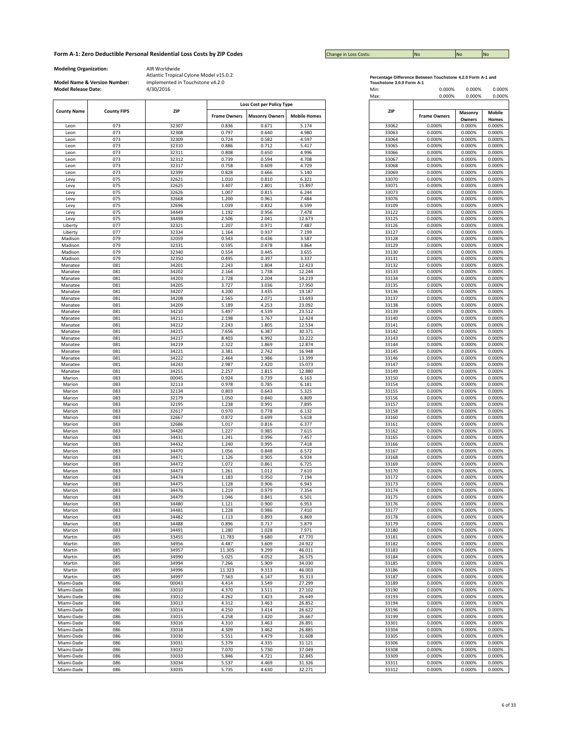# Form A-1: Zero Deductible Personal Residential Loss Costs by ZIP Codes

| Change in Loss Costs: | No | No | No |
|---|---|---|---|

**Modeling Organization:** AIR Worldwide

**Model Name & Version Number:** Atlantic Tropical Cylone Model v15.0.2 implemented in Touchstone v4.2.0

**Model Release Date:** 4/30/2016

**Percentage Difference Between Touchstone 4.2.0 Form A-1 and Touchstone 3.0.0 Form A-1**

| | Frame Owners | Masonry Owners | Mobile Homes |
|---|---|---|---|
| Min: | 0.000% | 0.000% | 0.000% |
| Max: | 0.000% | 0.000% | 0.000% |

| County Name | County FIPS | ZIP | Loss Cost per Policy Type | | |
|---|---|---|---|---|---|
| | | | Frame Owners | Masonry Owners | Mobile Homes |
| Leon | 073 | 32307 | 0.836 | 0.671 | 5.174 |
| Leon | 073 | 32308 | 0.797 | 0.640 | 4.980 |
| Leon | 073 | 32309 | 0.724 | 0.582 | 4.597 |
| Leon | 073 | 32310 | 0.886 | 0.712 | 5.417 |
| Leon | 073 | 32311 | 0.808 | 0.650 | 4.996 |
| Leon | 073 | 32312 | 0.739 | 0.594 | 4.708 |
| Leon | 073 | 32317 | 0.758 | 0.609 | 4.729 |
| Leon | 073 | 32399 | 0.828 | 0.666 | 5.140 |
| Levy | 075 | 32621 | 1.010 | 0.810 | 6.321 |
| Levy | 075 | 32625 | 3.407 | 2.801 | 15.897 |
| Levy | 075 | 32626 | 1.007 | 0.815 | 6.244 |
| Levy | 075 | 32668 | 1.200 | 0.961 | 7.484 |
| Levy | 075 | 32696 | 1.039 | 0.832 | 6.599 |
| Levy | 075 | 34449 | 1.192 | 0.956 | 7.478 |
| Levy | 075 | 34498 | 2.506 | 2.041 | 12.673 |
| Liberty | 077 | 32321 | 1.207 | 0.971 | 7.487 |
| Liberty | 077 | 32334 | 1.164 | 0.937 | 7.199 |
| Madison | 079 | 32059 | 0.543 | 0.436 | 3.587 |
| Madison | 079 | 32331 | 0.595 | 0.478 | 3.864 |
| Madison | 079 | 32340 | 0.554 | 0.445 | 3.655 |
| Madison | 079 | 32350 | 0.495 | 0.397 | 3.337 |
| Manatee | 081 | 34201 | 2.243 | 1.804 | 12.423 |
| Manatee | 081 | 34202 | 2.164 | 1.738 | 12.244 |
| Manatee | 081 | 34203 | 2.728 | 2.204 | 14.219 |
| Manatee | 081 | 34205 | 3.727 | 3.036 | 17.950 |
| Manatee | 081 | 34207 | 4.200 | 3.435 | 19.187 |
| Manatee | 081 | 34208 | 2.565 | 2.071 | 13.693 |
| Manatee | 081 | 34209 | 5.189 | 4.253 | 23.092 |
| Manatee | 081 | 34210 | 5.497 | 4.539 | 23.512 |
| Manatee | 081 | 34211 | 2.198 | 1.767 | 12.424 |
| Manatee | 081 | 34212 | 2.243 | 1.805 | 12.534 |
| Manatee | 081 | 34215 | 7.656 | 6.387 | 30.371 |
| Manatee | 081 | 34217 | 8.403 | 6.992 | 33.222 |
| Manatee | 081 | 34219 | 2.322 | 1.869 | 12.874 |
| Manatee | 081 | 34221 | 3.381 | 2.742 | 16.948 |
| Manatee | 081 | 34222 | 2.464 | 1.986 | 13.399 |
| Manatee | 081 | 34243 | 2.987 | 2.420 | 15.073 |
| Manatee | 081 | 34251 | 2.257 | 1.815 | 12.880 |
| Marion | 083 | 00045 | 0.924 | 0.739 | 6.163 |
| Marion | 083 | 32113 | 0.978 | 0.785 | 6.181 |
| Marion | 083 | 32134 | 0.803 | 0.643 | 5.325 |
| Marion | 083 | 32179 | 1.050 | 0.840 | 6.809 |
| Marion | 083 | 32195 | 1.238 | 0.991 | 7.895 |
| Marion | 083 | 32617 | 0.970 | 0.778 | 6.132 |
| Marion | 083 | 32667 | 0.872 | 0.699 | 5.618 |
| Marion | 083 | 32686 | 1.017 | 0.816 | 6.377 |
| Marion | 083 | 34420 | 1.227 | 0.985 | 7.615 |
| Marion | 083 | 34431 | 1.241 | 0.996 | 7.457 |
| Marion | 083 | 34432 | 1.240 | 0.995 | 7.418 |
| Marion | 083 | 34470 | 1.056 | 0.848 | 6.572 |
| Marion | 083 | 34471 | 1.126 | 0.905 | 6.934 |
| Marion | 083 | 34472 | 1.072 | 0.861 | 6.725 |
| Marion | 083 | 34473 | 1.261 | 1.012 | 7.610 |
| Marion | 083 | 34474 | 1.183 | 0.950 | 7.194 |
| Marion | 083 | 34475 | 1.128 | 0.906 | 6.943 |
| Marion | 083 | 34476 | 1.219 | 0.979 | 7.354 |
| Marion | 083 | 34479 | 1.046 | 0.841 | 6.501 |
| Marion | 083 | 34480 | 1.121 | 0.900 | 6.953 |
| Marion | 083 | 34481 | 1.228 | 0.986 | 7.410 |
| Marion | 083 | 34482 | 1.113 | 0.893 | 6.869 |
| Marion | 083 | 34488 | 0.896 | 0.717 | 5.879 |
| Marion | 083 | 34491 | 1.280 | 1.028 | 7.971 |
| Martin | 085 | 33455 | 11.783 | 9.680 | 47.770 |
| Martin | 085 | 34956 | 4.487 | 3.609 | 24.922 |
| Martin | 085 | 34957 | 11.305 | 9.299 | 46.011 |
| Martin | 085 | 34990 | 5.025 | 4.052 | 26.575 |
| Martin | 085 | 34994 | 7.266 | 5.909 | 34.030 |
| Martin | 085 | 34996 | 11.323 | 9.313 | 46.003 |
| Martin | 085 | 34997 | 7.563 | 6.147 | 35.313 |
| Miami-Dade | 086 | 00043 | 4.414 | 3.549 | 27.299 |
| Miami-Dade | 086 | 33010 | 4.370 | 3.511 | 27.102 |
| Miami-Dade | 086 | 33012 | 4.262 | 3.423 | 26.649 |
| Miami-Dade | 086 | 33013 | 4.312 | 3.463 | 26.852 |
| Miami-Dade | 086 | 33014 | 4.250 | 3.414 | 26.622 |
| Miami-Dade | 086 | 33015 | 4.258 | 3.420 | 26.667 |
| Miami-Dade | 086 | 33016 | 4.310 | 3.463 | 26.891 |
| Miami-Dade | 086 | 33018 | 4.309 | 3.462 | 26.885 |
| Miami-Dade | 086 | 33030 | 5.551 | 4.479 | 31.608 |
| Miami-Dade | 086 | 33031 | 5.379 | 4.335 | 31.121 |
| Miami-Dade | 086 | 33032 | 7.070 | 5.730 | 37.049 |
| Miami-Dade | 086 | 33033 | 5.846 | 4.721 | 32.845 |
| Miami-Dade | 086 | 33034 | 5.537 | 4.469 | 31.326 |
| Miami-Dade | 086 | 33035 | 5.735 | 4.630 | 32.271 |

| ZIP | Frame Owners | Masonry Owners | Mobile Homes |
|---|---|---|---|
| 33062 | 0.000% | 0.000% | 0.000% |
| 33063 | 0.000% | 0.000% | 0.000% |
| 33064 | 0.000% | 0.000% | 0.000% |
| 33065 | 0.000% | 0.000% | 0.000% |
| 33066 | 0.000% | 0.000% | 0.000% |
| 33067 | 0.000% | 0.000% | 0.000% |
| 33068 | 0.000% | 0.000% | 0.000% |
| 33069 | 0.000% | 0.000% | 0.000% |
| 33070 | 0.000% | 0.000% | 0.000% |
| 33071 | 0.000% | 0.000% | 0.000% |
| 33073 | 0.000% | 0.000% | 0.000% |
| 33076 | 0.000% | 0.000% | 0.000% |
| 33109 | 0.000% | 0.000% | 0.000% |
| 33122 | 0.000% | 0.000% | 0.000% |
| 33125 | 0.000% | 0.000% | 0.000% |
| 33126 | 0.000% | 0.000% | 0.000% |
| 33127 | 0.000% | 0.000% | 0.000% |
| 33128 | 0.000% | 0.000% | 0.000% |
| 33129 | 0.000% | 0.000% | 0.000% |
| 33130 | 0.000% | 0.000% | 0.000% |
| 33131 | 0.000% | 0.000% | 0.000% |
| 33132 | 0.000% | 0.000% | 0.000% |
| 33133 | 0.000% | 0.000% | 0.000% |
| 33134 | 0.000% | 0.000% | 0.000% |
| 33135 | 0.000% | 0.000% | 0.000% |
| 33136 | 0.000% | 0.000% | 0.000% |
| 33137 | 0.000% | 0.000% | 0.000% |
| 33138 | 0.000% | 0.000% | 0.000% |
| 33139 | 0.000% | 0.000% | 0.000% |
| 33140 | 0.000% | 0.000% | 0.000% |
| 33141 | 0.000% | 0.000% | 0.000% |
| 33142 | 0.000% | 0.000% | 0.000% |
| 33143 | 0.000% | 0.000% | 0.000% |
| 33144 | 0.000% | 0.000% | 0.000% |
| 33145 | 0.000% | 0.000% | 0.000% |
| 33146 | 0.000% | 0.000% | 0.000% |
| 33147 | 0.000% | 0.000% | 0.000% |
| 33149 | 0.000% | 0.000% | 0.000% |
| 33150 | 0.000% | 0.000% | 0.000% |
| 33154 | 0.000% | 0.000% | 0.000% |
| 33155 | 0.000% | 0.000% | 0.000% |
| 33156 | 0.000% | 0.000% | 0.000% |
| 33157 | 0.000% | 0.000% | 0.000% |
| 33158 | 0.000% | 0.000% | 0.000% |
| 33160 | 0.000% | 0.000% | 0.000% |
| 33161 | 0.000% | 0.000% | 0.000% |
| 33162 | 0.000% | 0.000% | 0.000% |
| 33165 | 0.000% | 0.000% | 0.000% |
| 33166 | 0.000% | 0.000% | 0.000% |
| 33167 | 0.000% | 0.000% | 0.000% |
| 33168 | 0.000% | 0.000% | 0.000% |
| 33169 | 0.000% | 0.000% | 0.000% |
| 33170 | 0.000% | 0.000% | 0.000% |
| 33172 | 0.000% | 0.000% | 0.000% |
| 33173 | 0.000% | 0.000% | 0.000% |
| 33174 | 0.000% | 0.000% | 0.000% |
| 33175 | 0.000% | 0.000% | 0.000% |
| 33176 | 0.000% | 0.000% | 0.000% |
| 33177 | 0.000% | 0.000% | 0.000% |
| 33178 | 0.000% | 0.000% | 0.000% |
| 33179 | 0.000% | 0.000% | 0.000% |
| 33180 | 0.000% | 0.000% | 0.000% |
| 33181 | 0.000% | 0.000% | 0.000% |
| 33182 | 0.000% | 0.000% | 0.000% |
| 33183 | 0.000% | 0.000% | 0.000% |
| 33184 | 0.000% | 0.000% | 0.000% |
| 33185 | 0.000% | 0.000% | 0.000% |
| 33186 | 0.000% | 0.000% | 0.000% |
| 33187 | 0.000% | 0.000% | 0.000% |
| 33189 | 0.000% | 0.000% | 0.000% |
| 33190 | 0.000% | 0.000% | 0.000% |
| 33193 | 0.000% | 0.000% | 0.000% |
| 33194 | 0.000% | 0.000% | 0.000% |
| 33196 | 0.000% | 0.000% | 0.000% |
| 33199 | 0.000% | 0.000% | 0.000% |
| 33301 | 0.000% | 0.000% | 0.000% |
| 33304 | 0.000% | 0.000% | 0.000% |
| 33305 | 0.000% | 0.000% | 0.000% |
| 33306 | 0.000% | 0.000% | 0.000% |
| 33308 | 0.000% | 0.000% | 0.000% |
| 33309 | 0.000% | 0.000% | 0.000% |
| 33311 | 0.000% | 0.000% | 0.000% |
| 33312 | 0.000% | 0.000% | 0.000% |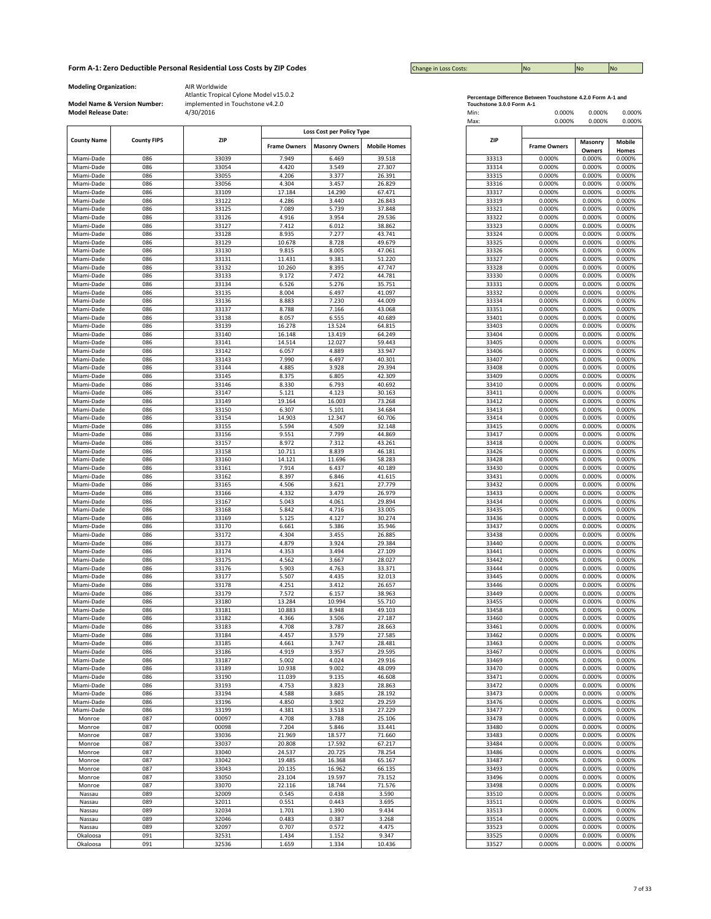## Form A-1: Zero Deductible Personal Residential Loss Costs by ZIP Codes

| Change in Loss Costs: | No | No | No |
|---|---|---|---|

**Modeling Organization:** AIR Worldwide

**Model Name & Version Number:** Atlantic Tropical Cylone Model v15.0.2 implemented in Touchstone v4.2.0

**Model Release Date:** 4/30/2016

| County Name | County FIPS | ZIP | Loss Cost per Policy Type | | |
|---|---|---|---|---|---|
| | | | Frame Owners | Masonry Owners | Mobile Homes |
| Miami-Dade | 086 | 33039 | 7.949 | 6.469 | 39.518 |
| Miami-Dade | 086 | 33054 | 4.420 | 3.549 | 27.307 |
| Miami-Dade | 086 | 33055 | 4.206 | 3.377 | 26.391 |
| Miami-Dade | 086 | 33056 | 4.304 | 3.457 | 26.829 |
| Miami-Dade | 086 | 33109 | 17.184 | 14.290 | 67.471 |
| Miami-Dade | 086 | 33122 | 4.286 | 3.440 | 26.843 |
| Miami-Dade | 086 | 33125 | 7.089 | 5.739 | 37.848 |
| Miami-Dade | 086 | 33126 | 4.916 | 3.954 | 29.536 |
| Miami-Dade | 086 | 33127 | 7.412 | 6.012 | 38.862 |
| Miami-Dade | 086 | 33128 | 8.935 | 7.277 | 43.741 |
| Miami-Dade | 086 | 33129 | 10.678 | 8.728 | 49.679 |
| Miami-Dade | 086 | 33130 | 9.815 | 8.005 | 47.061 |
| Miami-Dade | 086 | 33131 | 11.431 | 9.381 | 51.220 |
| Miami-Dade | 086 | 33132 | 10.260 | 8.395 | 47.747 |
| Miami-Dade | 086 | 33133 | 9.172 | 7.472 | 44.781 |
| Miami-Dade | 086 | 33134 | 6.526 | 5.276 | 35.751 |
| Miami-Dade | 086 | 33135 | 8.004 | 6.497 | 41.097 |
| Miami-Dade | 086 | 33136 | 8.883 | 7.230 | 44.009 |
| Miami-Dade | 086 | 33137 | 8.788 | 7.166 | 43.068 |
| Miami-Dade | 086 | 33138 | 8.057 | 6.555 | 40.689 |
| Miami-Dade | 086 | 33139 | 16.278 | 13.524 | 64.815 |
| Miami-Dade | 086 | 33140 | 16.148 | 13.419 | 64.249 |
| Miami-Dade | 086 | 33141 | 14.514 | 12.027 | 59.443 |
| Miami-Dade | 086 | 33142 | 6.057 | 4.889 | 33.947 |
| Miami-Dade | 086 | 33143 | 7.990 | 6.497 | 40.301 |
| Miami-Dade | 086 | 33144 | 4.885 | 3.928 | 29.394 |
| Miami-Dade | 086 | 33145 | 8.375 | 6.805 | 42.309 |
| Miami-Dade | 086 | 33146 | 8.330 | 6.793 | 40.692 |
| Miami-Dade | 086 | 33147 | 5.121 | 4.123 | 30.163 |
| Miami-Dade | 086 | 33149 | 19.164 | 16.003 | 73.268 |
| Miami-Dade | 086 | 33150 | 6.307 | 5.101 | 34.684 |
| Miami-Dade | 086 | 33154 | 14.903 | 12.347 | 60.706 |
| Miami-Dade | 086 | 33155 | 5.594 | 4.509 | 32.148 |
| Miami-Dade | 086 | 33156 | 9.551 | 7.799 | 44.869 |
| Miami-Dade | 086 | 33157 | 8.972 | 7.312 | 43.261 |
| Miami-Dade | 086 | 33158 | 10.711 | 8.839 | 46.181 |
| Miami-Dade | 086 | 33160 | 14.121 | 11.696 | 58.283 |
| Miami-Dade | 086 | 33161 | 7.914 | 6.437 | 40.189 |
| Miami-Dade | 086 | 33162 | 8.397 | 6.846 | 41.615 |
| Miami-Dade | 086 | 33165 | 4.506 | 3.621 | 27.779 |
| Miami-Dade | 086 | 33166 | 4.332 | 3.479 | 26.979 |
| Miami-Dade | 086 | 33167 | 5.043 | 4.061 | 29.894 |
| Miami-Dade | 086 | 33168 | 5.842 | 4.716 | 33.005 |
| Miami-Dade | 086 | 33169 | 5.125 | 4.127 | 30.274 |
| Miami-Dade | 086 | 33170 | 6.661 | 5.386 | 35.946 |
| Miami-Dade | 086 | 33172 | 4.304 | 3.455 | 26.885 |
| Miami-Dade | 086 | 33173 | 4.879 | 3.924 | 29.384 |
| Miami-Dade | 086 | 33174 | 4.353 | 3.494 | 27.109 |
| Miami-Dade | 086 | 33175 | 4.562 | 3.667 | 28.027 |
| Miami-Dade | 086 | 33176 | 5.903 | 4.763 | 33.371 |
| Miami-Dade | 086 | 33177 | 5.507 | 4.435 | 32.013 |
| Miami-Dade | 086 | 33178 | 4.251 | 3.412 | 26.657 |
| Miami-Dade | 086 | 33179 | 7.572 | 6.157 | 38.963 |
| Miami-Dade | 086 | 33180 | 13.284 | 10.994 | 55.710 |
| Miami-Dade | 086 | 33181 | 10.883 | 8.948 | 49.103 |
| Miami-Dade | 086 | 33182 | 4.366 | 3.506 | 27.187 |
| Miami-Dade | 086 | 33183 | 4.708 | 3.787 | 28.663 |
| Miami-Dade | 086 | 33184 | 4.457 | 3.579 | 27.585 |
| Miami-Dade | 086 | 33185 | 4.661 | 3.747 | 28.481 |
| Miami-Dade | 086 | 33186 | 4.919 | 3.957 | 29.595 |
| Miami-Dade | 086 | 33187 | 5.002 | 4.024 | 29.916 |
| Miami-Dade | 086 | 33189 | 10.938 | 9.002 | 48.099 |
| Miami-Dade | 086 | 33190 | 11.039 | 9.135 | 46.608 |
| Miami-Dade | 086 | 33193 | 4.753 | 3.823 | 28.863 |
| Miami-Dade | 086 | 33194 | 4.588 | 3.685 | 28.192 |
| Miami-Dade | 086 | 33196 | 4.850 | 3.902 | 29.259 |
| Miami-Dade | 086 | 33199 | 4.381 | 3.518 | 27.229 |
| Monroe | 087 | 00097 | 4.708 | 3.788 | 25.106 |
| Monroe | 087 | 00098 | 7.204 | 5.846 | 33.441 |
| Monroe | 087 | 33036 | 21.969 | 18.577 | 71.660 |
| Monroe | 087 | 33037 | 20.808 | 17.592 | 67.217 |
| Monroe | 087 | 33040 | 24.537 | 20.725 | 78.254 |
| Monroe | 087 | 33042 | 19.485 | 16.368 | 65.167 |
| Monroe | 087 | 33043 | 20.135 | 16.962 | 66.135 |
| Monroe | 087 | 33050 | 23.104 | 19.597 | 73.152 |
| Monroe | 087 | 33070 | 22.116 | 18.744 | 71.576 |
| Nassau | 089 | 32009 | 0.545 | 0.438 | 3.590 |
| Nassau | 089 | 32011 | 0.551 | 0.443 | 3.695 |
| Nassau | 089 | 32034 | 1.701 | 1.390 | 9.434 |
| Nassau | 089 | 32046 | 0.483 | 0.387 | 3.268 |
| Nassau | 089 | 32097 | 0.707 | 0.572 | 4.475 |
| Okaloosa | 091 | 32531 | 1.434 | 1.152 | 9.347 |
| Okaloosa | 091 | 32536 | 1.659 | 1.334 | 10.436 |

**Percentage Difference Between Touchstone 4.2.0 Form A-1 and Touchstone 3.0.0 Form A-1**

| | Frame Owners | Masonry Owners | Mobile Homes |
|---|---|---|---|
| Min: | 0.000% | 0.000% | 0.000% |
| Max: | 0.000% | 0.000% | 0.000% |

| ZIP | Frame Owners | Masonry Owners | Mobile Homes |
|---|---|---|---|
| 33313 | 0.000% | 0.000% | 0.000% |
| 33314 | 0.000% | 0.000% | 0.000% |
| 33315 | 0.000% | 0.000% | 0.000% |
| 33316 | 0.000% | 0.000% | 0.000% |
| 33317 | 0.000% | 0.000% | 0.000% |
| 33319 | 0.000% | 0.000% | 0.000% |
| 33321 | 0.000% | 0.000% | 0.000% |
| 33322 | 0.000% | 0.000% | 0.000% |
| 33323 | 0.000% | 0.000% | 0.000% |
| 33324 | 0.000% | 0.000% | 0.000% |
| 33325 | 0.000% | 0.000% | 0.000% |
| 33326 | 0.000% | 0.000% | 0.000% |
| 33327 | 0.000% | 0.000% | 0.000% |
| 33328 | 0.000% | 0.000% | 0.000% |
| 33330 | 0.000% | 0.000% | 0.000% |
| 33331 | 0.000% | 0.000% | 0.000% |
| 33332 | 0.000% | 0.000% | 0.000% |
| 33334 | 0.000% | 0.000% | 0.000% |
| 33351 | 0.000% | 0.000% | 0.000% |
| 33401 | 0.000% | 0.000% | 0.000% |
| 33403 | 0.000% | 0.000% | 0.000% |
| 33404 | 0.000% | 0.000% | 0.000% |
| 33405 | 0.000% | 0.000% | 0.000% |
| 33406 | 0.000% | 0.000% | 0.000% |
| 33407 | 0.000% | 0.000% | 0.000% |
| 33408 | 0.000% | 0.000% | 0.000% |
| 33409 | 0.000% | 0.000% | 0.000% |
| 33410 | 0.000% | 0.000% | 0.000% |
| 33411 | 0.000% | 0.000% | 0.000% |
| 33412 | 0.000% | 0.000% | 0.000% |
| 33413 | 0.000% | 0.000% | 0.000% |
| 33414 | 0.000% | 0.000% | 0.000% |
| 33415 | 0.000% | 0.000% | 0.000% |
| 33417 | 0.000% | 0.000% | 0.000% |
| 33418 | 0.000% | 0.000% | 0.000% |
| 33426 | 0.000% | 0.000% | 0.000% |
| 33428 | 0.000% | 0.000% | 0.000% |
| 33430 | 0.000% | 0.000% | 0.000% |
| 33431 | 0.000% | 0.000% | 0.000% |
| 33432 | 0.000% | 0.000% | 0.000% |
| 33433 | 0.000% | 0.000% | 0.000% |
| 33434 | 0.000% | 0.000% | 0.000% |
| 33435 | 0.000% | 0.000% | 0.000% |
| 33436 | 0.000% | 0.000% | 0.000% |
| 33437 | 0.000% | 0.000% | 0.000% |
| 33438 | 0.000% | 0.000% | 0.000% |
| 33440 | 0.000% | 0.000% | 0.000% |
| 33441 | 0.000% | 0.000% | 0.000% |
| 33442 | 0.000% | 0.000% | 0.000% |
| 33444 | 0.000% | 0.000% | 0.000% |
| 33445 | 0.000% | 0.000% | 0.000% |
| 33446 | 0.000% | 0.000% | 0.000% |
| 33449 | 0.000% | 0.000% | 0.000% |
| 33455 | 0.000% | 0.000% | 0.000% |
| 33458 | 0.000% | 0.000% | 0.000% |
| 33460 | 0.000% | 0.000% | 0.000% |
| 33461 | 0.000% | 0.000% | 0.000% |
| 33462 | 0.000% | 0.000% | 0.000% |
| 33463 | 0.000% | 0.000% | 0.000% |
| 33467 | 0.000% | 0.000% | 0.000% |
| 33469 | 0.000% | 0.000% | 0.000% |
| 33470 | 0.000% | 0.000% | 0.000% |
| 33471 | 0.000% | 0.000% | 0.000% |
| 33472 | 0.000% | 0.000% | 0.000% |
| 33473 | 0.000% | 0.000% | 0.000% |
| 33476 | 0.000% | 0.000% | 0.000% |
| 33477 | 0.000% | 0.000% | 0.000% |
| 33478 | 0.000% | 0.000% | 0.000% |
| 33480 | 0.000% | 0.000% | 0.000% |
| 33483 | 0.000% | 0.000% | 0.000% |
| 33484 | 0.000% | 0.000% | 0.000% |
| 33486 | 0.000% | 0.000% | 0.000% |
| 33487 | 0.000% | 0.000% | 0.000% |
| 33493 | 0.000% | 0.000% | 0.000% |
| 33496 | 0.000% | 0.000% | 0.000% |
| 33498 | 0.000% | 0.000% | 0.000% |
| 33510 | 0.000% | 0.000% | 0.000% |
| 33511 | 0.000% | 0.000% | 0.000% |
| 33513 | 0.000% | 0.000% | 0.000% |
| 33514 | 0.000% | 0.000% | 0.000% |
| 33523 | 0.000% | 0.000% | 0.000% |
| 33525 | 0.000% | 0.000% | 0.000% |
| 33527 | 0.000% | 0.000% | 0.000% |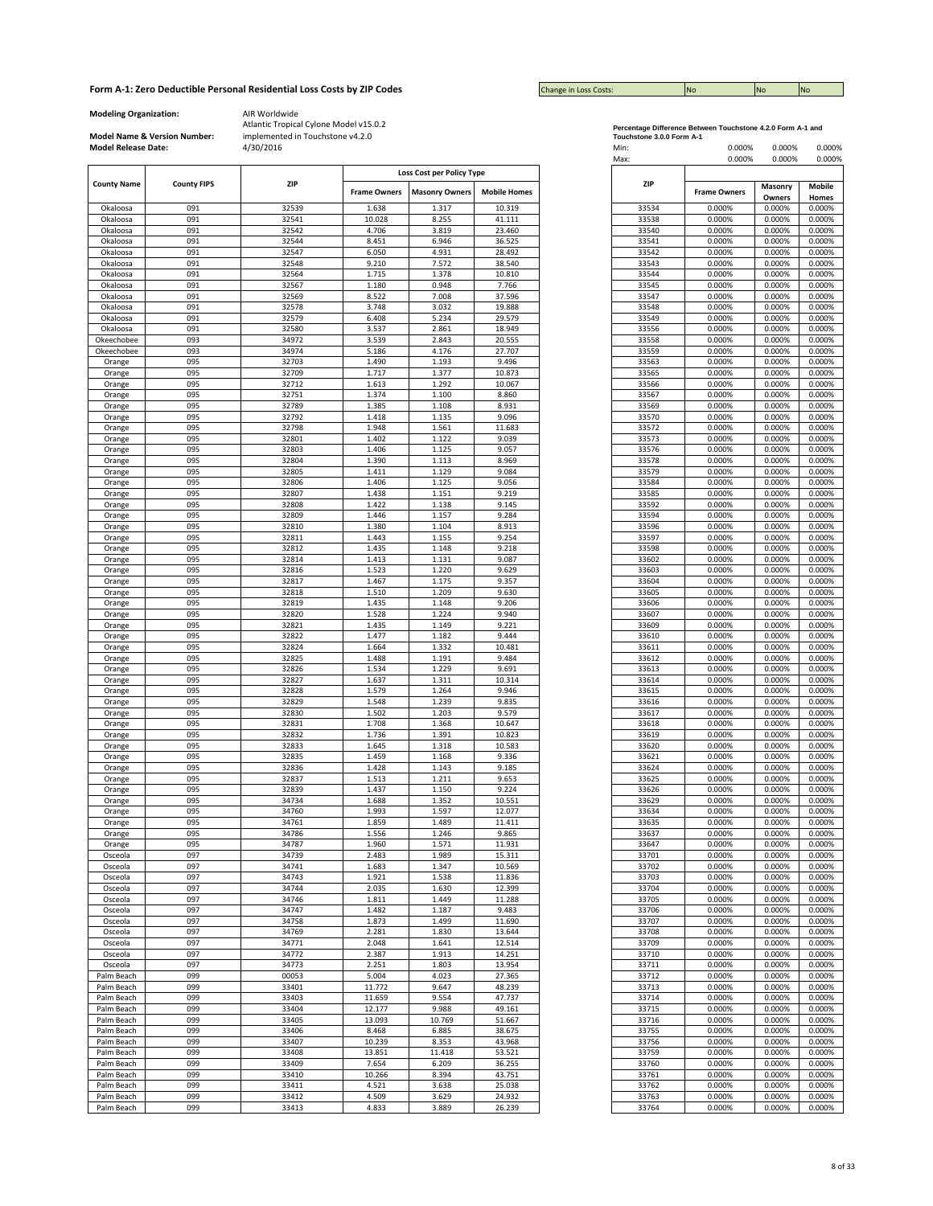## Form A-1: Zero Deductible Personal Residential Loss Costs by ZIP Codes

Change in Loss Costs: No | No | No

**Modeling Organization:** AIR Worldwide

**Model Name & Version Number:** Atlantic Tropical Cylone Model v15.0.2 implemented in Touchstone v4.2.0

**Model Release Date:** 4/30/2016

| County Name | County FIPS | ZIP | Loss Cost per Policy Type | | |
|---|---|---|---|---|---|
| | | | Frame Owners | Masonry Owners | Mobile Homes |
| Okaloosa | 091 | 32539 | 1.638 | 1.317 | 10.319 |
| Okaloosa | 091 | 32541 | 10.028 | 8.255 | 41.111 |
| Okaloosa | 091 | 32542 | 4.706 | 3.819 | 23.460 |
| Okaloosa | 091 | 32544 | 8.451 | 6.946 | 36.525 |
| Okaloosa | 091 | 32547 | 6.050 | 4.931 | 28.492 |
| Okaloosa | 091 | 32548 | 9.210 | 7.572 | 38.540 |
| Okaloosa | 091 | 32564 | 1.715 | 1.378 | 10.810 |
| Okaloosa | 091 | 32567 | 1.180 | 0.948 | 7.766 |
| Okaloosa | 091 | 32569 | 8.522 | 7.008 | 37.596 |
| Okaloosa | 091 | 32578 | 3.748 | 3.032 | 19.888 |
| Okaloosa | 091 | 32579 | 6.408 | 5.234 | 29.579 |
| Okaloosa | 091 | 32580 | 3.537 | 2.861 | 18.949 |
| Okeechobee | 093 | 34972 | 3.539 | 2.843 | 20.555 |
| Okeechobee | 093 | 34974 | 5.186 | 4.176 | 27.707 |
| Orange | 095 | 32703 | 1.490 | 1.193 | 9.496 |
| Orange | 095 | 32709 | 1.717 | 1.377 | 10.873 |
| Orange | 095 | 32712 | 1.613 | 1.292 | 10.067 |
| Orange | 095 | 32751 | 1.374 | 1.100 | 8.860 |
| Orange | 095 | 32789 | 1.385 | 1.108 | 8.931 |
| Orange | 095 | 32792 | 1.418 | 1.135 | 9.096 |
| Orange | 095 | 32798 | 1.948 | 1.561 | 11.683 |
| Orange | 095 | 32801 | 1.402 | 1.122 | 9.039 |
| Orange | 095 | 32803 | 1.406 | 1.125 | 9.057 |
| Orange | 095 | 32804 | 1.390 | 1.113 | 8.969 |
| Orange | 095 | 32805 | 1.411 | 1.129 | 9.084 |
| Orange | 095 | 32806 | 1.406 | 1.125 | 9.056 |
| Orange | 095 | 32807 | 1.438 | 1.151 | 9.219 |
| Orange | 095 | 32808 | 1.422 | 1.138 | 9.145 |
| Orange | 095 | 32809 | 1.446 | 1.157 | 9.284 |
| Orange | 095 | 32810 | 1.380 | 1.104 | 8.913 |
| Orange | 095 | 32811 | 1.443 | 1.155 | 9.254 |
| Orange | 095 | 32812 | 1.435 | 1.148 | 9.218 |
| Orange | 095 | 32814 | 1.413 | 1.131 | 9.087 |
| Orange | 095 | 32816 | 1.523 | 1.220 | 9.629 |
| Orange | 095 | 32817 | 1.467 | 1.175 | 9.357 |
| Orange | 095 | 32818 | 1.510 | 1.209 | 9.630 |
| Orange | 095 | 32819 | 1.435 | 1.148 | 9.206 |
| Orange | 095 | 32820 | 1.528 | 1.224 | 9.940 |
| Orange | 095 | 32821 | 1.435 | 1.149 | 9.221 |
| Orange | 095 | 32822 | 1.477 | 1.182 | 9.444 |
| Orange | 095 | 32824 | 1.664 | 1.332 | 10.481 |
| Orange | 095 | 32825 | 1.488 | 1.191 | 9.484 |
| Orange | 095 | 32826 | 1.534 | 1.229 | 9.691 |
| Orange | 095 | 32827 | 1.637 | 1.311 | 10.314 |
| Orange | 095 | 32828 | 1.579 | 1.264 | 9.946 |
| Orange | 095 | 32829 | 1.548 | 1.239 | 9.835 |
| Orange | 095 | 32830 | 1.502 | 1.203 | 9.579 |
| Orange | 095 | 32831 | 1.708 | 1.368 | 10.647 |
| Orange | 095 | 32832 | 1.736 | 1.391 | 10.823 |
| Orange | 095 | 32833 | 1.645 | 1.318 | 10.583 |
| Orange | 095 | 32835 | 1.459 | 1.168 | 9.336 |
| Orange | 095 | 32836 | 1.428 | 1.143 | 9.185 |
| Orange | 095 | 32837 | 1.513 | 1.211 | 9.653 |
| Orange | 095 | 32839 | 1.437 | 1.150 | 9.224 |
| Orange | 095 | 34734 | 1.688 | 1.352 | 10.551 |
| Orange | 095 | 34760 | 1.993 | 1.597 | 12.077 |
| Orange | 095 | 34761 | 1.859 | 1.489 | 11.411 |
| Orange | 095 | 34786 | 1.556 | 1.246 | 9.865 |
| Orange | 095 | 34787 | 1.960 | 1.571 | 11.931 |
| Osceola | 097 | 34739 | 2.483 | 1.989 | 15.311 |
| Osceola | 097 | 34741 | 1.683 | 1.347 | 10.569 |
| Osceola | 097 | 34743 | 1.921 | 1.538 | 11.836 |
| Osceola | 097 | 34744 | 2.035 | 1.630 | 12.399 |
| Osceola | 097 | 34746 | 1.811 | 1.449 | 11.288 |
| Osceola | 097 | 34747 | 1.482 | 1.187 | 9.483 |
| Osceola | 097 | 34758 | 1.873 | 1.499 | 11.690 |
| Osceola | 097 | 34769 | 2.281 | 1.830 | 13.644 |
| Osceola | 097 | 34771 | 2.048 | 1.641 | 12.514 |
| Osceola | 097 | 34772 | 2.387 | 1.913 | 14.251 |
| Osceola | 097 | 34773 | 2.251 | 1.803 | 13.954 |
| Palm Beach | 099 | 00053 | 5.004 | 4.023 | 27.365 |
| Palm Beach | 099 | 33401 | 11.772 | 9.647 | 48.239 |
| Palm Beach | 099 | 33403 | 11.659 | 9.554 | 47.737 |
| Palm Beach | 099 | 33404 | 12.177 | 9.988 | 49.161 |
| Palm Beach | 099 | 33405 | 13.093 | 10.769 | 51.667 |
| Palm Beach | 099 | 33406 | 8.468 | 6.885 | 38.675 |
| Palm Beach | 099 | 33407 | 10.239 | 8.353 | 43.968 |
| Palm Beach | 099 | 33408 | 13.851 | 11.418 | 53.521 |
| Palm Beach | 099 | 33409 | 7.654 | 6.209 | 36.255 |
| Palm Beach | 099 | 33410 | 10.266 | 8.394 | 43.751 |
| Palm Beach | 099 | 33411 | 4.521 | 3.638 | 25.038 |
| Palm Beach | 099 | 33412 | 4.509 | 3.629 | 24.932 |
| Palm Beach | 099 | 33413 | 4.833 | 3.889 | 26.239 |

**Percentage Difference Between Touchstone 4.2.0 Form A-1 and Touchstone 3.0.0 Form A-1**

| | Frame Owners | Masonry Owners | Mobile Homes |
|---|---|---|---|
| Min: | 0.000% | 0.000% | 0.000% |
| Max: | 0.000% | 0.000% | 0.000% |

| ZIP | Frame Owners | Masonry Owners | Mobile Homes |
|---|---|---|---|
| 33534 | 0.000% | 0.000% | 0.000% |
| 33538 | 0.000% | 0.000% | 0.000% |
| 33540 | 0.000% | 0.000% | 0.000% |
| 33541 | 0.000% | 0.000% | 0.000% |
| 33542 | 0.000% | 0.000% | 0.000% |
| 33543 | 0.000% | 0.000% | 0.000% |
| 33544 | 0.000% | 0.000% | 0.000% |
| 33545 | 0.000% | 0.000% | 0.000% |
| 33547 | 0.000% | 0.000% | 0.000% |
| 33548 | 0.000% | 0.000% | 0.000% |
| 33549 | 0.000% | 0.000% | 0.000% |
| 33556 | 0.000% | 0.000% | 0.000% |
| 33558 | 0.000% | 0.000% | 0.000% |
| 33559 | 0.000% | 0.000% | 0.000% |
| 33563 | 0.000% | 0.000% | 0.000% |
| 33565 | 0.000% | 0.000% | 0.000% |
| 33566 | 0.000% | 0.000% | 0.000% |
| 33567 | 0.000% | 0.000% | 0.000% |
| 33569 | 0.000% | 0.000% | 0.000% |
| 33570 | 0.000% | 0.000% | 0.000% |
| 33572 | 0.000% | 0.000% | 0.000% |
| 33573 | 0.000% | 0.000% | 0.000% |
| 33576 | 0.000% | 0.000% | 0.000% |
| 33578 | 0.000% | 0.000% | 0.000% |
| 33579 | 0.000% | 0.000% | 0.000% |
| 33584 | 0.000% | 0.000% | 0.000% |
| 33585 | 0.000% | 0.000% | 0.000% |
| 33592 | 0.000% | 0.000% | 0.000% |
| 33594 | 0.000% | 0.000% | 0.000% |
| 33596 | 0.000% | 0.000% | 0.000% |
| 33597 | 0.000% | 0.000% | 0.000% |
| 33598 | 0.000% | 0.000% | 0.000% |
| 33602 | 0.000% | 0.000% | 0.000% |
| 33603 | 0.000% | 0.000% | 0.000% |
| 33604 | 0.000% | 0.000% | 0.000% |
| 33605 | 0.000% | 0.000% | 0.000% |
| 33606 | 0.000% | 0.000% | 0.000% |
| 33607 | 0.000% | 0.000% | 0.000% |
| 33609 | 0.000% | 0.000% | 0.000% |
| 33610 | 0.000% | 0.000% | 0.000% |
| 33611 | 0.000% | 0.000% | 0.000% |
| 33612 | 0.000% | 0.000% | 0.000% |
| 33613 | 0.000% | 0.000% | 0.000% |
| 33614 | 0.000% | 0.000% | 0.000% |
| 33615 | 0.000% | 0.000% | 0.000% |
| 33616 | 0.000% | 0.000% | 0.000% |
| 33617 | 0.000% | 0.000% | 0.000% |
| 33618 | 0.000% | 0.000% | 0.000% |
| 33619 | 0.000% | 0.000% | 0.000% |
| 33620 | 0.000% | 0.000% | 0.000% |
| 33621 | 0.000% | 0.000% | 0.000% |
| 33624 | 0.000% | 0.000% | 0.000% |
| 33625 | 0.000% | 0.000% | 0.000% |
| 33626 | 0.000% | 0.000% | 0.000% |
| 33629 | 0.000% | 0.000% | 0.000% |
| 33634 | 0.000% | 0.000% | 0.000% |
| 33635 | 0.000% | 0.000% | 0.000% |
| 33637 | 0.000% | 0.000% | 0.000% |
| 33647 | 0.000% | 0.000% | 0.000% |
| 33701 | 0.000% | 0.000% | 0.000% |
| 33702 | 0.000% | 0.000% | 0.000% |
| 33703 | 0.000% | 0.000% | 0.000% |
| 33704 | 0.000% | 0.000% | 0.000% |
| 33705 | 0.000% | 0.000% | 0.000% |
| 33706 | 0.000% | 0.000% | 0.000% |
| 33707 | 0.000% | 0.000% | 0.000% |
| 33708 | 0.000% | 0.000% | 0.000% |
| 33709 | 0.000% | 0.000% | 0.000% |
| 33710 | 0.000% | 0.000% | 0.000% |
| 33711 | 0.000% | 0.000% | 0.000% |
| 33712 | 0.000% | 0.000% | 0.000% |
| 33713 | 0.000% | 0.000% | 0.000% |
| 33714 | 0.000% | 0.000% | 0.000% |
| 33715 | 0.000% | 0.000% | 0.000% |
| 33716 | 0.000% | 0.000% | 0.000% |
| 33755 | 0.000% | 0.000% | 0.000% |
| 33756 | 0.000% | 0.000% | 0.000% |
| 33759 | 0.000% | 0.000% | 0.000% |
| 33760 | 0.000% | 0.000% | 0.000% |
| 33761 | 0.000% | 0.000% | 0.000% |
| 33762 | 0.000% | 0.000% | 0.000% |
| 33763 | 0.000% | 0.000% | 0.000% |
| 33764 | 0.000% | 0.000% | 0.000% |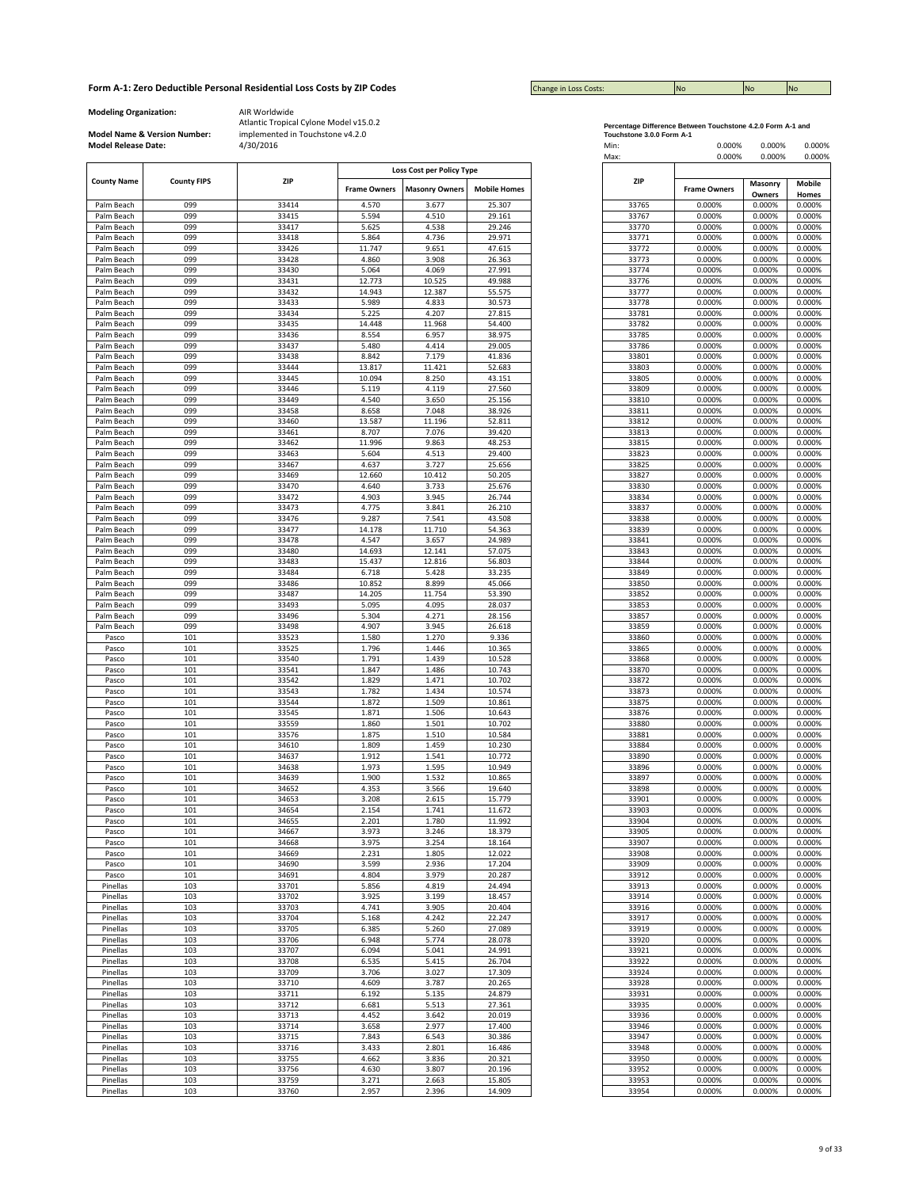## Form A-1: Zero Deductible Personal Residential Loss Costs by ZIP Codes

| Change in Loss Costs: | No | No | No |
|---|---|---|---|

**Modeling Organization:** AIR Worldwide

**Model Name & Version Number:** Atlantic Tropical Cylone Model v15.0.2 implemented in Touchstone v4.2.0

**Model Release Date:** 4/30/2016

| County Name | County FIPS | ZIP | Loss Cost per Policy Type | | |
|---|---|---|---|---|---|
| | | | Frame Owners | Masonry Owners | Mobile Homes |
| Palm Beach | 099 | 33414 | 4.570 | 3.677 | 25.307 |
| Palm Beach | 099 | 33415 | 5.594 | 4.510 | 29.161 |
| Palm Beach | 099 | 33417 | 5.625 | 4.538 | 29.246 |
| Palm Beach | 099 | 33418 | 5.864 | 4.736 | 29.971 |
| Palm Beach | 099 | 33426 | 11.747 | 9.651 | 47.615 |
| Palm Beach | 099 | 33428 | 4.860 | 3.908 | 26.363 |
| Palm Beach | 099 | 33430 | 5.064 | 4.069 | 27.991 |
| Palm Beach | 099 | 33431 | 12.773 | 10.525 | 49.988 |
| Palm Beach | 099 | 33432 | 14.943 | 12.387 | 55.575 |
| Palm Beach | 099 | 33433 | 5.989 | 4.833 | 30.573 |
| Palm Beach | 099 | 33434 | 5.225 | 4.207 | 27.815 |
| Palm Beach | 099 | 33435 | 14.448 | 11.968 | 54.400 |
| Palm Beach | 099 | 33436 | 8.554 | 6.957 | 38.975 |
| Palm Beach | 099 | 33437 | 5.480 | 4.414 | 29.005 |
| Palm Beach | 099 | 33438 | 8.842 | 7.179 | 41.836 |
| Palm Beach | 099 | 33444 | 13.817 | 11.421 | 52.683 |
| Palm Beach | 099 | 33445 | 10.094 | 8.250 | 43.151 |
| Palm Beach | 099 | 33446 | 5.119 | 4.119 | 27.560 |
| Palm Beach | 099 | 33449 | 4.540 | 3.650 | 25.156 |
| Palm Beach | 099 | 33458 | 8.658 | 7.048 | 38.926 |
| Palm Beach | 099 | 33460 | 13.587 | 11.196 | 52.811 |
| Palm Beach | 099 | 33461 | 8.707 | 7.076 | 39.420 |
| Palm Beach | 099 | 33462 | 11.996 | 9.863 | 48.253 |
| Palm Beach | 099 | 33463 | 5.604 | 4.513 | 29.400 |
| Palm Beach | 099 | 33467 | 4.637 | 3.727 | 25.656 |
| Palm Beach | 099 | 33469 | 12.660 | 10.412 | 50.205 |
| Palm Beach | 099 | 33470 | 4.640 | 3.733 | 25.676 |
| Palm Beach | 099 | 33472 | 4.903 | 3.945 | 26.744 |
| Palm Beach | 099 | 33473 | 4.775 | 3.841 | 26.210 |
| Palm Beach | 099 | 33476 | 9.287 | 7.541 | 43.508 |
| Palm Beach | 099 | 33477 | 14.178 | 11.710 | 54.363 |
| Palm Beach | 099 | 33478 | 4.547 | 3.657 | 24.989 |
| Palm Beach | 099 | 33480 | 14.693 | 12.141 | 57.075 |
| Palm Beach | 099 | 33483 | 15.437 | 12.816 | 56.803 |
| Palm Beach | 099 | 33484 | 6.718 | 5.428 | 33.235 |
| Palm Beach | 099 | 33486 | 10.852 | 8.899 | 45.066 |
| Palm Beach | 099 | 33487 | 14.205 | 11.754 | 53.390 |
| Palm Beach | 099 | 33493 | 5.095 | 4.095 | 28.037 |
| Palm Beach | 099 | 33496 | 5.304 | 4.271 | 28.156 |
| Palm Beach | 099 | 33498 | 4.907 | 3.945 | 26.618 |
| Pasco | 101 | 33523 | 1.580 | 1.270 | 9.336 |
| Pasco | 101 | 33525 | 1.796 | 1.446 | 10.365 |
| Pasco | 101 | 33540 | 1.791 | 1.439 | 10.528 |
| Pasco | 101 | 33541 | 1.847 | 1.486 | 10.743 |
| Pasco | 101 | 33542 | 1.829 | 1.471 | 10.702 |
| Pasco | 101 | 33543 | 1.782 | 1.434 | 10.574 |
| Pasco | 101 | 33544 | 1.872 | 1.509 | 10.861 |
| Pasco | 101 | 33545 | 1.871 | 1.506 | 10.643 |
| Pasco | 101 | 33559 | 1.860 | 1.501 | 10.702 |
| Pasco | 101 | 33576 | 1.875 | 1.510 | 10.584 |
| Pasco | 101 | 34610 | 1.809 | 1.459 | 10.230 |
| Pasco | 101 | 34637 | 1.912 | 1.541 | 10.772 |
| Pasco | 101 | 34638 | 1.973 | 1.595 | 10.949 |
| Pasco | 101 | 34639 | 1.900 | 1.532 | 10.865 |
| Pasco | 101 | 34652 | 4.353 | 3.566 | 19.640 |
| Pasco | 101 | 34653 | 3.208 | 2.615 | 15.779 |
| Pasco | 101 | 34654 | 2.154 | 1.741 | 11.672 |
| Pasco | 101 | 34655 | 2.201 | 1.780 | 11.992 |
| Pasco | 101 | 34667 | 3.973 | 3.246 | 18.379 |
| Pasco | 101 | 34668 | 3.975 | 3.254 | 18.164 |
| Pasco | 101 | 34669 | 2.231 | 1.805 | 12.022 |
| Pasco | 101 | 34690 | 3.599 | 2.936 | 17.204 |
| Pasco | 101 | 34691 | 4.804 | 3.979 | 20.287 |
| Pinellas | 103 | 33701 | 5.856 | 4.819 | 24.494 |
| Pinellas | 103 | 33702 | 3.925 | 3.199 | 18.457 |
| Pinellas | 103 | 33703 | 4.741 | 3.905 | 20.404 |
| Pinellas | 103 | 33704 | 5.168 | 4.242 | 22.247 |
| Pinellas | 103 | 33705 | 6.385 | 5.260 | 27.089 |
| Pinellas | 103 | 33706 | 6.948 | 5.774 | 28.078 |
| Pinellas | 103 | 33707 | 6.094 | 5.041 | 24.991 |
| Pinellas | 103 | 33708 | 6.535 | 5.415 | 26.704 |
| Pinellas | 103 | 33709 | 3.706 | 3.027 | 17.309 |
| Pinellas | 103 | 33710 | 4.609 | 3.787 | 20.265 |
| Pinellas | 103 | 33711 | 6.192 | 5.135 | 24.879 |
| Pinellas | 103 | 33712 | 6.681 | 5.513 | 27.361 |
| Pinellas | 103 | 33713 | 4.452 | 3.642 | 20.019 |
| Pinellas | 103 | 33714 | 3.658 | 2.977 | 17.400 |
| Pinellas | 103 | 33715 | 7.843 | 6.543 | 30.386 |
| Pinellas | 103 | 33716 | 3.433 | 2.801 | 16.486 |
| Pinellas | 103 | 33755 | 4.662 | 3.836 | 20.321 |
| Pinellas | 103 | 33756 | 4.630 | 3.807 | 20.196 |
| Pinellas | 103 | 33759 | 3.271 | 2.663 | 15.805 |
| Pinellas | 103 | 33760 | 2.957 | 2.396 | 14.909 |

**Percentage Difference Between Touchstone 4.2.0 Form A-1 and Touchstone 3.0.0 Form A-1**

| | Frame Owners | Masonry Owners | Mobile Homes |
|---|---|---|---|
| Min: | 0.000% | 0.000% | 0.000% |
| Max: | 0.000% | 0.000% | 0.000% |

| ZIP | Frame Owners | Masonry Owners | Mobile Homes |
|---|---|---|---|
| 33765 | 0.000% | 0.000% | 0.000% |
| 33767 | 0.000% | 0.000% | 0.000% |
| 33770 | 0.000% | 0.000% | 0.000% |
| 33771 | 0.000% | 0.000% | 0.000% |
| 33772 | 0.000% | 0.000% | 0.000% |
| 33773 | 0.000% | 0.000% | 0.000% |
| 33774 | 0.000% | 0.000% | 0.000% |
| 33776 | 0.000% | 0.000% | 0.000% |
| 33777 | 0.000% | 0.000% | 0.000% |
| 33778 | 0.000% | 0.000% | 0.000% |
| 33781 | 0.000% | 0.000% | 0.000% |
| 33782 | 0.000% | 0.000% | 0.000% |
| 33785 | 0.000% | 0.000% | 0.000% |
| 33786 | 0.000% | 0.000% | 0.000% |
| 33801 | 0.000% | 0.000% | 0.000% |
| 33803 | 0.000% | 0.000% | 0.000% |
| 33805 | 0.000% | 0.000% | 0.000% |
| 33809 | 0.000% | 0.000% | 0.000% |
| 33810 | 0.000% | 0.000% | 0.000% |
| 33811 | 0.000% | 0.000% | 0.000% |
| 33812 | 0.000% | 0.000% | 0.000% |
| 33813 | 0.000% | 0.000% | 0.000% |
| 33815 | 0.000% | 0.000% | 0.000% |
| 33823 | 0.000% | 0.000% | 0.000% |
| 33825 | 0.000% | 0.000% | 0.000% |
| 33827 | 0.000% | 0.000% | 0.000% |
| 33830 | 0.000% | 0.000% | 0.000% |
| 33834 | 0.000% | 0.000% | 0.000% |
| 33837 | 0.000% | 0.000% | 0.000% |
| 33838 | 0.000% | 0.000% | 0.000% |
| 33839 | 0.000% | 0.000% | 0.000% |
| 33841 | 0.000% | 0.000% | 0.000% |
| 33843 | 0.000% | 0.000% | 0.000% |
| 33844 | 0.000% | 0.000% | 0.000% |
| 33849 | 0.000% | 0.000% | 0.000% |
| 33850 | 0.000% | 0.000% | 0.000% |
| 33852 | 0.000% | 0.000% | 0.000% |
| 33853 | 0.000% | 0.000% | 0.000% |
| 33857 | 0.000% | 0.000% | 0.000% |
| 33859 | 0.000% | 0.000% | 0.000% |
| 33860 | 0.000% | 0.000% | 0.000% |
| 33865 | 0.000% | 0.000% | 0.000% |
| 33868 | 0.000% | 0.000% | 0.000% |
| 33870 | 0.000% | 0.000% | 0.000% |
| 33872 | 0.000% | 0.000% | 0.000% |
| 33873 | 0.000% | 0.000% | 0.000% |
| 33875 | 0.000% | 0.000% | 0.000% |
| 33876 | 0.000% | 0.000% | 0.000% |
| 33880 | 0.000% | 0.000% | 0.000% |
| 33881 | 0.000% | 0.000% | 0.000% |
| 33884 | 0.000% | 0.000% | 0.000% |
| 33890 | 0.000% | 0.000% | 0.000% |
| 33896 | 0.000% | 0.000% | 0.000% |
| 33897 | 0.000% | 0.000% | 0.000% |
| 33898 | 0.000% | 0.000% | 0.000% |
| 33901 | 0.000% | 0.000% | 0.000% |
| 33903 | 0.000% | 0.000% | 0.000% |
| 33904 | 0.000% | 0.000% | 0.000% |
| 33905 | 0.000% | 0.000% | 0.000% |
| 33907 | 0.000% | 0.000% | 0.000% |
| 33908 | 0.000% | 0.000% | 0.000% |
| 33909 | 0.000% | 0.000% | 0.000% |
| 33912 | 0.000% | 0.000% | 0.000% |
| 33913 | 0.000% | 0.000% | 0.000% |
| 33914 | 0.000% | 0.000% | 0.000% |
| 33916 | 0.000% | 0.000% | 0.000% |
| 33917 | 0.000% | 0.000% | 0.000% |
| 33919 | 0.000% | 0.000% | 0.000% |
| 33920 | 0.000% | 0.000% | 0.000% |
| 33921 | 0.000% | 0.000% | 0.000% |
| 33922 | 0.000% | 0.000% | 0.000% |
| 33924 | 0.000% | 0.000% | 0.000% |
| 33928 | 0.000% | 0.000% | 0.000% |
| 33931 | 0.000% | 0.000% | 0.000% |
| 33935 | 0.000% | 0.000% | 0.000% |
| 33936 | 0.000% | 0.000% | 0.000% |
| 33946 | 0.000% | 0.000% | 0.000% |
| 33947 | 0.000% | 0.000% | 0.000% |
| 33948 | 0.000% | 0.000% | 0.000% |
| 33950 | 0.000% | 0.000% | 0.000% |
| 33952 | 0.000% | 0.000% | 0.000% |
| 33953 | 0.000% | 0.000% | 0.000% |
| 33954 | 0.000% | 0.000% | 0.000% |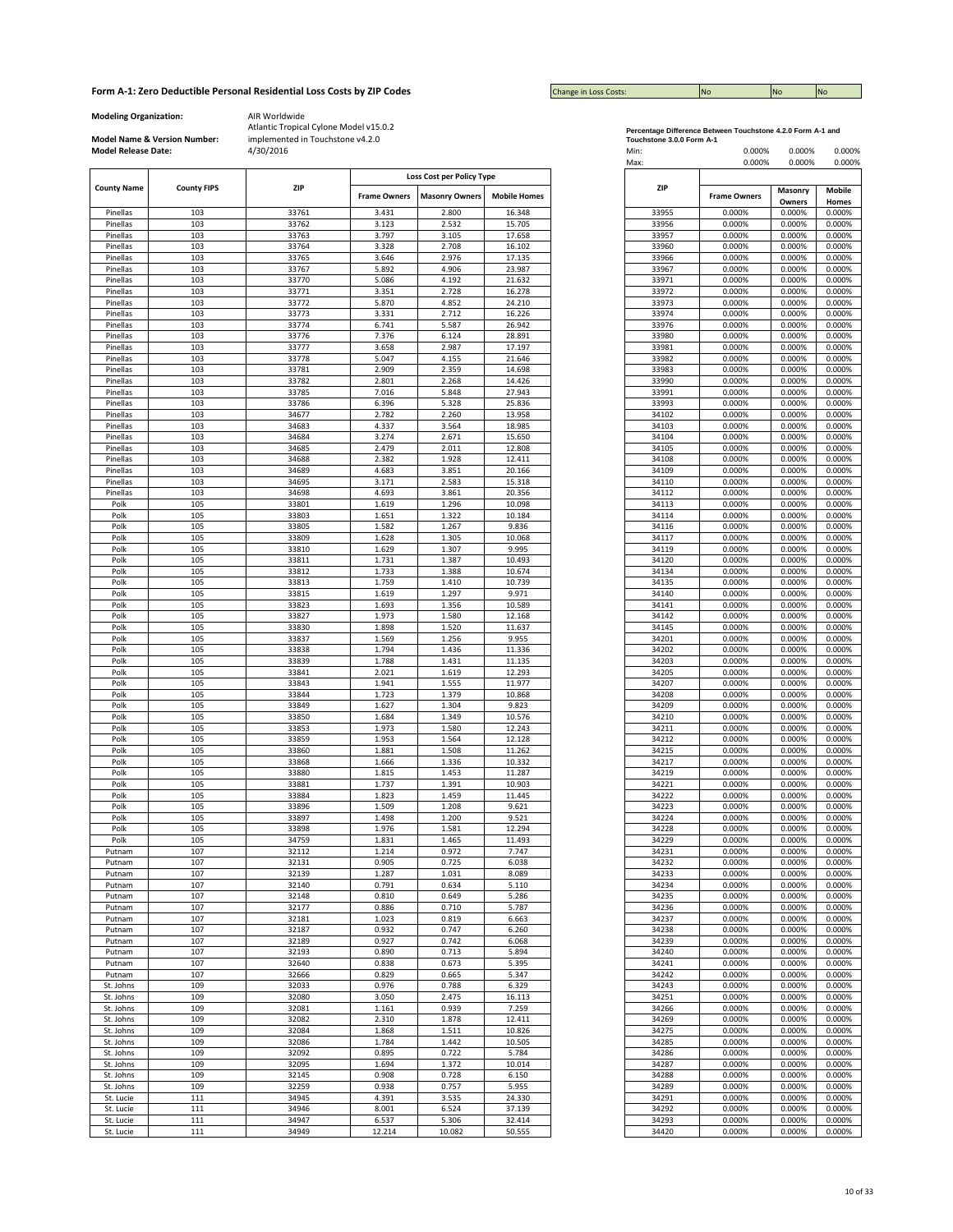# Form A-1: Zero Deductible Personal Residential Loss Costs by ZIP Codes

| Change in Loss Costs: | No | No | No |
|---|---|---|---|

**Modeling Organization:** AIR Worldwide

**Model Name & Version Number:** Atlantic Tropical Cylone Model v15.0.2 implemented in Touchstone v4.2.0

**Model Release Date:** 4/30/2016

| County Name | County FIPS | ZIP | Loss Cost per Policy Type | | |
|---|---|---|---|---|---|
| | | | Frame Owners | Masonry Owners | Mobile Homes |
| Pinellas | 103 | 33761 | 3.431 | 2.800 | 16.348 |
| Pinellas | 103 | 33762 | 3.123 | 2.532 | 15.705 |
| Pinellas | 103 | 33763 | 3.797 | 3.105 | 17.658 |
| Pinellas | 103 | 33764 | 3.328 | 2.708 | 16.102 |
| Pinellas | 103 | 33765 | 3.646 | 2.976 | 17.135 |
| Pinellas | 103 | 33767 | 5.892 | 4.906 | 23.987 |
| Pinellas | 103 | 33770 | 5.086 | 4.192 | 21.632 |
| Pinellas | 103 | 33771 | 3.351 | 2.728 | 16.278 |
| Pinellas | 103 | 33772 | 5.870 | 4.852 | 24.210 |
| Pinellas | 103 | 33773 | 3.331 | 2.712 | 16.226 |
| Pinellas | 103 | 33774 | 6.741 | 5.587 | 26.942 |
| Pinellas | 103 | 33776 | 7.376 | 6.124 | 28.891 |
| Pinellas | 103 | 33777 | 3.658 | 2.987 | 17.197 |
| Pinellas | 103 | 33778 | 5.047 | 4.155 | 21.646 |
| Pinellas | 103 | 33781 | 2.909 | 2.359 | 14.698 |
| Pinellas | 103 | 33782 | 2.801 | 2.268 | 14.426 |
| Pinellas | 103 | 33785 | 7.016 | 5.848 | 27.943 |
| Pinellas | 103 | 33786 | 6.396 | 5.328 | 25.836 |
| Pinellas | 103 | 34677 | 2.782 | 2.260 | 13.958 |
| Pinellas | 103 | 34683 | 4.337 | 3.564 | 18.985 |
| Pinellas | 103 | 34684 | 3.274 | 2.671 | 15.650 |
| Pinellas | 103 | 34685 | 2.479 | 2.011 | 12.808 |
| Pinellas | 103 | 34688 | 2.382 | 1.928 | 12.411 |
| Pinellas | 103 | 34689 | 4.683 | 3.851 | 20.166 |
| Pinellas | 103 | 34695 | 3.171 | 2.583 | 15.318 |
| Pinellas | 103 | 34698 | 4.693 | 3.861 | 20.356 |
| Polk | 105 | 33801 | 1.619 | 1.296 | 10.098 |
| Polk | 105 | 33803 | 1.651 | 1.322 | 10.184 |
| Polk | 105 | 33805 | 1.582 | 1.267 | 9.836 |
| Polk | 105 | 33809 | 1.628 | 1.305 | 10.068 |
| Polk | 105 | 33810 | 1.629 | 1.307 | 9.995 |
| Polk | 105 | 33811 | 1.731 | 1.387 | 10.493 |
| Polk | 105 | 33812 | 1.733 | 1.388 | 10.674 |
| Polk | 105 | 33813 | 1.759 | 1.410 | 10.739 |
| Polk | 105 | 33815 | 1.619 | 1.297 | 9.971 |
| Polk | 105 | 33823 | 1.693 | 1.356 | 10.589 |
| Polk | 105 | 33827 | 1.973 | 1.580 | 12.168 |
| Polk | 105 | 33830 | 1.898 | 1.520 | 11.637 |
| Polk | 105 | 33837 | 1.569 | 1.256 | 9.955 |
| Polk | 105 | 33838 | 1.794 | 1.436 | 11.336 |
| Polk | 105 | 33839 | 1.788 | 1.431 | 11.135 |
| Polk | 105 | 33841 | 2.021 | 1.619 | 12.293 |
| Polk | 105 | 33843 | 1.941 | 1.555 | 11.977 |
| Polk | 105 | 33844 | 1.723 | 1.379 | 10.868 |
| Polk | 105 | 33849 | 1.627 | 1.304 | 9.823 |
| Polk | 105 | 33850 | 1.684 | 1.349 | 10.576 |
| Polk | 105 | 33853 | 1.973 | 1.580 | 12.243 |
| Polk | 105 | 33859 | 1.953 | 1.564 | 12.128 |
| Polk | 105 | 33860 | 1.881 | 1.508 | 11.262 |
| Polk | 105 | 33868 | 1.666 | 1.336 | 10.332 |
| Polk | 105 | 33880 | 1.815 | 1.453 | 11.287 |
| Polk | 105 | 33881 | 1.737 | 1.391 | 10.903 |
| Polk | 105 | 33884 | 1.823 | 1.459 | 11.445 |
| Polk | 105 | 33896 | 1.509 | 1.208 | 9.621 |
| Polk | 105 | 33897 | 1.498 | 1.200 | 9.521 |
| Polk | 105 | 33898 | 1.976 | 1.581 | 12.294 |
| Polk | 105 | 34759 | 1.831 | 1.465 | 11.493 |
| Putnam | 107 | 32112 | 1.214 | 0.972 | 7.747 |
| Putnam | 107 | 32131 | 0.905 | 0.725 | 6.038 |
| Putnam | 107 | 32139 | 1.287 | 1.031 | 8.089 |
| Putnam | 107 | 32140 | 0.791 | 0.634 | 5.110 |
| Putnam | 107 | 32148 | 0.810 | 0.649 | 5.286 |
| Putnam | 107 | 32177 | 0.886 | 0.710 | 5.787 |
| Putnam | 107 | 32181 | 1.023 | 0.819 | 6.663 |
| Putnam | 107 | 32187 | 0.932 | 0.747 | 6.260 |
| Putnam | 107 | 32189 | 0.927 | 0.742 | 6.068 |
| Putnam | 107 | 32193 | 0.890 | 0.713 | 5.894 |
| Putnam | 107 | 32640 | 0.838 | 0.673 | 5.395 |
| Putnam | 107 | 32666 | 0.829 | 0.665 | 5.347 |
| St. Johns | 109 | 32033 | 0.976 | 0.788 | 6.329 |
| St. Johns | 109 | 32080 | 3.050 | 2.475 | 16.113 |
| St. Johns | 109 | 32081 | 1.161 | 0.939 | 7.259 |
| St. Johns | 109 | 32082 | 2.310 | 1.878 | 12.411 |
| St. Johns | 109 | 32084 | 1.868 | 1.511 | 10.826 |
| St. Johns | 109 | 32086 | 1.784 | 1.442 | 10.505 |
| St. Johns | 109 | 32092 | 0.895 | 0.722 | 5.784 |
| St. Johns | 109 | 32095 | 1.694 | 1.372 | 10.014 |
| St. Johns | 109 | 32145 | 0.908 | 0.728 | 6.150 |
| St. Johns | 109 | 32259 | 0.938 | 0.757 | 5.955 |
| St. Lucie | 111 | 34945 | 4.391 | 3.535 | 24.330 |
| St. Lucie | 111 | 34946 | 8.001 | 6.524 | 37.139 |
| St. Lucie | 111 | 34947 | 6.537 | 5.306 | 32.414 |
| St. Lucie | 111 | 34949 | 12.214 | 10.082 | 50.555 |

**Percentage Difference Between Touchstone 4.2.0 Form A-1 and Touchstone 3.0.0 Form A-1**

| | Frame Owners | Masonry Owners | Mobile Homes |
|---|---|---|---|
| Min: | 0.000% | 0.000% | 0.000% |
| Max: | 0.000% | 0.000% | 0.000% |

| ZIP | Frame Owners | Masonry Owners | Mobile Homes |
|---|---|---|---|
| 33955 | 0.000% | 0.000% | 0.000% |
| 33956 | 0.000% | 0.000% | 0.000% |
| 33957 | 0.000% | 0.000% | 0.000% |
| 33960 | 0.000% | 0.000% | 0.000% |
| 33966 | 0.000% | 0.000% | 0.000% |
| 33967 | 0.000% | 0.000% | 0.000% |
| 33971 | 0.000% | 0.000% | 0.000% |
| 33972 | 0.000% | 0.000% | 0.000% |
| 33973 | 0.000% | 0.000% | 0.000% |
| 33974 | 0.000% | 0.000% | 0.000% |
| 33976 | 0.000% | 0.000% | 0.000% |
| 33980 | 0.000% | 0.000% | 0.000% |
| 33981 | 0.000% | 0.000% | 0.000% |
| 33982 | 0.000% | 0.000% | 0.000% |
| 33983 | 0.000% | 0.000% | 0.000% |
| 33990 | 0.000% | 0.000% | 0.000% |
| 33991 | 0.000% | 0.000% | 0.000% |
| 33993 | 0.000% | 0.000% | 0.000% |
| 34102 | 0.000% | 0.000% | 0.000% |
| 34103 | 0.000% | 0.000% | 0.000% |
| 34104 | 0.000% | 0.000% | 0.000% |
| 34105 | 0.000% | 0.000% | 0.000% |
| 34108 | 0.000% | 0.000% | 0.000% |
| 34109 | 0.000% | 0.000% | 0.000% |
| 34110 | 0.000% | 0.000% | 0.000% |
| 34112 | 0.000% | 0.000% | 0.000% |
| 34113 | 0.000% | 0.000% | 0.000% |
| 34114 | 0.000% | 0.000% | 0.000% |
| 34116 | 0.000% | 0.000% | 0.000% |
| 34117 | 0.000% | 0.000% | 0.000% |
| 34119 | 0.000% | 0.000% | 0.000% |
| 34120 | 0.000% | 0.000% | 0.000% |
| 34134 | 0.000% | 0.000% | 0.000% |
| 34135 | 0.000% | 0.000% | 0.000% |
| 34140 | 0.000% | 0.000% | 0.000% |
| 34141 | 0.000% | 0.000% | 0.000% |
| 34142 | 0.000% | 0.000% | 0.000% |
| 34145 | 0.000% | 0.000% | 0.000% |
| 34201 | 0.000% | 0.000% | 0.000% |
| 34202 | 0.000% | 0.000% | 0.000% |
| 34203 | 0.000% | 0.000% | 0.000% |
| 34205 | 0.000% | 0.000% | 0.000% |
| 34207 | 0.000% | 0.000% | 0.000% |
| 34208 | 0.000% | 0.000% | 0.000% |
| 34209 | 0.000% | 0.000% | 0.000% |
| 34210 | 0.000% | 0.000% | 0.000% |
| 34211 | 0.000% | 0.000% | 0.000% |
| 34212 | 0.000% | 0.000% | 0.000% |
| 34215 | 0.000% | 0.000% | 0.000% |
| 34217 | 0.000% | 0.000% | 0.000% |
| 34219 | 0.000% | 0.000% | 0.000% |
| 34221 | 0.000% | 0.000% | 0.000% |
| 34222 | 0.000% | 0.000% | 0.000% |
| 34223 | 0.000% | 0.000% | 0.000% |
| 34224 | 0.000% | 0.000% | 0.000% |
| 34228 | 0.000% | 0.000% | 0.000% |
| 34229 | 0.000% | 0.000% | 0.000% |
| 34231 | 0.000% | 0.000% | 0.000% |
| 34232 | 0.000% | 0.000% | 0.000% |
| 34233 | 0.000% | 0.000% | 0.000% |
| 34234 | 0.000% | 0.000% | 0.000% |
| 34235 | 0.000% | 0.000% | 0.000% |
| 34236 | 0.000% | 0.000% | 0.000% |
| 34237 | 0.000% | 0.000% | 0.000% |
| 34238 | 0.000% | 0.000% | 0.000% |
| 34239 | 0.000% | 0.000% | 0.000% |
| 34240 | 0.000% | 0.000% | 0.000% |
| 34241 | 0.000% | 0.000% | 0.000% |
| 34242 | 0.000% | 0.000% | 0.000% |
| 34243 | 0.000% | 0.000% | 0.000% |
| 34251 | 0.000% | 0.000% | 0.000% |
| 34266 | 0.000% | 0.000% | 0.000% |
| 34269 | 0.000% | 0.000% | 0.000% |
| 34275 | 0.000% | 0.000% | 0.000% |
| 34285 | 0.000% | 0.000% | 0.000% |
| 34286 | 0.000% | 0.000% | 0.000% |
| 34287 | 0.000% | 0.000% | 0.000% |
| 34288 | 0.000% | 0.000% | 0.000% |
| 34289 | 0.000% | 0.000% | 0.000% |
| 34291 | 0.000% | 0.000% | 0.000% |
| 34292 | 0.000% | 0.000% | 0.000% |
| 34293 | 0.000% | 0.000% | 0.000% |
| 34420 | 0.000% | 0.000% | 0.000% |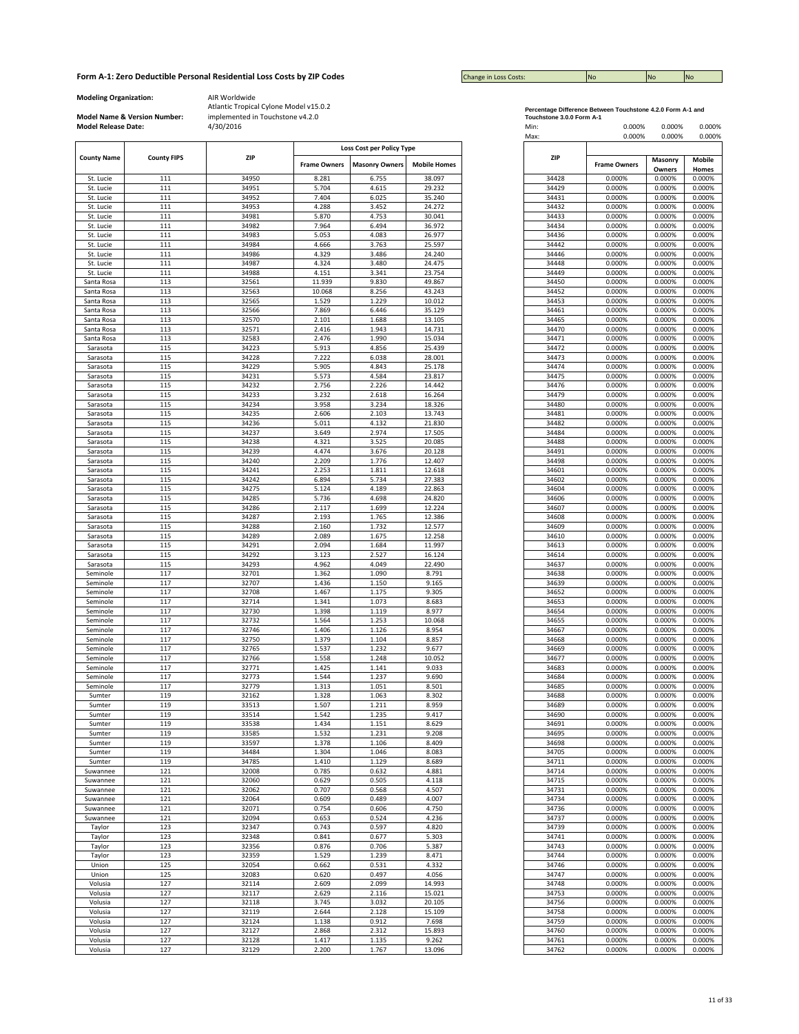## Form A-1: Zero Deductible Personal Residential Loss Costs by ZIP Codes

| Change in Loss Costs: | No | No | No |
|---|---|---|---|

**Modeling Organization:** AIR Worldwide

**Model Name & Version Number:** Atlantic Tropical Cyclone Model v15.0.2 implemented in Touchstone v4.2.0

**Model Release Date:** 4/30/2016

| County Name | County FIPS | ZIP | Loss Cost per Policy Type | | |
|---|---|---|---|---|---|
| | | | Frame Owners | Masonry Owners | Mobile Homes |
| St. Lucie | 111 | 34950 | 8.281 | 6.755 | 38.097 |
| St. Lucie | 111 | 34951 | 5.704 | 4.615 | 29.232 |
| St. Lucie | 111 | 34952 | 7.404 | 6.025 | 35.240 |
| St. Lucie | 111 | 34953 | 4.288 | 3.452 | 24.272 |
| St. Lucie | 111 | 34981 | 5.870 | 4.753 | 30.041 |
| St. Lucie | 111 | 34982 | 7.964 | 6.494 | 36.972 |
| St. Lucie | 111 | 34983 | 5.053 | 4.083 | 26.977 |
| St. Lucie | 111 | 34984 | 4.666 | 3.763 | 25.597 |
| St. Lucie | 111 | 34986 | 4.329 | 3.486 | 24.240 |
| St. Lucie | 111 | 34987 | 4.324 | 3.480 | 24.475 |
| St. Lucie | 111 | 34988 | 4.151 | 3.341 | 23.754 |
| Santa Rosa | 113 | 32561 | 11.939 | 9.830 | 49.867 |
| Santa Rosa | 113 | 32563 | 10.068 | 8.256 | 43.243 |
| Santa Rosa | 113 | 32565 | 1.529 | 1.229 | 10.012 |
| Santa Rosa | 113 | 32566 | 7.869 | 6.446 | 35.129 |
| Santa Rosa | 113 | 32570 | 2.101 | 1.688 | 13.105 |
| Santa Rosa | 113 | 32571 | 2.416 | 1.943 | 14.731 |
| Santa Rosa | 113 | 32583 | 2.476 | 1.990 | 15.034 |
| Sarasota | 115 | 34223 | 5.913 | 4.856 | 25.439 |
| Sarasota | 115 | 34228 | 7.222 | 6.038 | 28.001 |
| Sarasota | 115 | 34229 | 5.905 | 4.843 | 25.178 |
| Sarasota | 115 | 34231 | 5.573 | 4.584 | 23.817 |
| Sarasota | 115 | 34232 | 2.756 | 2.226 | 14.442 |
| Sarasota | 115 | 34233 | 3.232 | 2.618 | 16.264 |
| Sarasota | 115 | 34234 | 3.958 | 3.234 | 18.326 |
| Sarasota | 115 | 34235 | 2.606 | 2.103 | 13.743 |
| Sarasota | 115 | 34236 | 5.011 | 4.132 | 21.830 |
| Sarasota | 115 | 34237 | 3.649 | 2.974 | 17.505 |
| Sarasota | 115 | 34238 | 4.321 | 3.525 | 20.085 |
| Sarasota | 115 | 34239 | 4.474 | 3.676 | 20.128 |
| Sarasota | 115 | 34240 | 2.209 | 1.776 | 12.407 |
| Sarasota | 115 | 34241 | 2.253 | 1.811 | 12.618 |
| Sarasota | 115 | 34242 | 6.894 | 5.734 | 27.383 |
| Sarasota | 115 | 34275 | 5.124 | 4.189 | 22.863 |
| Sarasota | 115 | 34285 | 5.736 | 4.698 | 24.820 |
| Sarasota | 115 | 34286 | 2.117 | 1.699 | 12.224 |
| Sarasota | 115 | 34287 | 2.193 | 1.765 | 12.386 |
| Sarasota | 115 | 34288 | 2.160 | 1.732 | 12.577 |
| Sarasota | 115 | 34289 | 2.089 | 1.675 | 12.258 |
| Sarasota | 115 | 34291 | 2.094 | 1.684 | 11.997 |
| Sarasota | 115 | 34292 | 3.123 | 2.527 | 16.124 |
| Sarasota | 115 | 34293 | 4.962 | 4.049 | 22.490 |
| Seminole | 117 | 32701 | 1.362 | 1.090 | 8.791 |
| Seminole | 117 | 32707 | 1.436 | 1.150 | 9.165 |
| Seminole | 117 | 32708 | 1.467 | 1.175 | 9.305 |
| Seminole | 117 | 32714 | 1.341 | 1.073 | 8.683 |
| Seminole | 117 | 32730 | 1.398 | 1.119 | 8.977 |
| Seminole | 117 | 32732 | 1.564 | 1.253 | 10.068 |
| Seminole | 117 | 32746 | 1.406 | 1.126 | 8.954 |
| Seminole | 117 | 32750 | 1.379 | 1.104 | 8.857 |
| Seminole | 117 | 32765 | 1.537 | 1.232 | 9.677 |
| Seminole | 117 | 32766 | 1.558 | 1.248 | 10.052 |
| Seminole | 117 | 32771 | 1.425 | 1.141 | 9.033 |
| Seminole | 117 | 32773 | 1.544 | 1.237 | 9.690 |
| Seminole | 117 | 32779 | 1.313 | 1.051 | 8.501 |
| Sumter | 119 | 32162 | 1.328 | 1.063 | 8.302 |
| Sumter | 119 | 33513 | 1.507 | 1.211 | 8.959 |
| Sumter | 119 | 33514 | 1.542 | 1.235 | 9.417 |
| Sumter | 119 | 33538 | 1.434 | 1.151 | 8.629 |
| Sumter | 119 | 33585 | 1.532 | 1.231 | 9.208 |
| Sumter | 119 | 33597 | 1.378 | 1.106 | 8.409 |
| Sumter | 119 | 34484 | 1.304 | 1.046 | 8.083 |
| Sumter | 119 | 34785 | 1.410 | 1.129 | 8.689 |
| Suwannee | 121 | 32008 | 0.785 | 0.632 | 4.881 |
| Suwannee | 121 | 32060 | 0.629 | 0.505 | 4.118 |
| Suwannee | 121 | 32062 | 0.707 | 0.568 | 4.507 |
| Suwannee | 121 | 32064 | 0.609 | 0.489 | 4.007 |
| Suwannee | 121 | 32071 | 0.754 | 0.606 | 4.750 |
| Suwannee | 121 | 32094 | 0.653 | 0.524 | 4.236 |
| Taylor | 123 | 32347 | 0.743 | 0.597 | 4.820 |
| Taylor | 123 | 32348 | 0.841 | 0.677 | 5.303 |
| Taylor | 123 | 32356 | 0.876 | 0.706 | 5.387 |
| Taylor | 123 | 32359 | 1.529 | 1.239 | 8.471 |
| Union | 125 | 32054 | 0.662 | 0.531 | 4.332 |
| Union | 125 | 32083 | 0.620 | 0.497 | 4.056 |
| Volusia | 127 | 32114 | 2.609 | 2.099 | 14.993 |
| Volusia | 127 | 32117 | 2.629 | 2.116 | 15.021 |
| Volusia | 127 | 32118 | 3.745 | 3.032 | 20.105 |
| Volusia | 127 | 32119 | 2.644 | 2.128 | 15.109 |
| Volusia | 127 | 32124 | 1.138 | 0.912 | 7.698 |
| Volusia | 127 | 32127 | 2.868 | 2.312 | 15.893 |
| Volusia | 127 | 32128 | 1.417 | 1.135 | 9.262 |
| Volusia | 127 | 32129 | 2.200 | 1.767 | 13.096 |

**Percentage Difference Between Touchstone 4.2.0 Form A-1 and Touchstone 3.0.0 Form A-1**

| | Frame Owners | Masonry Owners | Mobile Homes |
|---|---|---|---|
| Min: | 0.000% | 0.000% | 0.000% |
| Max: | 0.000% | 0.000% | 0.000% |

| ZIP | Frame Owners | Masonry Owners | Mobile Homes |
|---|---|---|---|
| 34428 | 0.000% | 0.000% | 0.000% |
| 34429 | 0.000% | 0.000% | 0.000% |
| 34431 | 0.000% | 0.000% | 0.000% |
| 34432 | 0.000% | 0.000% | 0.000% |
| 34433 | 0.000% | 0.000% | 0.000% |
| 34434 | 0.000% | 0.000% | 0.000% |
| 34436 | 0.000% | 0.000% | 0.000% |
| 34442 | 0.000% | 0.000% | 0.000% |
| 34446 | 0.000% | 0.000% | 0.000% |
| 34448 | 0.000% | 0.000% | 0.000% |
| 34449 | 0.000% | 0.000% | 0.000% |
| 34450 | 0.000% | 0.000% | 0.000% |
| 34452 | 0.000% | 0.000% | 0.000% |
| 34453 | 0.000% | 0.000% | 0.000% |
| 34461 | 0.000% | 0.000% | 0.000% |
| 34465 | 0.000% | 0.000% | 0.000% |
| 34470 | 0.000% | 0.000% | 0.000% |
| 34471 | 0.000% | 0.000% | 0.000% |
| 34472 | 0.000% | 0.000% | 0.000% |
| 34473 | 0.000% | 0.000% | 0.000% |
| 34474 | 0.000% | 0.000% | 0.000% |
| 34475 | 0.000% | 0.000% | 0.000% |
| 34476 | 0.000% | 0.000% | 0.000% |
| 34479 | 0.000% | 0.000% | 0.000% |
| 34480 | 0.000% | 0.000% | 0.000% |
| 34481 | 0.000% | 0.000% | 0.000% |
| 34482 | 0.000% | 0.000% | 0.000% |
| 34484 | 0.000% | 0.000% | 0.000% |
| 34488 | 0.000% | 0.000% | 0.000% |
| 34491 | 0.000% | 0.000% | 0.000% |
| 34498 | 0.000% | 0.000% | 0.000% |
| 34601 | 0.000% | 0.000% | 0.000% |
| 34602 | 0.000% | 0.000% | 0.000% |
| 34604 | 0.000% | 0.000% | 0.000% |
| 34606 | 0.000% | 0.000% | 0.000% |
| 34607 | 0.000% | 0.000% | 0.000% |
| 34608 | 0.000% | 0.000% | 0.000% |
| 34609 | 0.000% | 0.000% | 0.000% |
| 34610 | 0.000% | 0.000% | 0.000% |
| 34613 | 0.000% | 0.000% | 0.000% |
| 34614 | 0.000% | 0.000% | 0.000% |
| 34637 | 0.000% | 0.000% | 0.000% |
| 34638 | 0.000% | 0.000% | 0.000% |
| 34639 | 0.000% | 0.000% | 0.000% |
| 34652 | 0.000% | 0.000% | 0.000% |
| 34653 | 0.000% | 0.000% | 0.000% |
| 34654 | 0.000% | 0.000% | 0.000% |
| 34655 | 0.000% | 0.000% | 0.000% |
| 34667 | 0.000% | 0.000% | 0.000% |
| 34668 | 0.000% | 0.000% | 0.000% |
| 34669 | 0.000% | 0.000% | 0.000% |
| 34677 | 0.000% | 0.000% | 0.000% |
| 34683 | 0.000% | 0.000% | 0.000% |
| 34684 | 0.000% | 0.000% | 0.000% |
| 34685 | 0.000% | 0.000% | 0.000% |
| 34688 | 0.000% | 0.000% | 0.000% |
| 34689 | 0.000% | 0.000% | 0.000% |
| 34690 | 0.000% | 0.000% | 0.000% |
| 34691 | 0.000% | 0.000% | 0.000% |
| 34695 | 0.000% | 0.000% | 0.000% |
| 34698 | 0.000% | 0.000% | 0.000% |
| 34705 | 0.000% | 0.000% | 0.000% |
| 34711 | 0.000% | 0.000% | 0.000% |
| 34714 | 0.000% | 0.000% | 0.000% |
| 34715 | 0.000% | 0.000% | 0.000% |
| 34731 | 0.000% | 0.000% | 0.000% |
| 34734 | 0.000% | 0.000% | 0.000% |
| 34736 | 0.000% | 0.000% | 0.000% |
| 34737 | 0.000% | 0.000% | 0.000% |
| 34739 | 0.000% | 0.000% | 0.000% |
| 34741 | 0.000% | 0.000% | 0.000% |
| 34743 | 0.000% | 0.000% | 0.000% |
| 34744 | 0.000% | 0.000% | 0.000% |
| 34746 | 0.000% | 0.000% | 0.000% |
| 34747 | 0.000% | 0.000% | 0.000% |
| 34748 | 0.000% | 0.000% | 0.000% |
| 34753 | 0.000% | 0.000% | 0.000% |
| 34756 | 0.000% | 0.000% | 0.000% |
| 34758 | 0.000% | 0.000% | 0.000% |
| 34759 | 0.000% | 0.000% | 0.000% |
| 34760 | 0.000% | 0.000% | 0.000% |
| 34761 | 0.000% | 0.000% | 0.000% |
| 34762 | 0.000% | 0.000% | 0.000% |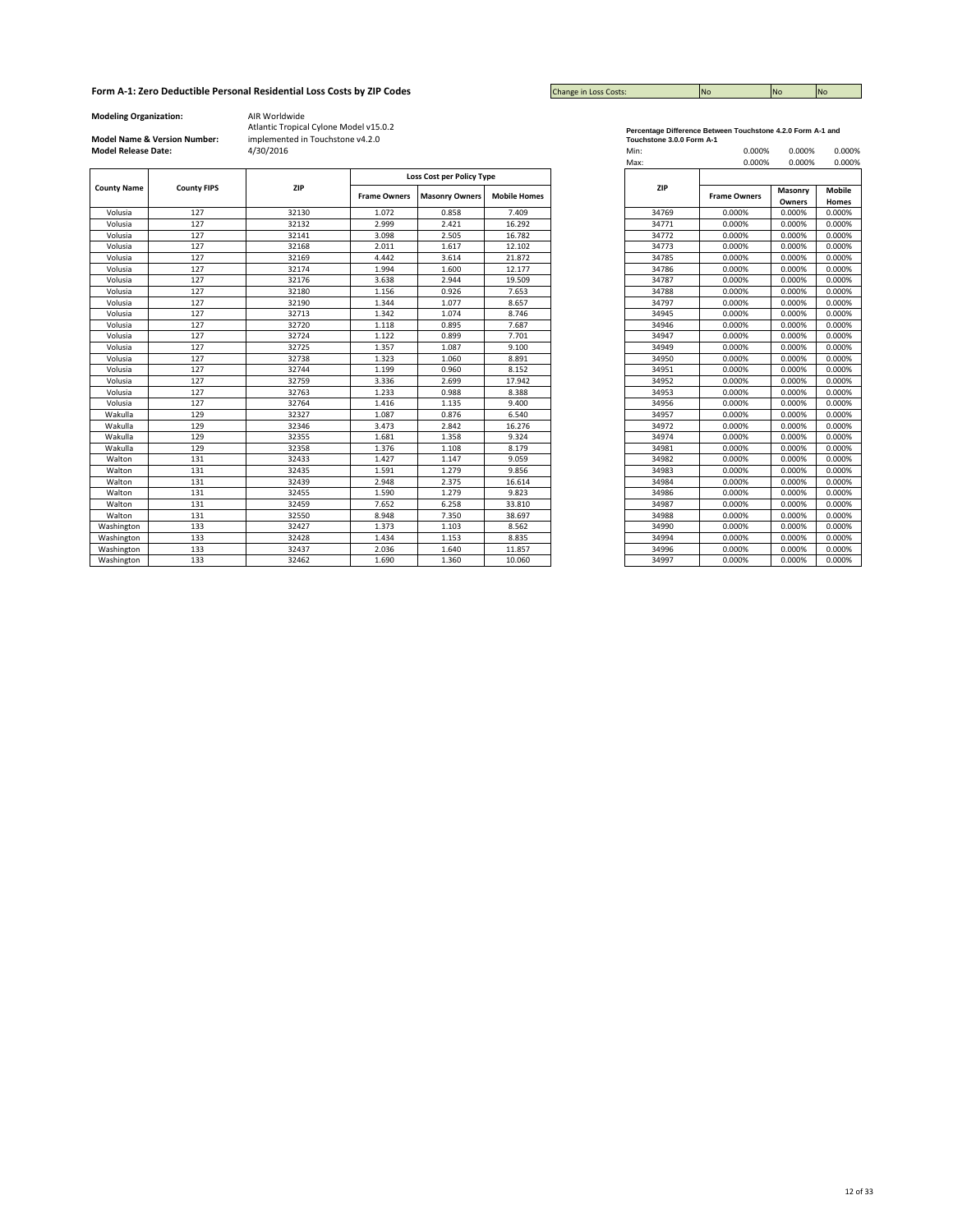## Form A-1: Zero Deductible Personal Residential Loss Costs by ZIP Codes

Change in Loss Costs: | No | No | No

**Modeling Organization:** AIR Worldwide

**Model Name & Version Number:** Atlantic Tropical Cylone Model v15.0.2 implemented in Touchstone v4.2.0

**Model Release Date:** 4/30/2016

| County Name | County FIPS | ZIP | Loss Cost per Policy Type | | |
|---|---|---|---|---|---|
| | | | Frame Owners | Masonry Owners | Mobile Homes |
| Volusia | 127 | 32130 | 1.072 | 0.858 | 7.409 |
| Volusia | 127 | 32132 | 2.999 | 2.421 | 16.292 |
| Volusia | 127 | 32141 | 3.098 | 2.505 | 16.782 |
| Volusia | 127 | 32168 | 2.011 | 1.617 | 12.102 |
| Volusia | 127 | 32169 | 4.442 | 3.614 | 21.872 |
| Volusia | 127 | 32174 | 1.994 | 1.600 | 12.177 |
| Volusia | 127 | 32176 | 3.638 | 2.944 | 19.509 |
| Volusia | 127 | 32180 | 1.156 | 0.926 | 7.653 |
| Volusia | 127 | 32190 | 1.344 | 1.077 | 8.657 |
| Volusia | 127 | 32713 | 1.342 | 1.074 | 8.746 |
| Volusia | 127 | 32720 | 1.118 | 0.895 | 7.687 |
| Volusia | 127 | 32724 | 1.122 | 0.899 | 7.701 |
| Volusia | 127 | 32725 | 1.357 | 1.087 | 9.100 |
| Volusia | 127 | 32738 | 1.323 | 1.060 | 8.891 |
| Volusia | 127 | 32744 | 1.199 | 0.960 | 8.152 |
| Volusia | 127 | 32759 | 3.336 | 2.699 | 17.942 |
| Volusia | 127 | 32763 | 1.233 | 0.988 | 8.388 |
| Volusia | 127 | 32764 | 1.416 | 1.135 | 9.400 |
| Wakulla | 129 | 32327 | 1.087 | 0.876 | 6.540 |
| Wakulla | 129 | 32346 | 3.473 | 2.842 | 16.276 |
| Wakulla | 129 | 32355 | 1.681 | 1.358 | 9.324 |
| Wakulla | 129 | 32358 | 1.376 | 1.108 | 8.179 |
| Walton | 131 | 32433 | 1.427 | 1.147 | 9.059 |
| Walton | 131 | 32435 | 1.591 | 1.279 | 9.856 |
| Walton | 131 | 32439 | 2.948 | 2.375 | 16.614 |
| Walton | 131 | 32455 | 1.590 | 1.279 | 9.823 |
| Walton | 131 | 32459 | 7.652 | 6.258 | 33.810 |
| Walton | 131 | 32550 | 8.948 | 7.350 | 38.697 |
| Washington | 133 | 32427 | 1.373 | 1.103 | 8.562 |
| Washington | 133 | 32428 | 1.434 | 1.153 | 8.835 |
| Washington | 133 | 32437 | 2.036 | 1.640 | 11.857 |
| Washington | 133 | 32462 | 1.690 | 1.360 | 10.060 |

**Percentage Difference Between Touchstone 4.2.0 Form A-1 and Touchstone 3.0.0 Form A-1**

| | Frame Owners | Masonry Owners | Mobile Homes |
|---|---|---|---|
| Min: | 0.000% | 0.000% | 0.000% |
| Max: | 0.000% | 0.000% | 0.000% |

| ZIP | Frame Owners | Masonry Owners | Mobile Homes |
|---|---|---|---|
| 34769 | 0.000% | 0.000% | 0.000% |
| 34771 | 0.000% | 0.000% | 0.000% |
| 34772 | 0.000% | 0.000% | 0.000% |
| 34773 | 0.000% | 0.000% | 0.000% |
| 34785 | 0.000% | 0.000% | 0.000% |
| 34786 | 0.000% | 0.000% | 0.000% |
| 34787 | 0.000% | 0.000% | 0.000% |
| 34788 | 0.000% | 0.000% | 0.000% |
| 34797 | 0.000% | 0.000% | 0.000% |
| 34945 | 0.000% | 0.000% | 0.000% |
| 34946 | 0.000% | 0.000% | 0.000% |
| 34947 | 0.000% | 0.000% | 0.000% |
| 34949 | 0.000% | 0.000% | 0.000% |
| 34950 | 0.000% | 0.000% | 0.000% |
| 34951 | 0.000% | 0.000% | 0.000% |
| 34952 | 0.000% | 0.000% | 0.000% |
| 34953 | 0.000% | 0.000% | 0.000% |
| 34956 | 0.000% | 0.000% | 0.000% |
| 34957 | 0.000% | 0.000% | 0.000% |
| 34972 | 0.000% | 0.000% | 0.000% |
| 34974 | 0.000% | 0.000% | 0.000% |
| 34981 | 0.000% | 0.000% | 0.000% |
| 34982 | 0.000% | 0.000% | 0.000% |
| 34983 | 0.000% | 0.000% | 0.000% |
| 34984 | 0.000% | 0.000% | 0.000% |
| 34986 | 0.000% | 0.000% | 0.000% |
| 34987 | 0.000% | 0.000% | 0.000% |
| 34988 | 0.000% | 0.000% | 0.000% |
| 34990 | 0.000% | 0.000% | 0.000% |
| 34994 | 0.000% | 0.000% | 0.000% |
| 34996 | 0.000% | 0.000% | 0.000% |
| 34997 | 0.000% | 0.000% | 0.000% |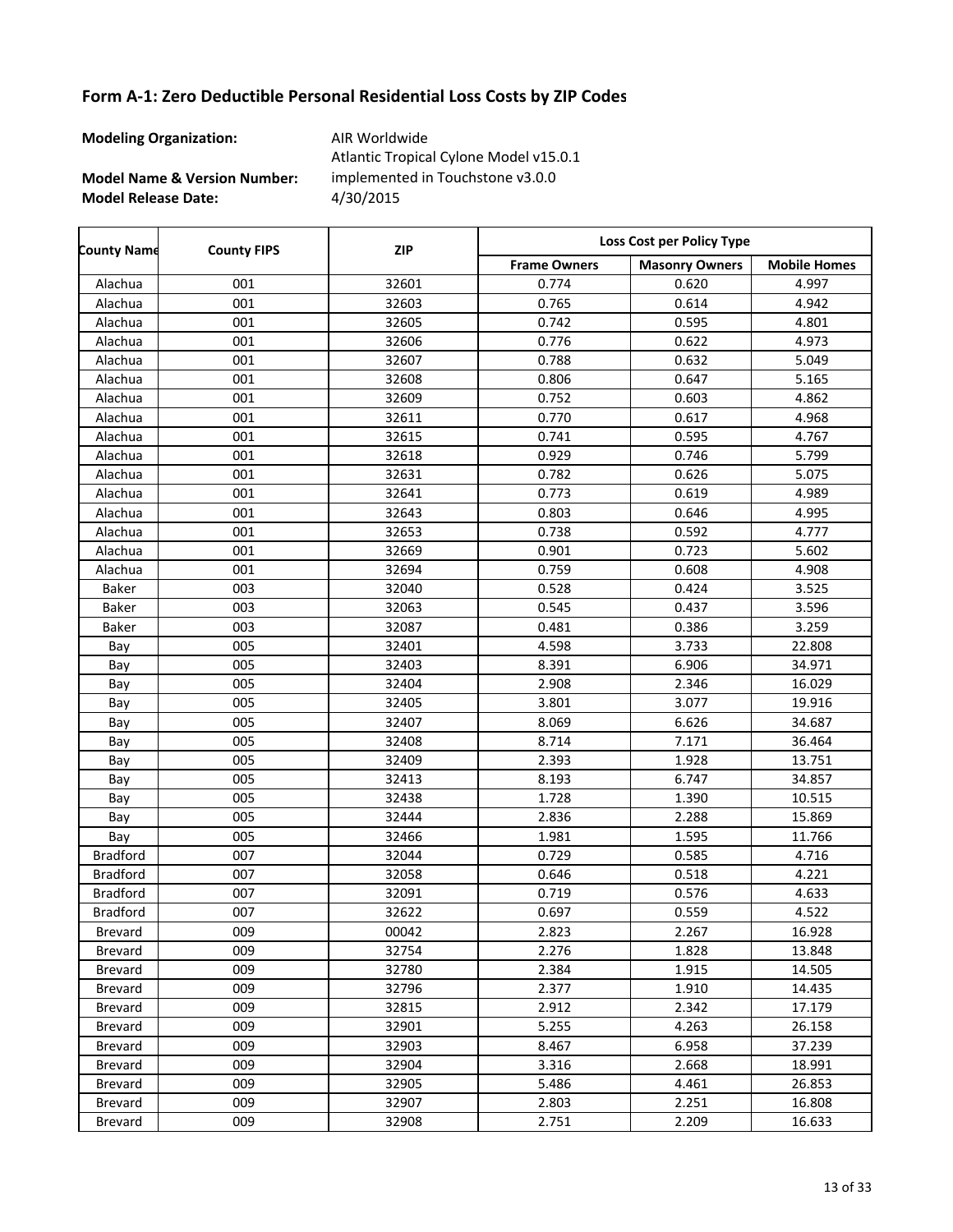## Form A-1: Zero Deductible Personal Residential Loss Costs by ZIP Codes

**Modeling Organization:** AIR Worldwide

**Model Name & Version Number:** Atlantic Tropical Cyclone Model v15.0.1 implemented in Touchstone v3.0.0

**Model Release Date:** 4/30/2015

| County Name | County FIPS | ZIP | Loss Cost per Policy Type | | |
|---|---|---|---|---|---|
| | | | Frame Owners | Masonry Owners | Mobile Homes |
| Alachua | 001 | 32601 | 0.774 | 0.620 | 4.997 |
| Alachua | 001 | 32603 | 0.765 | 0.614 | 4.942 |
| Alachua | 001 | 32605 | 0.742 | 0.595 | 4.801 |
| Alachua | 001 | 32606 | 0.776 | 0.622 | 4.973 |
| Alachua | 001 | 32607 | 0.788 | 0.632 | 5.049 |
| Alachua | 001 | 32608 | 0.806 | 0.647 | 5.165 |
| Alachua | 001 | 32609 | 0.752 | 0.603 | 4.862 |
| Alachua | 001 | 32611 | 0.770 | 0.617 | 4.968 |
| Alachua | 001 | 32615 | 0.741 | 0.595 | 4.767 |
| Alachua | 001 | 32618 | 0.929 | 0.746 | 5.799 |
| Alachua | 001 | 32631 | 0.782 | 0.626 | 5.075 |
| Alachua | 001 | 32641 | 0.773 | 0.619 | 4.989 |
| Alachua | 001 | 32643 | 0.803 | 0.646 | 4.995 |
| Alachua | 001 | 32653 | 0.738 | 0.592 | 4.777 |
| Alachua | 001 | 32669 | 0.901 | 0.723 | 5.602 |
| Alachua | 001 | 32694 | 0.759 | 0.608 | 4.908 |
| Baker | 003 | 32040 | 0.528 | 0.424 | 3.525 |
| Baker | 003 | 32063 | 0.545 | 0.437 | 3.596 |
| Baker | 003 | 32087 | 0.481 | 0.386 | 3.259 |
| Bay | 005 | 32401 | 4.598 | 3.733 | 22.808 |
| Bay | 005 | 32403 | 8.391 | 6.906 | 34.971 |
| Bay | 005 | 32404 | 2.908 | 2.346 | 16.029 |
| Bay | 005 | 32405 | 3.801 | 3.077 | 19.916 |
| Bay | 005 | 32407 | 8.069 | 6.626 | 34.687 |
| Bay | 005 | 32408 | 8.714 | 7.171 | 36.464 |
| Bay | 005 | 32409 | 2.393 | 1.928 | 13.751 |
| Bay | 005 | 32413 | 8.193 | 6.747 | 34.857 |
| Bay | 005 | 32438 | 1.728 | 1.390 | 10.515 |
| Bay | 005 | 32444 | 2.836 | 2.288 | 15.869 |
| Bay | 005 | 32466 | 1.981 | 1.595 | 11.766 |
| Bradford | 007 | 32044 | 0.729 | 0.585 | 4.716 |
| Bradford | 007 | 32058 | 0.646 | 0.518 | 4.221 |
| Bradford | 007 | 32091 | 0.719 | 0.576 | 4.633 |
| Bradford | 007 | 32622 | 0.697 | 0.559 | 4.522 |
| Brevard | 009 | 00042 | 2.823 | 2.267 | 16.928 |
| Brevard | 009 | 32754 | 2.276 | 1.828 | 13.848 |
| Brevard | 009 | 32780 | 2.384 | 1.915 | 14.505 |
| Brevard | 009 | 32796 | 2.377 | 1.910 | 14.435 |
| Brevard | 009 | 32815 | 2.912 | 2.342 | 17.179 |
| Brevard | 009 | 32901 | 5.255 | 4.263 | 26.158 |
| Brevard | 009 | 32903 | 8.467 | 6.958 | 37.239 |
| Brevard | 009 | 32904 | 3.316 | 2.668 | 18.991 |
| Brevard | 009 | 32905 | 5.486 | 4.461 | 26.853 |
| Brevard | 009 | 32907 | 2.803 | 2.251 | 16.808 |
| Brevard | 009 | 32908 | 2.751 | 2.209 | 16.633 |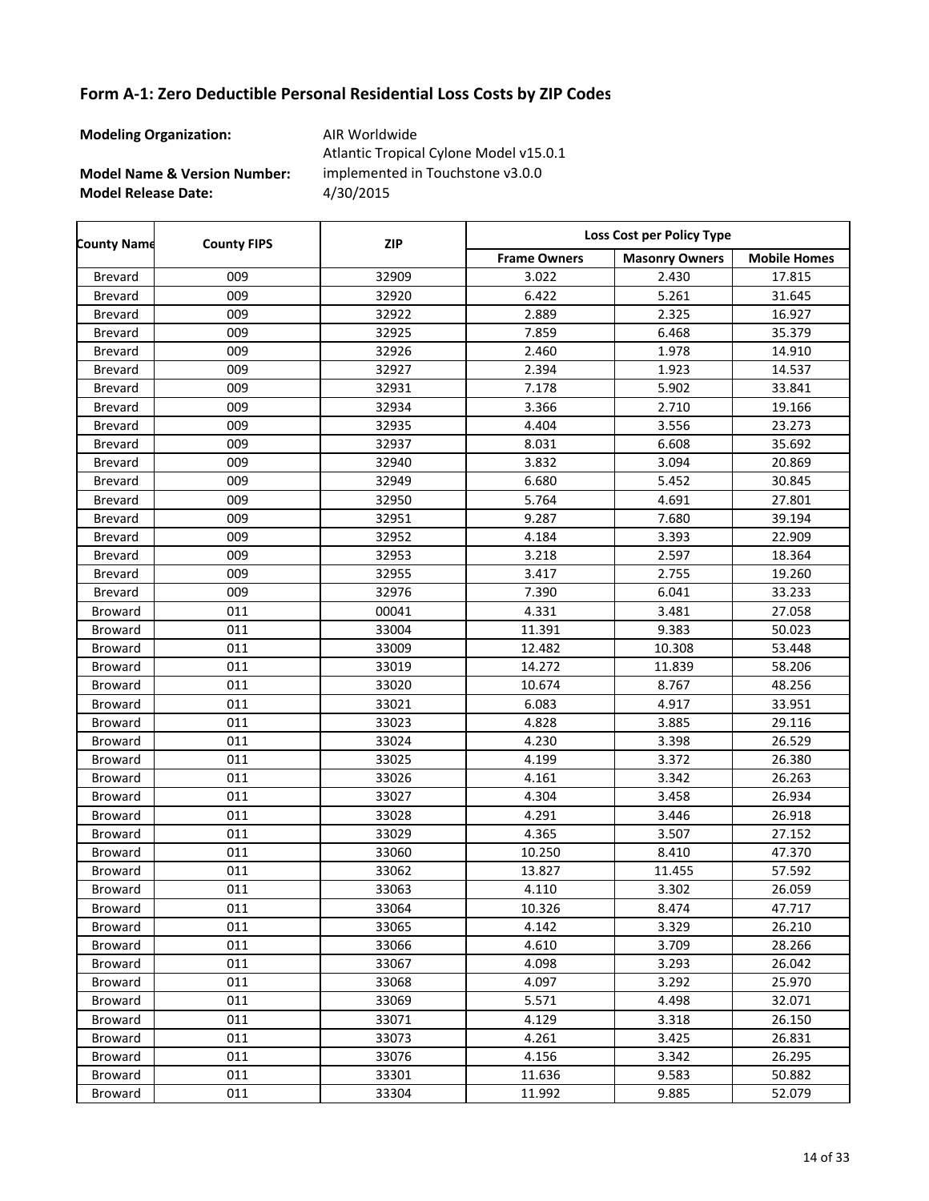## Form A-1: Zero Deductible Personal Residential Loss Costs by ZIP Codes

**Modeling Organization:** AIR Worldwide

**Model Name & Version Number:** Atlantic Tropical Cylone Model v15.0.1 implemented in Touchstone v3.0.0

**Model Release Date:** 4/30/2015

| County Name | County FIPS | ZIP | Loss Cost per Policy Type | | |
|---|---|---|---|---|---|
| | | | Frame Owners | Masonry Owners | Mobile Homes |
| Brevard | 009 | 32909 | 3.022 | 2.430 | 17.815 |
| Brevard | 009 | 32920 | 6.422 | 5.261 | 31.645 |
| Brevard | 009 | 32922 | 2.889 | 2.325 | 16.927 |
| Brevard | 009 | 32925 | 7.859 | 6.468 | 35.379 |
| Brevard | 009 | 32926 | 2.460 | 1.978 | 14.910 |
| Brevard | 009 | 32927 | 2.394 | 1.923 | 14.537 |
| Brevard | 009 | 32931 | 7.178 | 5.902 | 33.841 |
| Brevard | 009 | 32934 | 3.366 | 2.710 | 19.166 |
| Brevard | 009 | 32935 | 4.404 | 3.556 | 23.273 |
| Brevard | 009 | 32937 | 8.031 | 6.608 | 35.692 |
| Brevard | 009 | 32940 | 3.832 | 3.094 | 20.869 |
| Brevard | 009 | 32949 | 6.680 | 5.452 | 30.845 |
| Brevard | 009 | 32950 | 5.764 | 4.691 | 27.801 |
| Brevard | 009 | 32951 | 9.287 | 7.680 | 39.194 |
| Brevard | 009 | 32952 | 4.184 | 3.393 | 22.909 |
| Brevard | 009 | 32953 | 3.218 | 2.597 | 18.364 |
| Brevard | 009 | 32955 | 3.417 | 2.755 | 19.260 |
| Brevard | 009 | 32976 | 7.390 | 6.041 | 33.233 |
| Broward | 011 | 00041 | 4.331 | 3.481 | 27.058 |
| Broward | 011 | 33004 | 11.391 | 9.383 | 50.023 |
| Broward | 011 | 33009 | 12.482 | 10.308 | 53.448 |
| Broward | 011 | 33019 | 14.272 | 11.839 | 58.206 |
| Broward | 011 | 33020 | 10.674 | 8.767 | 48.256 |
| Broward | 011 | 33021 | 6.083 | 4.917 | 33.951 |
| Broward | 011 | 33023 | 4.828 | 3.885 | 29.116 |
| Broward | 011 | 33024 | 4.230 | 3.398 | 26.529 |
| Broward | 011 | 33025 | 4.199 | 3.372 | 26.380 |
| Broward | 011 | 33026 | 4.161 | 3.342 | 26.263 |
| Broward | 011 | 33027 | 4.304 | 3.458 | 26.934 |
| Broward | 011 | 33028 | 4.291 | 3.446 | 26.918 |
| Broward | 011 | 33029 | 4.365 | 3.507 | 27.152 |
| Broward | 011 | 33060 | 10.250 | 8.410 | 47.370 |
| Broward | 011 | 33062 | 13.827 | 11.455 | 57.592 |
| Broward | 011 | 33063 | 4.110 | 3.302 | 26.059 |
| Broward | 011 | 33064 | 10.326 | 8.474 | 47.717 |
| Broward | 011 | 33065 | 4.142 | 3.329 | 26.210 |
| Broward | 011 | 33066 | 4.610 | 3.709 | 28.266 |
| Broward | 011 | 33067 | 4.098 | 3.293 | 26.042 |
| Broward | 011 | 33068 | 4.097 | 3.292 | 25.970 |
| Broward | 011 | 33069 | 5.571 | 4.498 | 32.071 |
| Broward | 011 | 33071 | 4.129 | 3.318 | 26.150 |
| Broward | 011 | 33073 | 4.261 | 3.425 | 26.831 |
| Broward | 011 | 33076 | 4.156 | 3.342 | 26.295 |
| Broward | 011 | 33301 | 11.636 | 9.583 | 50.882 |
| Broward | 011 | 33304 | 11.992 | 9.885 | 52.079 |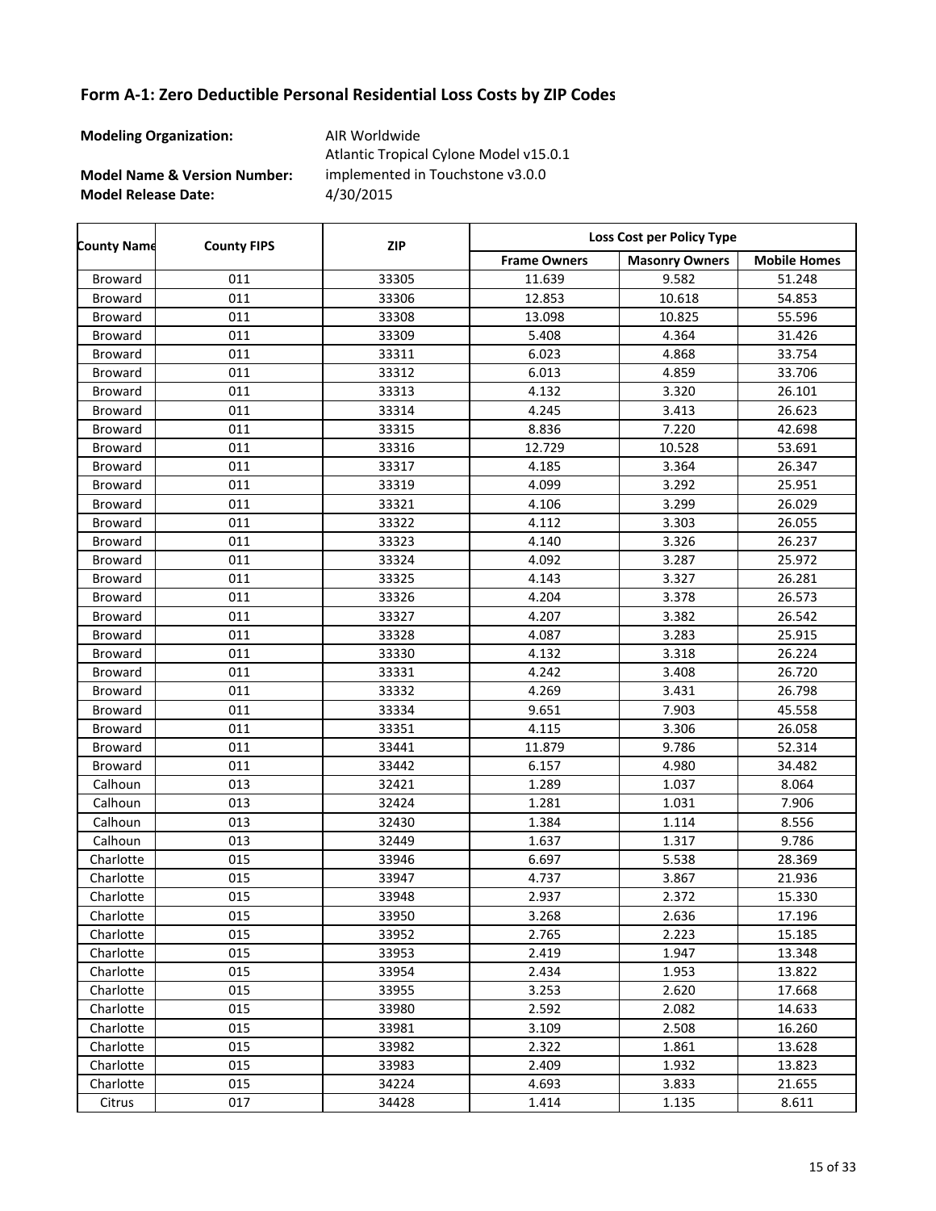## Form A-1: Zero Deductible Personal Residential Loss Costs by ZIP Codes

**Modeling Organization:** AIR Worldwide

**Model Name & Version Number:** Atlantic Tropical Cyclone Model v15.0.1 implemented in Touchstone v3.0.0

**Model Release Date:** 4/30/2015

| County Name | County FIPS | ZIP | Loss Cost per Policy Type | | |
|---|---|---|---|---|---|
| | | | Frame Owners | Masonry Owners | Mobile Homes |
| Broward | 011 | 33305 | 11.639 | 9.582 | 51.248 |
| Broward | 011 | 33306 | 12.853 | 10.618 | 54.853 |
| Broward | 011 | 33308 | 13.098 | 10.825 | 55.596 |
| Broward | 011 | 33309 | 5.408 | 4.364 | 31.426 |
| Broward | 011 | 33311 | 6.023 | 4.868 | 33.754 |
| Broward | 011 | 33312 | 6.013 | 4.859 | 33.706 |
| Broward | 011 | 33313 | 4.132 | 3.320 | 26.101 |
| Broward | 011 | 33314 | 4.245 | 3.413 | 26.623 |
| Broward | 011 | 33315 | 8.836 | 7.220 | 42.698 |
| Broward | 011 | 33316 | 12.729 | 10.528 | 53.691 |
| Broward | 011 | 33317 | 4.185 | 3.364 | 26.347 |
| Broward | 011 | 33319 | 4.099 | 3.292 | 25.951 |
| Broward | 011 | 33321 | 4.106 | 3.299 | 26.029 |
| Broward | 011 | 33322 | 4.112 | 3.303 | 26.055 |
| Broward | 011 | 33323 | 4.140 | 3.326 | 26.237 |
| Broward | 011 | 33324 | 4.092 | 3.287 | 25.972 |
| Broward | 011 | 33325 | 4.143 | 3.327 | 26.281 |
| Broward | 011 | 33326 | 4.204 | 3.378 | 26.573 |
| Broward | 011 | 33327 | 4.207 | 3.382 | 26.542 |
| Broward | 011 | 33328 | 4.087 | 3.283 | 25.915 |
| Broward | 011 | 33330 | 4.132 | 3.318 | 26.224 |
| Broward | 011 | 33331 | 4.242 | 3.408 | 26.720 |
| Broward | 011 | 33332 | 4.269 | 3.431 | 26.798 |
| Broward | 011 | 33334 | 9.651 | 7.903 | 45.558 |
| Broward | 011 | 33351 | 4.115 | 3.306 | 26.058 |
| Broward | 011 | 33441 | 11.879 | 9.786 | 52.314 |
| Broward | 011 | 33442 | 6.157 | 4.980 | 34.482 |
| Calhoun | 013 | 32421 | 1.289 | 1.037 | 8.064 |
| Calhoun | 013 | 32424 | 1.281 | 1.031 | 7.906 |
| Calhoun | 013 | 32430 | 1.384 | 1.114 | 8.556 |
| Calhoun | 013 | 32449 | 1.637 | 1.317 | 9.786 |
| Charlotte | 015 | 33946 | 6.697 | 5.538 | 28.369 |
| Charlotte | 015 | 33947 | 4.737 | 3.867 | 21.936 |
| Charlotte | 015 | 33948 | 2.937 | 2.372 | 15.330 |
| Charlotte | 015 | 33950 | 3.268 | 2.636 | 17.196 |
| Charlotte | 015 | 33952 | 2.765 | 2.223 | 15.185 |
| Charlotte | 015 | 33953 | 2.419 | 1.947 | 13.348 |
| Charlotte | 015 | 33954 | 2.434 | 1.953 | 13.822 |
| Charlotte | 015 | 33955 | 3.253 | 2.620 | 17.668 |
| Charlotte | 015 | 33980 | 2.592 | 2.082 | 14.633 |
| Charlotte | 015 | 33981 | 3.109 | 2.508 | 16.260 |
| Charlotte | 015 | 33982 | 2.322 | 1.861 | 13.628 |
| Charlotte | 015 | 33983 | 2.409 | 1.932 | 13.823 |
| Charlotte | 015 | 34224 | 4.693 | 3.833 | 21.655 |
| Citrus | 017 | 34428 | 1.414 | 1.135 | 8.611 |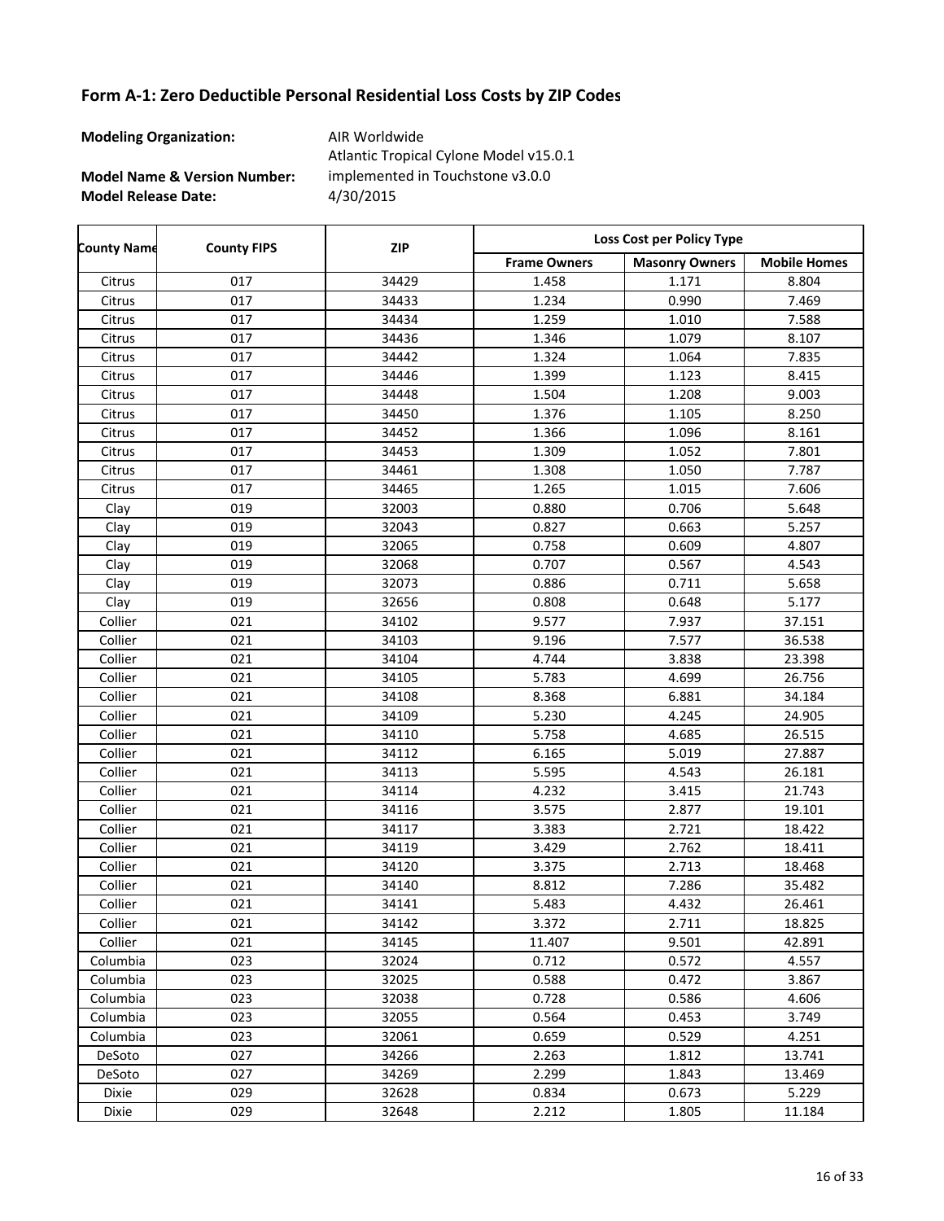# Form A-1: Zero Deductible Personal Residential Loss Costs by ZIP Codes

**Modeling Organization:** AIR Worldwide

**Model Name & Version Number:** Atlantic Tropical Cyclone Model v15.0.1 implemented in Touchstone v3.0.0

**Model Release Date:** 4/30/2015

| County Name | County FIPS | ZIP | Loss Cost per Policy Type | | |
|---|---|---|---|---|---|
| | | | Frame Owners | Masonry Owners | Mobile Homes |
| Citrus | 017 | 34429 | 1.458 | 1.171 | 8.804 |
| Citrus | 017 | 34433 | 1.234 | 0.990 | 7.469 |
| Citrus | 017 | 34434 | 1.259 | 1.010 | 7.588 |
| Citrus | 017 | 34436 | 1.346 | 1.079 | 8.107 |
| Citrus | 017 | 34442 | 1.324 | 1.064 | 7.835 |
| Citrus | 017 | 34446 | 1.399 | 1.123 | 8.415 |
| Citrus | 017 | 34448 | 1.504 | 1.208 | 9.003 |
| Citrus | 017 | 34450 | 1.376 | 1.105 | 8.250 |
| Citrus | 017 | 34452 | 1.366 | 1.096 | 8.161 |
| Citrus | 017 | 34453 | 1.309 | 1.052 | 7.801 |
| Citrus | 017 | 34461 | 1.308 | 1.050 | 7.787 |
| Citrus | 017 | 34465 | 1.265 | 1.015 | 7.606 |
| Clay | 019 | 32003 | 0.880 | 0.706 | 5.648 |
| Clay | 019 | 32043 | 0.827 | 0.663 | 5.257 |
| Clay | 019 | 32065 | 0.758 | 0.609 | 4.807 |
| Clay | 019 | 32068 | 0.707 | 0.567 | 4.543 |
| Clay | 019 | 32073 | 0.886 | 0.711 | 5.658 |
| Clay | 019 | 32656 | 0.808 | 0.648 | 5.177 |
| Collier | 021 | 34102 | 9.577 | 7.937 | 37.151 |
| Collier | 021 | 34103 | 9.196 | 7.577 | 36.538 |
| Collier | 021 | 34104 | 4.744 | 3.838 | 23.398 |
| Collier | 021 | 34105 | 5.783 | 4.699 | 26.756 |
| Collier | 021 | 34108 | 8.368 | 6.881 | 34.184 |
| Collier | 021 | 34109 | 5.230 | 4.245 | 24.905 |
| Collier | 021 | 34110 | 5.758 | 4.685 | 26.515 |
| Collier | 021 | 34112 | 6.165 | 5.019 | 27.887 |
| Collier | 021 | 34113 | 5.595 | 4.543 | 26.181 |
| Collier | 021 | 34114 | 4.232 | 3.415 | 21.743 |
| Collier | 021 | 34116 | 3.575 | 2.877 | 19.101 |
| Collier | 021 | 34117 | 3.383 | 2.721 | 18.422 |
| Collier | 021 | 34119 | 3.429 | 2.762 | 18.411 |
| Collier | 021 | 34120 | 3.375 | 2.713 | 18.468 |
| Collier | 021 | 34140 | 8.812 | 7.286 | 35.482 |
| Collier | 021 | 34141 | 5.483 | 4.432 | 26.461 |
| Collier | 021 | 34142 | 3.372 | 2.711 | 18.825 |
| Collier | 021 | 34145 | 11.407 | 9.501 | 42.891 |
| Columbia | 023 | 32024 | 0.712 | 0.572 | 4.557 |
| Columbia | 023 | 32025 | 0.588 | 0.472 | 3.867 |
| Columbia | 023 | 32038 | 0.728 | 0.586 | 4.606 |
| Columbia | 023 | 32055 | 0.564 | 0.453 | 3.749 |
| Columbia | 023 | 32061 | 0.659 | 0.529 | 4.251 |
| DeSoto | 027 | 34266 | 2.263 | 1.812 | 13.741 |
| DeSoto | 027 | 34269 | 2.299 | 1.843 | 13.469 |
| Dixie | 029 | 32628 | 0.834 | 0.673 | 5.229 |
| Dixie | 029 | 32648 | 2.212 | 1.805 | 11.184 |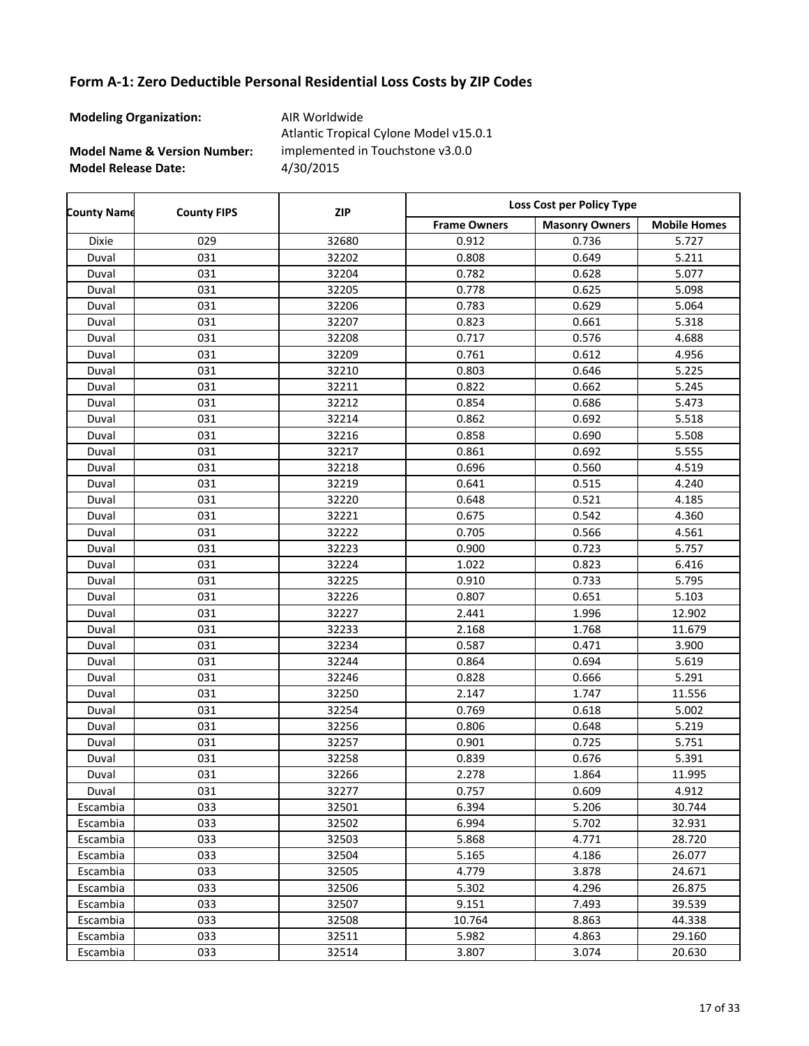## Form A-1: Zero Deductible Personal Residential Loss Costs by ZIP Codes

**Modeling Organization:** AIR Worldwide

**Model Name & Version Number:** Atlantic Tropical Cyclone Model v15.0.1 implemented in Touchstone v3.0.0

**Model Release Date:** 4/30/2015

| County Name | County FIPS | ZIP | Loss Cost per Policy Type | | |
|---|---|---|---|---|---|
| | | | Frame Owners | Masonry Owners | Mobile Homes |
| Dixie | 029 | 32680 | 0.912 | 0.736 | 5.727 |
| Duval | 031 | 32202 | 0.808 | 0.649 | 5.211 |
| Duval | 031 | 32204 | 0.782 | 0.628 | 5.077 |
| Duval | 031 | 32205 | 0.778 | 0.625 | 5.098 |
| Duval | 031 | 32206 | 0.783 | 0.629 | 5.064 |
| Duval | 031 | 32207 | 0.823 | 0.661 | 5.318 |
| Duval | 031 | 32208 | 0.717 | 0.576 | 4.688 |
| Duval | 031 | 32209 | 0.761 | 0.612 | 4.956 |
| Duval | 031 | 32210 | 0.803 | 0.646 | 5.225 |
| Duval | 031 | 32211 | 0.822 | 0.662 | 5.245 |
| Duval | 031 | 32212 | 0.854 | 0.686 | 5.473 |
| Duval | 031 | 32214 | 0.862 | 0.692 | 5.518 |
| Duval | 031 | 32216 | 0.858 | 0.690 | 5.508 |
| Duval | 031 | 32217 | 0.861 | 0.692 | 5.555 |
| Duval | 031 | 32218 | 0.696 | 0.560 | 4.519 |
| Duval | 031 | 32219 | 0.641 | 0.515 | 4.240 |
| Duval | 031 | 32220 | 0.648 | 0.521 | 4.185 |
| Duval | 031 | 32221 | 0.675 | 0.542 | 4.360 |
| Duval | 031 | 32222 | 0.705 | 0.566 | 4.561 |
| Duval | 031 | 32223 | 0.900 | 0.723 | 5.757 |
| Duval | 031 | 32224 | 1.022 | 0.823 | 6.416 |
| Duval | 031 | 32225 | 0.910 | 0.733 | 5.795 |
| Duval | 031 | 32226 | 0.807 | 0.651 | 5.103 |
| Duval | 031 | 32227 | 2.441 | 1.996 | 12.902 |
| Duval | 031 | 32233 | 2.168 | 1.768 | 11.679 |
| Duval | 031 | 32234 | 0.587 | 0.471 | 3.900 |
| Duval | 031 | 32244 | 0.864 | 0.694 | 5.619 |
| Duval | 031 | 32246 | 0.828 | 0.666 | 5.291 |
| Duval | 031 | 32250 | 2.147 | 1.747 | 11.556 |
| Duval | 031 | 32254 | 0.769 | 0.618 | 5.002 |
| Duval | 031 | 32256 | 0.806 | 0.648 | 5.219 |
| Duval | 031 | 32257 | 0.901 | 0.725 | 5.751 |
| Duval | 031 | 32258 | 0.839 | 0.676 | 5.391 |
| Duval | 031 | 32266 | 2.278 | 1.864 | 11.995 |
| Duval | 031 | 32277 | 0.757 | 0.609 | 4.912 |
| Escambia | 033 | 32501 | 6.394 | 5.206 | 30.744 |
| Escambia | 033 | 32502 | 6.994 | 5.702 | 32.931 |
| Escambia | 033 | 32503 | 5.868 | 4.771 | 28.720 |
| Escambia | 033 | 32504 | 5.165 | 4.186 | 26.077 |
| Escambia | 033 | 32505 | 4.779 | 3.878 | 24.671 |
| Escambia | 033 | 32506 | 5.302 | 4.296 | 26.875 |
| Escambia | 033 | 32507 | 9.151 | 7.493 | 39.539 |
| Escambia | 033 | 32508 | 10.764 | 8.863 | 44.338 |
| Escambia | 033 | 32511 | 5.982 | 4.863 | 29.160 |
| Escambia | 033 | 32514 | 3.807 | 3.074 | 20.630 |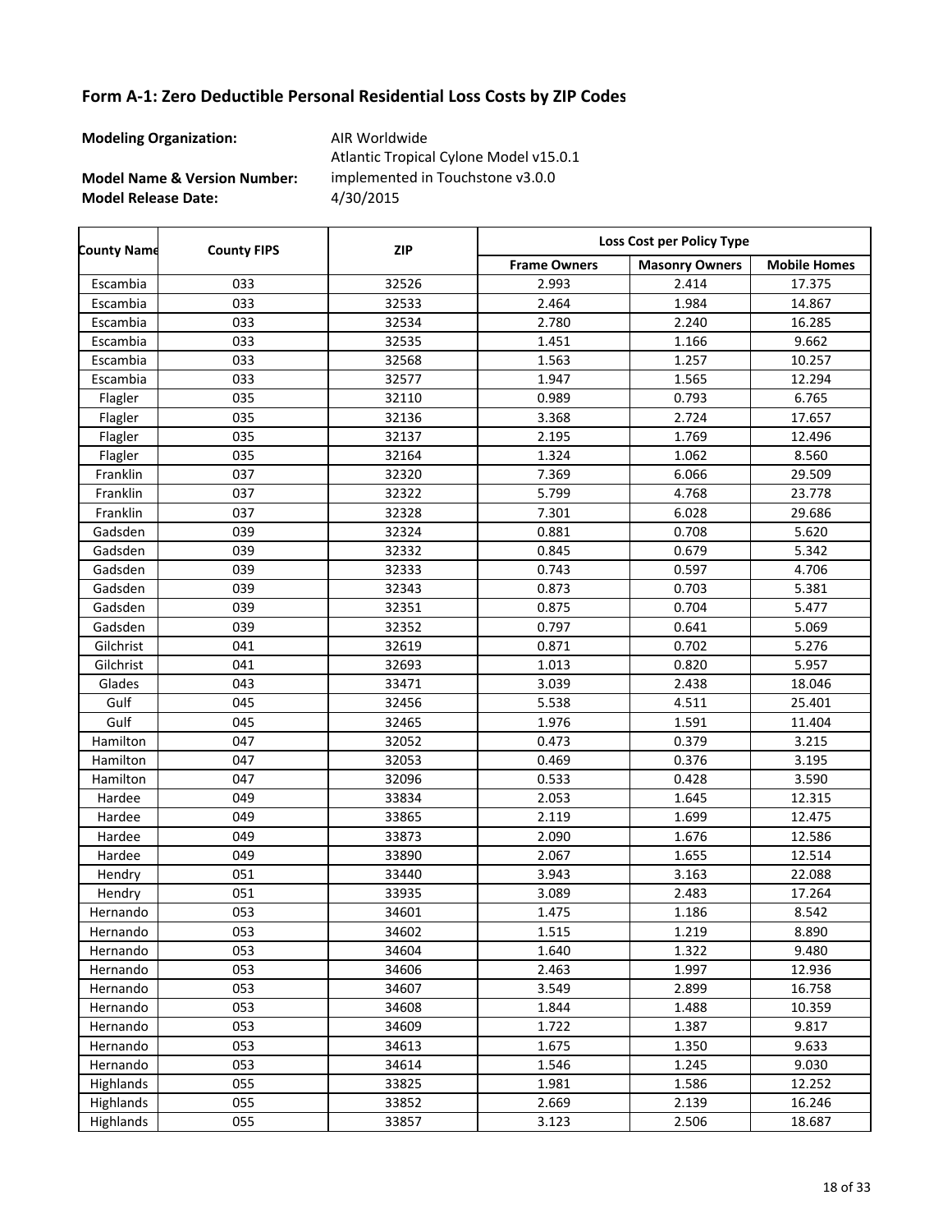## Form A-1: Zero Deductible Personal Residential Loss Costs by ZIP Codes

**Modeling Organization:** AIR Worldwide

**Model Name & Version Number:** Atlantic Tropical Cylone Model v15.0.1 implemented in Touchstone v3.0.0

**Model Release Date:** 4/30/2015

| County Name | County FIPS | ZIP | Loss Cost per Policy Type | | |
|---|---|---|---|---|---|
| | | | Frame Owners | Masonry Owners | Mobile Homes |
| Escambia | 033 | 32526 | 2.993 | 2.414 | 17.375 |
| Escambia | 033 | 32533 | 2.464 | 1.984 | 14.867 |
| Escambia | 033 | 32534 | 2.780 | 2.240 | 16.285 |
| Escambia | 033 | 32535 | 1.451 | 1.166 | 9.662 |
| Escambia | 033 | 32568 | 1.563 | 1.257 | 10.257 |
| Escambia | 033 | 32577 | 1.947 | 1.565 | 12.294 |
| Flagler | 035 | 32110 | 0.989 | 0.793 | 6.765 |
| Flagler | 035 | 32136 | 3.368 | 2.724 | 17.657 |
| Flagler | 035 | 32137 | 2.195 | 1.769 | 12.496 |
| Flagler | 035 | 32164 | 1.324 | 1.062 | 8.560 |
| Franklin | 037 | 32320 | 7.369 | 6.066 | 29.509 |
| Franklin | 037 | 32322 | 5.799 | 4.768 | 23.778 |
| Franklin | 037 | 32328 | 7.301 | 6.028 | 29.686 |
| Gadsden | 039 | 32324 | 0.881 | 0.708 | 5.620 |
| Gadsden | 039 | 32332 | 0.845 | 0.679 | 5.342 |
| Gadsden | 039 | 32333 | 0.743 | 0.597 | 4.706 |
| Gadsden | 039 | 32343 | 0.873 | 0.703 | 5.381 |
| Gadsden | 039 | 32351 | 0.875 | 0.704 | 5.477 |
| Gadsden | 039 | 32352 | 0.797 | 0.641 | 5.069 |
| Gilchrist | 041 | 32619 | 0.871 | 0.702 | 5.276 |
| Gilchrist | 041 | 32693 | 1.013 | 0.820 | 5.957 |
| Glades | 043 | 33471 | 3.039 | 2.438 | 18.046 |
| Gulf | 045 | 32456 | 5.538 | 4.511 | 25.401 |
| Gulf | 045 | 32465 | 1.976 | 1.591 | 11.404 |
| Hamilton | 047 | 32052 | 0.473 | 0.379 | 3.215 |
| Hamilton | 047 | 32053 | 0.469 | 0.376 | 3.195 |
| Hamilton | 047 | 32096 | 0.533 | 0.428 | 3.590 |
| Hardee | 049 | 33834 | 2.053 | 1.645 | 12.315 |
| Hardee | 049 | 33865 | 2.119 | 1.699 | 12.475 |
| Hardee | 049 | 33873 | 2.090 | 1.676 | 12.586 |
| Hardee | 049 | 33890 | 2.067 | 1.655 | 12.514 |
| Hendry | 051 | 33440 | 3.943 | 3.163 | 22.088 |
| Hendry | 051 | 33935 | 3.089 | 2.483 | 17.264 |
| Hernando | 053 | 34601 | 1.475 | 1.186 | 8.542 |
| Hernando | 053 | 34602 | 1.515 | 1.219 | 8.890 |
| Hernando | 053 | 34604 | 1.640 | 1.322 | 9.480 |
| Hernando | 053 | 34606 | 2.463 | 1.997 | 12.936 |
| Hernando | 053 | 34607 | 3.549 | 2.899 | 16.758 |
| Hernando | 053 | 34608 | 1.844 | 1.488 | 10.359 |
| Hernando | 053 | 34609 | 1.722 | 1.387 | 9.817 |
| Hernando | 053 | 34613 | 1.675 | 1.350 | 9.633 |
| Hernando | 053 | 34614 | 1.546 | 1.245 | 9.030 |
| Highlands | 055 | 33825 | 1.981 | 1.586 | 12.252 |
| Highlands | 055 | 33852 | 2.669 | 2.139 | 16.246 |
| Highlands | 055 | 33857 | 3.123 | 2.506 | 18.687 |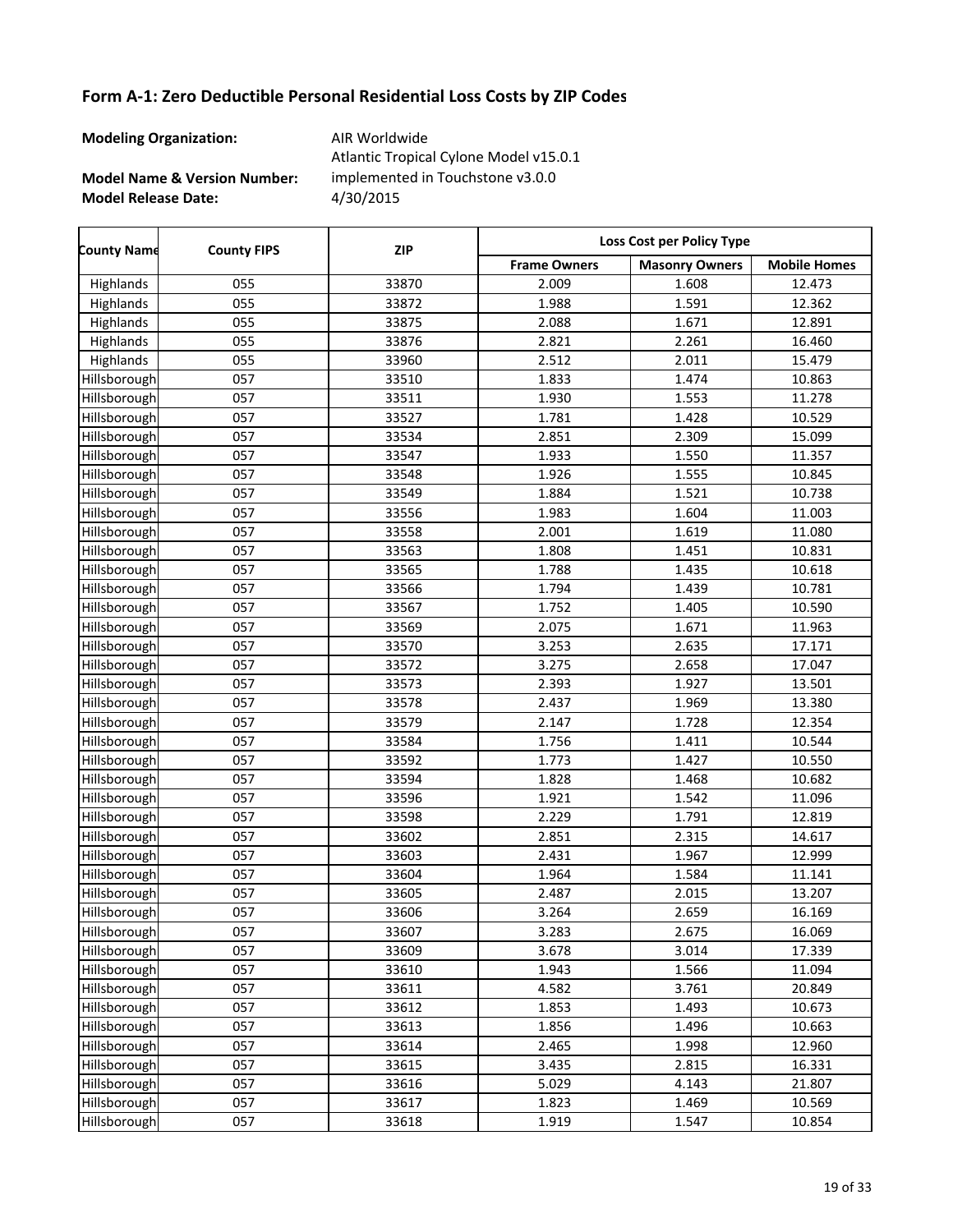## Form A-1: Zero Deductible Personal Residential Loss Costs by ZIP Codes

**Modeling Organization:** AIR Worldwide

**Model Name & Version Number:** Atlantic Tropical Cyclone Model v15.0.1 implemented in Touchstone v3.0.0

**Model Release Date:** 4/30/2015

| County Name | County FIPS | ZIP | Loss Cost per Policy Type | | |
|---|---|---|---|---|---|
| | | | Frame Owners | Masonry Owners | Mobile Homes |
| Highlands | 055 | 33870 | 2.009 | 1.608 | 12.473 |
| Highlands | 055 | 33872 | 1.988 | 1.591 | 12.362 |
| Highlands | 055 | 33875 | 2.088 | 1.671 | 12.891 |
| Highlands | 055 | 33876 | 2.821 | 2.261 | 16.460 |
| Highlands | 055 | 33960 | 2.512 | 2.011 | 15.479 |
| Hillsborough | 057 | 33510 | 1.833 | 1.474 | 10.863 |
| Hillsborough | 057 | 33511 | 1.930 | 1.553 | 11.278 |
| Hillsborough | 057 | 33527 | 1.781 | 1.428 | 10.529 |
| Hillsborough | 057 | 33534 | 2.851 | 2.309 | 15.099 |
| Hillsborough | 057 | 33547 | 1.933 | 1.550 | 11.357 |
| Hillsborough | 057 | 33548 | 1.926 | 1.555 | 10.845 |
| Hillsborough | 057 | 33549 | 1.884 | 1.521 | 10.738 |
| Hillsborough | 057 | 33556 | 1.983 | 1.604 | 11.003 |
| Hillsborough | 057 | 33558 | 2.001 | 1.619 | 11.080 |
| Hillsborough | 057 | 33563 | 1.808 | 1.451 | 10.831 |
| Hillsborough | 057 | 33565 | 1.788 | 1.435 | 10.618 |
| Hillsborough | 057 | 33566 | 1.794 | 1.439 | 10.781 |
| Hillsborough | 057 | 33567 | 1.752 | 1.405 | 10.590 |
| Hillsborough | 057 | 33569 | 2.075 | 1.671 | 11.963 |
| Hillsborough | 057 | 33570 | 3.253 | 2.635 | 17.171 |
| Hillsborough | 057 | 33572 | 3.275 | 2.658 | 17.047 |
| Hillsborough | 057 | 33573 | 2.393 | 1.927 | 13.501 |
| Hillsborough | 057 | 33578 | 2.437 | 1.969 | 13.380 |
| Hillsborough | 057 | 33579 | 2.147 | 1.728 | 12.354 |
| Hillsborough | 057 | 33584 | 1.756 | 1.411 | 10.544 |
| Hillsborough | 057 | 33592 | 1.773 | 1.427 | 10.550 |
| Hillsborough | 057 | 33594 | 1.828 | 1.468 | 10.682 |
| Hillsborough | 057 | 33596 | 1.921 | 1.542 | 11.096 |
| Hillsborough | 057 | 33598 | 2.229 | 1.791 | 12.819 |
| Hillsborough | 057 | 33602 | 2.851 | 2.315 | 14.617 |
| Hillsborough | 057 | 33603 | 2.431 | 1.967 | 12.999 |
| Hillsborough | 057 | 33604 | 1.964 | 1.584 | 11.141 |
| Hillsborough | 057 | 33605 | 2.487 | 2.015 | 13.207 |
| Hillsborough | 057 | 33606 | 3.264 | 2.659 | 16.169 |
| Hillsborough | 057 | 33607 | 3.283 | 2.675 | 16.069 |
| Hillsborough | 057 | 33609 | 3.678 | 3.014 | 17.339 |
| Hillsborough | 057 | 33610 | 1.943 | 1.566 | 11.094 |
| Hillsborough | 057 | 33611 | 4.582 | 3.761 | 20.849 |
| Hillsborough | 057 | 33612 | 1.853 | 1.493 | 10.673 |
| Hillsborough | 057 | 33613 | 1.856 | 1.496 | 10.663 |
| Hillsborough | 057 | 33614 | 2.465 | 1.998 | 12.960 |
| Hillsborough | 057 | 33615 | 3.435 | 2.815 | 16.331 |
| Hillsborough | 057 | 33616 | 5.029 | 4.143 | 21.807 |
| Hillsborough | 057 | 33617 | 1.823 | 1.469 | 10.569 |
| Hillsborough | 057 | 33618 | 1.919 | 1.547 | 10.854 |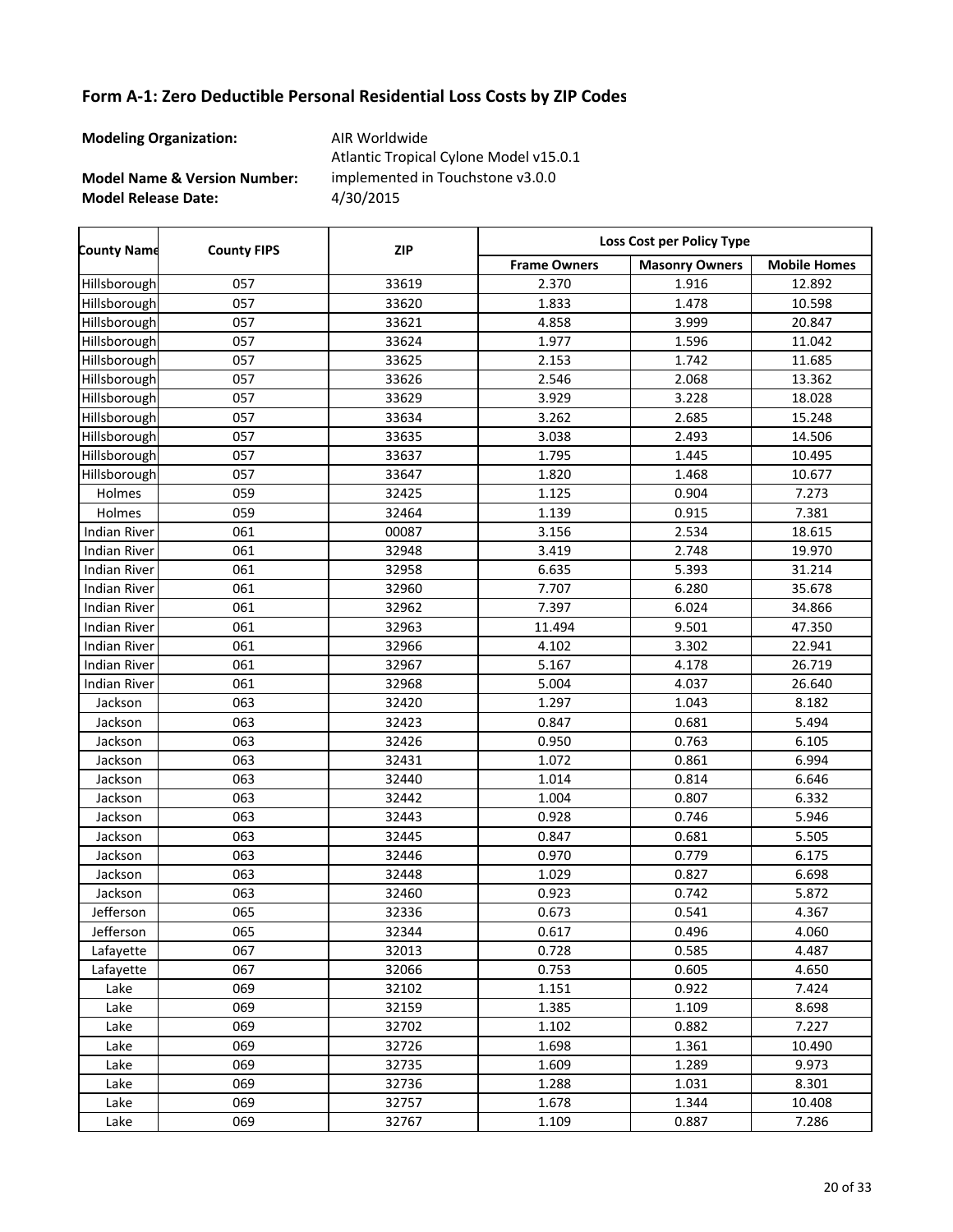## Form A-1: Zero Deductible Personal Residential Loss Costs by ZIP Codes

**Modeling Organization:** AIR Worldwide

**Model Name & Version Number:** Atlantic Tropical Cyclone Model v15.0.1 implemented in Touchstone v3.0.0

**Model Release Date:** 4/30/2015

| County Name | County FIPS | ZIP | Loss Cost per Policy Type | | |
|---|---|---|---|---|---|
| | | | Frame Owners | Masonry Owners | Mobile Homes |
| Hillsborough | 057 | 33619 | 2.370 | 1.916 | 12.892 |
| Hillsborough | 057 | 33620 | 1.833 | 1.478 | 10.598 |
| Hillsborough | 057 | 33621 | 4.858 | 3.999 | 20.847 |
| Hillsborough | 057 | 33624 | 1.977 | 1.596 | 11.042 |
| Hillsborough | 057 | 33625 | 2.153 | 1.742 | 11.685 |
| Hillsborough | 057 | 33626 | 2.546 | 2.068 | 13.362 |
| Hillsborough | 057 | 33629 | 3.929 | 3.228 | 18.028 |
| Hillsborough | 057 | 33634 | 3.262 | 2.685 | 15.248 |
| Hillsborough | 057 | 33635 | 3.038 | 2.493 | 14.506 |
| Hillsborough | 057 | 33637 | 1.795 | 1.445 | 10.495 |
| Hillsborough | 057 | 33647 | 1.820 | 1.468 | 10.677 |
| Holmes | 059 | 32425 | 1.125 | 0.904 | 7.273 |
| Holmes | 059 | 32464 | 1.139 | 0.915 | 7.381 |
| Indian River | 061 | 00087 | 3.156 | 2.534 | 18.615 |
| Indian River | 061 | 32948 | 3.419 | 2.748 | 19.970 |
| Indian River | 061 | 32958 | 6.635 | 5.393 | 31.214 |
| Indian River | 061 | 32960 | 7.707 | 6.280 | 35.678 |
| Indian River | 061 | 32962 | 7.397 | 6.024 | 34.866 |
| Indian River | 061 | 32963 | 11.494 | 9.501 | 47.350 |
| Indian River | 061 | 32966 | 4.102 | 3.302 | 22.941 |
| Indian River | 061 | 32967 | 5.167 | 4.178 | 26.719 |
| Indian River | 061 | 32968 | 5.004 | 4.037 | 26.640 |
| Jackson | 063 | 32420 | 1.297 | 1.043 | 8.182 |
| Jackson | 063 | 32423 | 0.847 | 0.681 | 5.494 |
| Jackson | 063 | 32426 | 0.950 | 0.763 | 6.105 |
| Jackson | 063 | 32431 | 1.072 | 0.861 | 6.994 |
| Jackson | 063 | 32440 | 1.014 | 0.814 | 6.646 |
| Jackson | 063 | 32442 | 1.004 | 0.807 | 6.332 |
| Jackson | 063 | 32443 | 0.928 | 0.746 | 5.946 |
| Jackson | 063 | 32445 | 0.847 | 0.681 | 5.505 |
| Jackson | 063 | 32446 | 0.970 | 0.779 | 6.175 |
| Jackson | 063 | 32448 | 1.029 | 0.827 | 6.698 |
| Jackson | 063 | 32460 | 0.923 | 0.742 | 5.872 |
| Jefferson | 065 | 32336 | 0.673 | 0.541 | 4.367 |
| Jefferson | 065 | 32344 | 0.617 | 0.496 | 4.060 |
| Lafayette | 067 | 32013 | 0.728 | 0.585 | 4.487 |
| Lafayette | 067 | 32066 | 0.753 | 0.605 | 4.650 |
| Lake | 069 | 32102 | 1.151 | 0.922 | 7.424 |
| Lake | 069 | 32159 | 1.385 | 1.109 | 8.698 |
| Lake | 069 | 32702 | 1.102 | 0.882 | 7.227 |
| Lake | 069 | 32726 | 1.698 | 1.361 | 10.490 |
| Lake | 069 | 32735 | 1.609 | 1.289 | 9.973 |
| Lake | 069 | 32736 | 1.288 | 1.031 | 8.301 |
| Lake | 069 | 32757 | 1.678 | 1.344 | 10.408 |
| Lake | 069 | 32767 | 1.109 | 0.887 | 7.286 |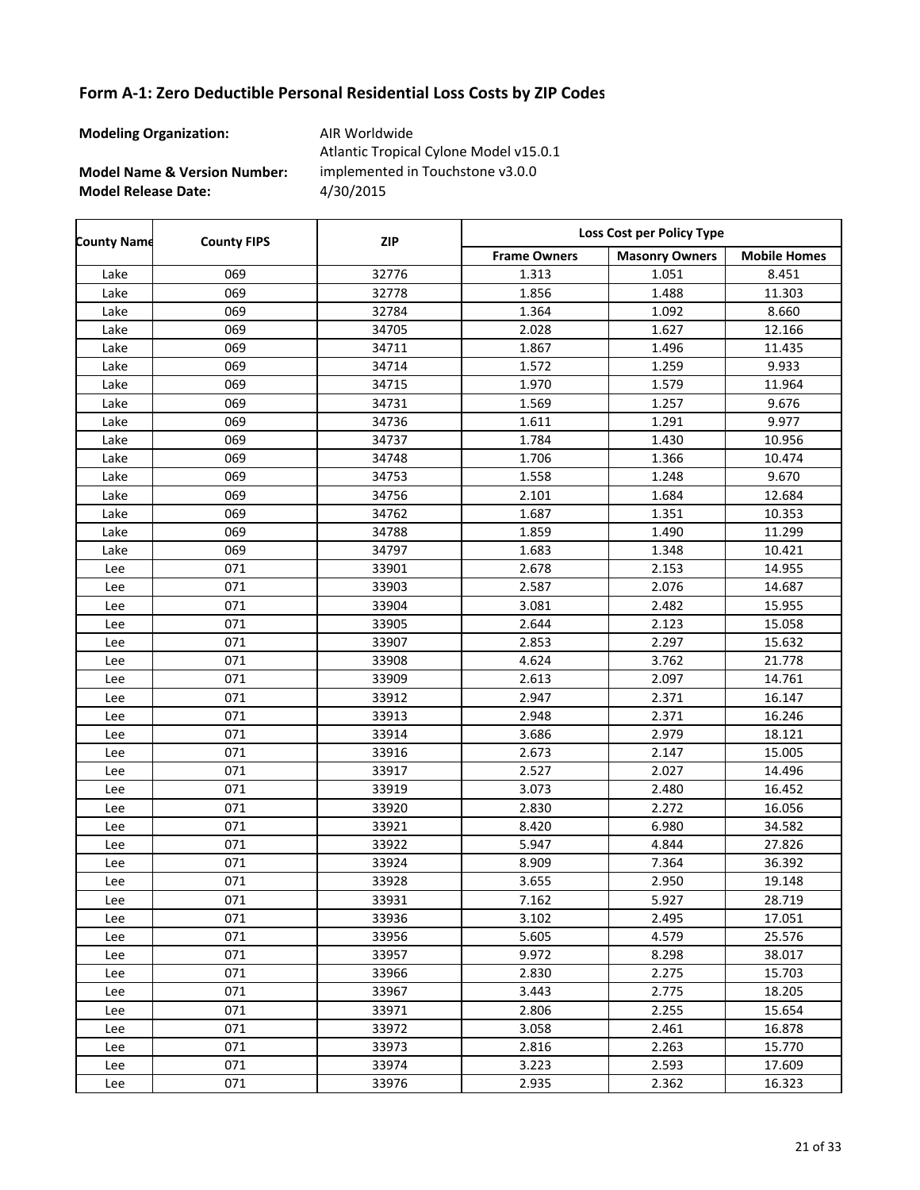## Form A-1: Zero Deductible Personal Residential Loss Costs by ZIP Codes

**Modeling Organization:** AIR Worldwide

**Model Name & Version Number:** Atlantic Tropical Cyclone Model v15.0.1 implemented in Touchstone v3.0.0

**Model Release Date:** 4/30/2015

| County Name | County FIPS | ZIP | Loss Cost per Policy Type | | |
|---|---|---|---|---|---|
| | | | Frame Owners | Masonry Owners | Mobile Homes |
| Lake | 069 | 32776 | 1.313 | 1.051 | 8.451 |
| Lake | 069 | 32778 | 1.856 | 1.488 | 11.303 |
| Lake | 069 | 32784 | 1.364 | 1.092 | 8.660 |
| Lake | 069 | 34705 | 2.028 | 1.627 | 12.166 |
| Lake | 069 | 34711 | 1.867 | 1.496 | 11.435 |
| Lake | 069 | 34714 | 1.572 | 1.259 | 9.933 |
| Lake | 069 | 34715 | 1.970 | 1.579 | 11.964 |
| Lake | 069 | 34731 | 1.569 | 1.257 | 9.676 |
| Lake | 069 | 34736 | 1.611 | 1.291 | 9.977 |
| Lake | 069 | 34737 | 1.784 | 1.430 | 10.956 |
| Lake | 069 | 34748 | 1.706 | 1.366 | 10.474 |
| Lake | 069 | 34753 | 1.558 | 1.248 | 9.670 |
| Lake | 069 | 34756 | 2.101 | 1.684 | 12.684 |
| Lake | 069 | 34762 | 1.687 | 1.351 | 10.353 |
| Lake | 069 | 34788 | 1.859 | 1.490 | 11.299 |
| Lake | 069 | 34797 | 1.683 | 1.348 | 10.421 |
| Lee | 071 | 33901 | 2.678 | 2.153 | 14.955 |
| Lee | 071 | 33903 | 2.587 | 2.076 | 14.687 |
| Lee | 071 | 33904 | 3.081 | 2.482 | 15.955 |
| Lee | 071 | 33905 | 2.644 | 2.123 | 15.058 |
| Lee | 071 | 33907 | 2.853 | 2.297 | 15.632 |
| Lee | 071 | 33908 | 4.624 | 3.762 | 21.778 |
| Lee | 071 | 33909 | 2.613 | 2.097 | 14.761 |
| Lee | 071 | 33912 | 2.947 | 2.371 | 16.147 |
| Lee | 071 | 33913 | 2.948 | 2.371 | 16.246 |
| Lee | 071 | 33914 | 3.686 | 2.979 | 18.121 |
| Lee | 071 | 33916 | 2.673 | 2.147 | 15.005 |
| Lee | 071 | 33917 | 2.527 | 2.027 | 14.496 |
| Lee | 071 | 33919 | 3.073 | 2.480 | 16.452 |
| Lee | 071 | 33920 | 2.830 | 2.272 | 16.056 |
| Lee | 071 | 33921 | 8.420 | 6.980 | 34.582 |
| Lee | 071 | 33922 | 5.947 | 4.844 | 27.826 |
| Lee | 071 | 33924 | 8.909 | 7.364 | 36.392 |
| Lee | 071 | 33928 | 3.655 | 2.950 | 19.148 |
| Lee | 071 | 33931 | 7.162 | 5.927 | 28.719 |
| Lee | 071 | 33936 | 3.102 | 2.495 | 17.051 |
| Lee | 071 | 33956 | 5.605 | 4.579 | 25.576 |
| Lee | 071 | 33957 | 9.972 | 8.298 | 38.017 |
| Lee | 071 | 33966 | 2.830 | 2.275 | 15.703 |
| Lee | 071 | 33967 | 3.443 | 2.775 | 18.205 |
| Lee | 071 | 33971 | 2.806 | 2.255 | 15.654 |
| Lee | 071 | 33972 | 3.058 | 2.461 | 16.878 |
| Lee | 071 | 33973 | 2.816 | 2.263 | 15.770 |
| Lee | 071 | 33974 | 3.223 | 2.593 | 17.609 |
| Lee | 071 | 33976 | 2.935 | 2.362 | 16.323 |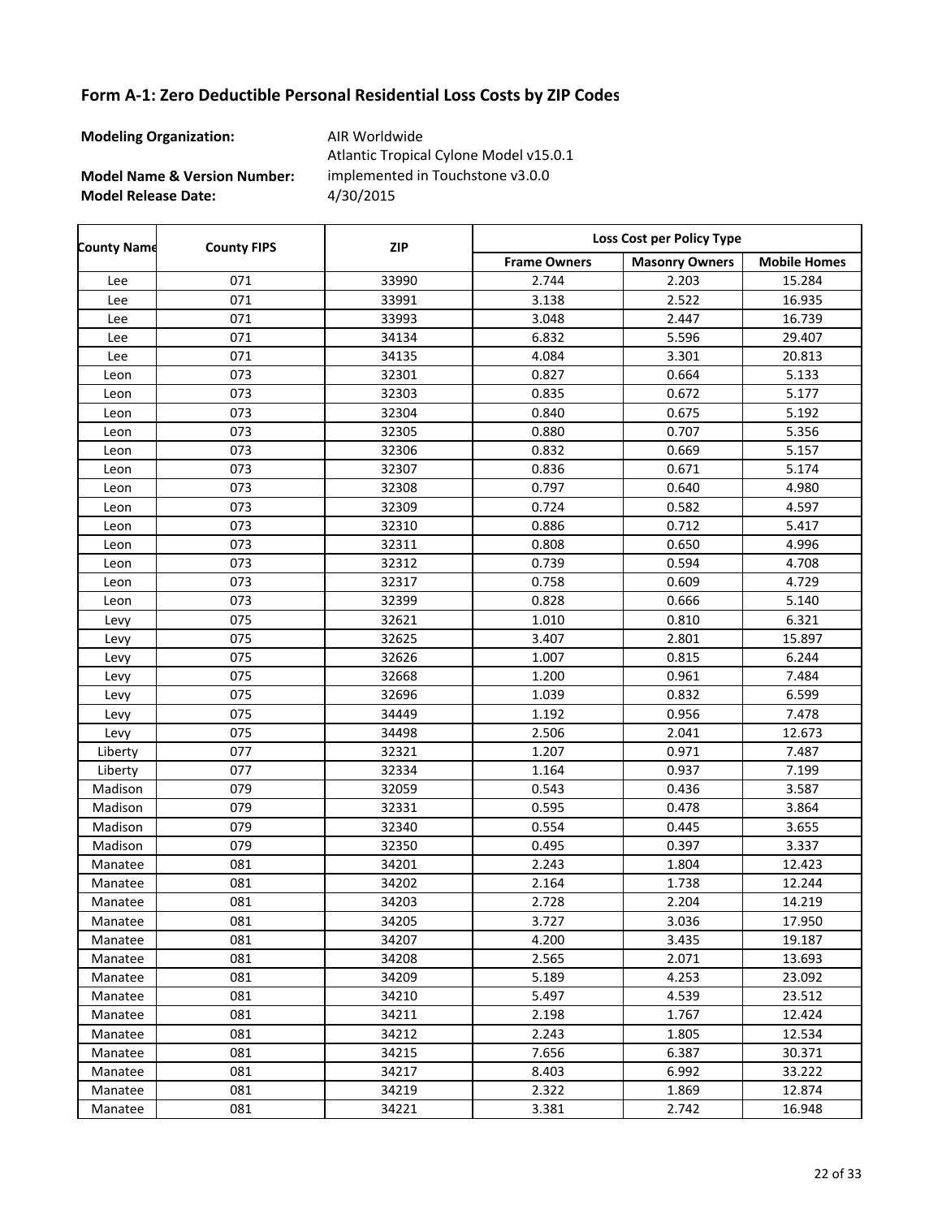## Form A-1: Zero Deductible Personal Residential Loss Costs by ZIP Codes

**Modeling Organization:** AIR Worldwide

**Model Name & Version Number:** Atlantic Tropical Cyclone Model v15.0.1 implemented in Touchstone v3.0.0

**Model Release Date:** 4/30/2015

| County Name | County FIPS | ZIP | Loss Cost per Policy Type | | |
|---|---|---|---|---|---|
| | | | Frame Owners | Masonry Owners | Mobile Homes |
| Lee | 071 | 33990 | 2.744 | 2.203 | 15.284 |
| Lee | 071 | 33991 | 3.138 | 2.522 | 16.935 |
| Lee | 071 | 33993 | 3.048 | 2.447 | 16.739 |
| Lee | 071 | 34134 | 6.832 | 5.596 | 29.407 |
| Lee | 071 | 34135 | 4.084 | 3.301 | 20.813 |
| Leon | 073 | 32301 | 0.827 | 0.664 | 5.133 |
| Leon | 073 | 32303 | 0.835 | 0.672 | 5.177 |
| Leon | 073 | 32304 | 0.840 | 0.675 | 5.192 |
| Leon | 073 | 32305 | 0.880 | 0.707 | 5.356 |
| Leon | 073 | 32306 | 0.832 | 0.669 | 5.157 |
| Leon | 073 | 32307 | 0.836 | 0.671 | 5.174 |
| Leon | 073 | 32308 | 0.797 | 0.640 | 4.980 |
| Leon | 073 | 32309 | 0.724 | 0.582 | 4.597 |
| Leon | 073 | 32310 | 0.886 | 0.712 | 5.417 |
| Leon | 073 | 32311 | 0.808 | 0.650 | 4.996 |
| Leon | 073 | 32312 | 0.739 | 0.594 | 4.708 |
| Leon | 073 | 32317 | 0.758 | 0.609 | 4.729 |
| Leon | 073 | 32399 | 0.828 | 0.666 | 5.140 |
| Levy | 075 | 32621 | 1.010 | 0.810 | 6.321 |
| Levy | 075 | 32625 | 3.407 | 2.801 | 15.897 |
| Levy | 075 | 32626 | 1.007 | 0.815 | 6.244 |
| Levy | 075 | 32668 | 1.200 | 0.961 | 7.484 |
| Levy | 075 | 32696 | 1.039 | 0.832 | 6.599 |
| Levy | 075 | 34449 | 1.192 | 0.956 | 7.478 |
| Levy | 075 | 34498 | 2.506 | 2.041 | 12.673 |
| Liberty | 077 | 32321 | 1.207 | 0.971 | 7.487 |
| Liberty | 077 | 32334 | 1.164 | 0.937 | 7.199 |
| Madison | 079 | 32059 | 0.543 | 0.436 | 3.587 |
| Madison | 079 | 32331 | 0.595 | 0.478 | 3.864 |
| Madison | 079 | 32340 | 0.554 | 0.445 | 3.655 |
| Madison | 079 | 32350 | 0.495 | 0.397 | 3.337 |
| Manatee | 081 | 34201 | 2.243 | 1.804 | 12.423 |
| Manatee | 081 | 34202 | 2.164 | 1.738 | 12.244 |
| Manatee | 081 | 34203 | 2.728 | 2.204 | 14.219 |
| Manatee | 081 | 34205 | 3.727 | 3.036 | 17.950 |
| Manatee | 081 | 34207 | 4.200 | 3.435 | 19.187 |
| Manatee | 081 | 34208 | 2.565 | 2.071 | 13.693 |
| Manatee | 081 | 34209 | 5.189 | 4.253 | 23.092 |
| Manatee | 081 | 34210 | 5.497 | 4.539 | 23.512 |
| Manatee | 081 | 34211 | 2.198 | 1.767 | 12.424 |
| Manatee | 081 | 34212 | 2.243 | 1.805 | 12.534 |
| Manatee | 081 | 34215 | 7.656 | 6.387 | 30.371 |
| Manatee | 081 | 34217 | 8.403 | 6.992 | 33.222 |
| Manatee | 081 | 34219 | 2.322 | 1.869 | 12.874 |
| Manatee | 081 | 34221 | 3.381 | 2.742 | 16.948 |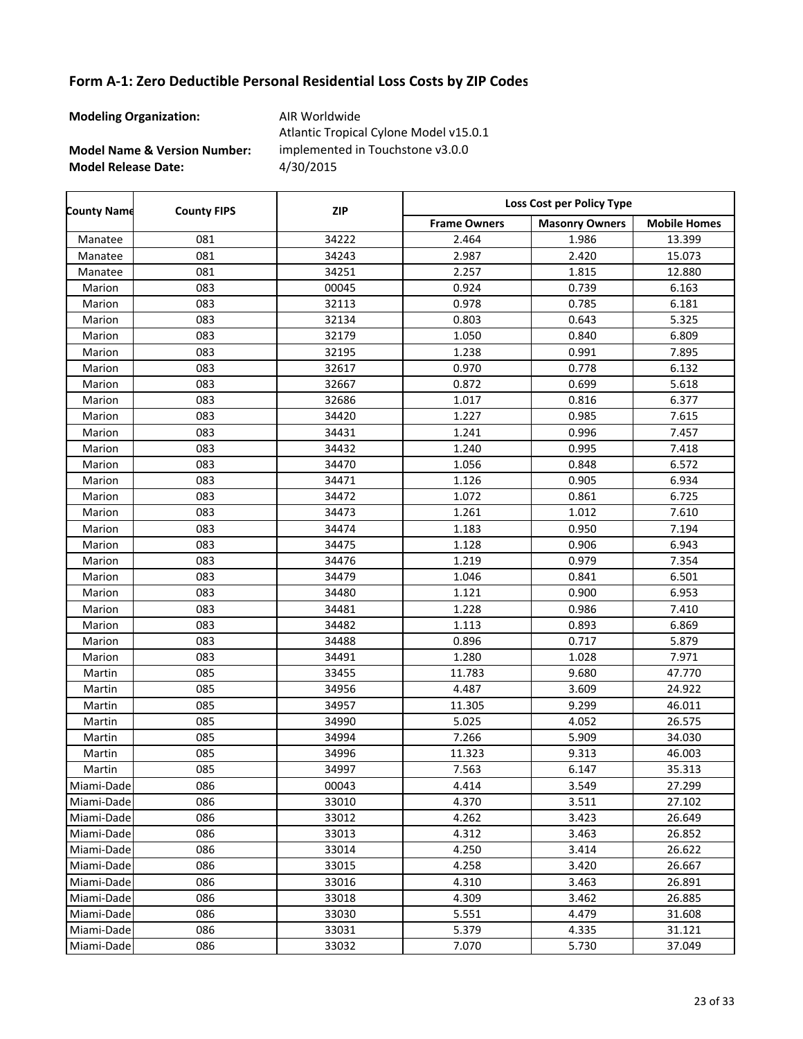## Form A-1: Zero Deductible Personal Residential Loss Costs by ZIP Codes

**Modeling Organization:** AIR Worldwide

**Model Name & Version Number:** Atlantic Tropical Cyclone Model v15.0.1 implemented in Touchstone v3.0.0

**Model Release Date:** 4/30/2015

| County Name | County FIPS | ZIP | Loss Cost per Policy Type | | |
|---|---|---|---|---|---|
| | | | Frame Owners | Masonry Owners | Mobile Homes |
| Manatee | 081 | 34222 | 2.464 | 1.986 | 13.399 |
| Manatee | 081 | 34243 | 2.987 | 2.420 | 15.073 |
| Manatee | 081 | 34251 | 2.257 | 1.815 | 12.880 |
| Marion | 083 | 00045 | 0.924 | 0.739 | 6.163 |
| Marion | 083 | 32113 | 0.978 | 0.785 | 6.181 |
| Marion | 083 | 32134 | 0.803 | 0.643 | 5.325 |
| Marion | 083 | 32179 | 1.050 | 0.840 | 6.809 |
| Marion | 083 | 32195 | 1.238 | 0.991 | 7.895 |
| Marion | 083 | 32617 | 0.970 | 0.778 | 6.132 |
| Marion | 083 | 32667 | 0.872 | 0.699 | 5.618 |
| Marion | 083 | 32686 | 1.017 | 0.816 | 6.377 |
| Marion | 083 | 34420 | 1.227 | 0.985 | 7.615 |
| Marion | 083 | 34431 | 1.241 | 0.996 | 7.457 |
| Marion | 083 | 34432 | 1.240 | 0.995 | 7.418 |
| Marion | 083 | 34470 | 1.056 | 0.848 | 6.572 |
| Marion | 083 | 34471 | 1.126 | 0.905 | 6.934 |
| Marion | 083 | 34472 | 1.072 | 0.861 | 6.725 |
| Marion | 083 | 34473 | 1.261 | 1.012 | 7.610 |
| Marion | 083 | 34474 | 1.183 | 0.950 | 7.194 |
| Marion | 083 | 34475 | 1.128 | 0.906 | 6.943 |
| Marion | 083 | 34476 | 1.219 | 0.979 | 7.354 |
| Marion | 083 | 34479 | 1.046 | 0.841 | 6.501 |
| Marion | 083 | 34480 | 1.121 | 0.900 | 6.953 |
| Marion | 083 | 34481 | 1.228 | 0.986 | 7.410 |
| Marion | 083 | 34482 | 1.113 | 0.893 | 6.869 |
| Marion | 083 | 34488 | 0.896 | 0.717 | 5.879 |
| Marion | 083 | 34491 | 1.280 | 1.028 | 7.971 |
| Martin | 085 | 33455 | 11.783 | 9.680 | 47.770 |
| Martin | 085 | 34956 | 4.487 | 3.609 | 24.922 |
| Martin | 085 | 34957 | 11.305 | 9.299 | 46.011 |
| Martin | 085 | 34990 | 5.025 | 4.052 | 26.575 |
| Martin | 085 | 34994 | 7.266 | 5.909 | 34.030 |
| Martin | 085 | 34996 | 11.323 | 9.313 | 46.003 |
| Martin | 085 | 34997 | 7.563 | 6.147 | 35.313 |
| Miami-Dade | 086 | 00043 | 4.414 | 3.549 | 27.299 |
| Miami-Dade | 086 | 33010 | 4.370 | 3.511 | 27.102 |
| Miami-Dade | 086 | 33012 | 4.262 | 3.423 | 26.649 |
| Miami-Dade | 086 | 33013 | 4.312 | 3.463 | 26.852 |
| Miami-Dade | 086 | 33014 | 4.250 | 3.414 | 26.622 |
| Miami-Dade | 086 | 33015 | 4.258 | 3.420 | 26.667 |
| Miami-Dade | 086 | 33016 | 4.310 | 3.463 | 26.891 |
| Miami-Dade | 086 | 33018 | 4.309 | 3.462 | 26.885 |
| Miami-Dade | 086 | 33030 | 5.551 | 4.479 | 31.608 |
| Miami-Dade | 086 | 33031 | 5.379 | 4.335 | 31.121 |
| Miami-Dade | 086 | 33032 | 7.070 | 5.730 | 37.049 |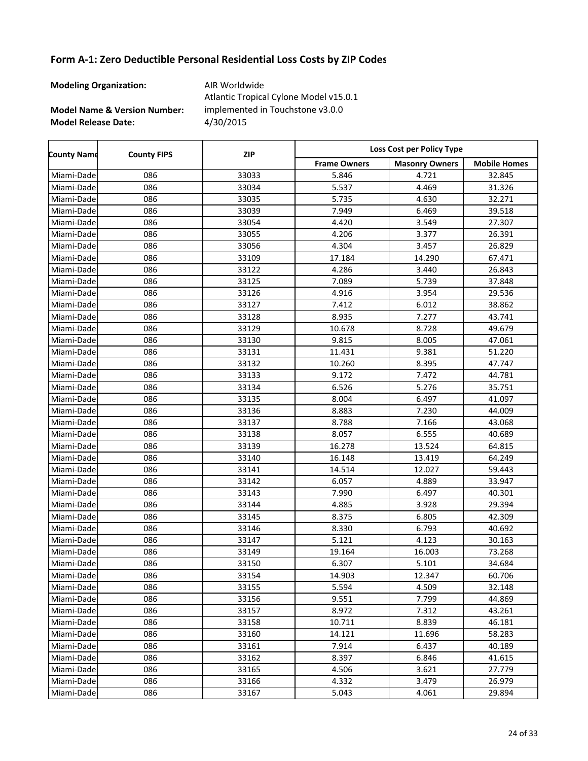## Form A-1: Zero Deductible Personal Residential Loss Costs by ZIP Codes

**Modeling Organization:** AIR Worldwide

**Model Name & Version Number:** Atlantic Tropical Cyclone Model v15.0.1 implemented in Touchstone v3.0.0

**Model Release Date:** 4/30/2015

| County Name | County FIPS | ZIP | Loss Cost per Policy Type | | |
|---|---|---|---|---|---|
| | | | Frame Owners | Masonry Owners | Mobile Homes |
| Miami-Dade | 086 | 33033 | 5.846 | 4.721 | 32.845 |
| Miami-Dade | 086 | 33034 | 5.537 | 4.469 | 31.326 |
| Miami-Dade | 086 | 33035 | 5.735 | 4.630 | 32.271 |
| Miami-Dade | 086 | 33039 | 7.949 | 6.469 | 39.518 |
| Miami-Dade | 086 | 33054 | 4.420 | 3.549 | 27.307 |
| Miami-Dade | 086 | 33055 | 4.206 | 3.377 | 26.391 |
| Miami-Dade | 086 | 33056 | 4.304 | 3.457 | 26.829 |
| Miami-Dade | 086 | 33109 | 17.184 | 14.290 | 67.471 |
| Miami-Dade | 086 | 33122 | 4.286 | 3.440 | 26.843 |
| Miami-Dade | 086 | 33125 | 7.089 | 5.739 | 37.848 |
| Miami-Dade | 086 | 33126 | 4.916 | 3.954 | 29.536 |
| Miami-Dade | 086 | 33127 | 7.412 | 6.012 | 38.862 |
| Miami-Dade | 086 | 33128 | 8.935 | 7.277 | 43.741 |
| Miami-Dade | 086 | 33129 | 10.678 | 8.728 | 49.679 |
| Miami-Dade | 086 | 33130 | 9.815 | 8.005 | 47.061 |
| Miami-Dade | 086 | 33131 | 11.431 | 9.381 | 51.220 |
| Miami-Dade | 086 | 33132 | 10.260 | 8.395 | 47.747 |
| Miami-Dade | 086 | 33133 | 9.172 | 7.472 | 44.781 |
| Miami-Dade | 086 | 33134 | 6.526 | 5.276 | 35.751 |
| Miami-Dade | 086 | 33135 | 8.004 | 6.497 | 41.097 |
| Miami-Dade | 086 | 33136 | 8.883 | 7.230 | 44.009 |
| Miami-Dade | 086 | 33137 | 8.788 | 7.166 | 43.068 |
| Miami-Dade | 086 | 33138 | 8.057 | 6.555 | 40.689 |
| Miami-Dade | 086 | 33139 | 16.278 | 13.524 | 64.815 |
| Miami-Dade | 086 | 33140 | 16.148 | 13.419 | 64.249 |
| Miami-Dade | 086 | 33141 | 14.514 | 12.027 | 59.443 |
| Miami-Dade | 086 | 33142 | 6.057 | 4.889 | 33.947 |
| Miami-Dade | 086 | 33143 | 7.990 | 6.497 | 40.301 |
| Miami-Dade | 086 | 33144 | 4.885 | 3.928 | 29.394 |
| Miami-Dade | 086 | 33145 | 8.375 | 6.805 | 42.309 |
| Miami-Dade | 086 | 33146 | 8.330 | 6.793 | 40.692 |
| Miami-Dade | 086 | 33147 | 5.121 | 4.123 | 30.163 |
| Miami-Dade | 086 | 33149 | 19.164 | 16.003 | 73.268 |
| Miami-Dade | 086 | 33150 | 6.307 | 5.101 | 34.684 |
| Miami-Dade | 086 | 33154 | 14.903 | 12.347 | 60.706 |
| Miami-Dade | 086 | 33155 | 5.594 | 4.509 | 32.148 |
| Miami-Dade | 086 | 33156 | 9.551 | 7.799 | 44.869 |
| Miami-Dade | 086 | 33157 | 8.972 | 7.312 | 43.261 |
| Miami-Dade | 086 | 33158 | 10.711 | 8.839 | 46.181 |
| Miami-Dade | 086 | 33160 | 14.121 | 11.696 | 58.283 |
| Miami-Dade | 086 | 33161 | 7.914 | 6.437 | 40.189 |
| Miami-Dade | 086 | 33162 | 8.397 | 6.846 | 41.615 |
| Miami-Dade | 086 | 33165 | 4.506 | 3.621 | 27.779 |
| Miami-Dade | 086 | 33166 | 4.332 | 3.479 | 26.979 |
| Miami-Dade | 086 | 33167 | 5.043 | 4.061 | 29.894 |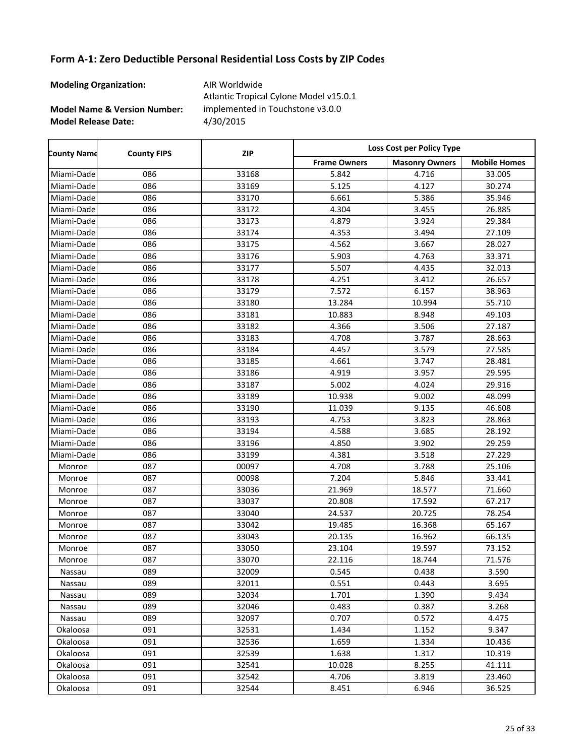## Form A-1: Zero Deductible Personal Residential Loss Costs by ZIP Codes

**Modeling Organization:** AIR Worldwide

**Model Name & Version Number:** Atlantic Tropical Cyclone Model v15.0.1 implemented in Touchstone v3.0.0

**Model Release Date:** 4/30/2015

| County Name | County FIPS | ZIP | Loss Cost per Policy Type | | |
|---|---|---|---|---|---|
| | | | Frame Owners | Masonry Owners | Mobile Homes |
| Miami-Dade | 086 | 33168 | 5.842 | 4.716 | 33.005 |
| Miami-Dade | 086 | 33169 | 5.125 | 4.127 | 30.274 |
| Miami-Dade | 086 | 33170 | 6.661 | 5.386 | 35.946 |
| Miami-Dade | 086 | 33172 | 4.304 | 3.455 | 26.885 |
| Miami-Dade | 086 | 33173 | 4.879 | 3.924 | 29.384 |
| Miami-Dade | 086 | 33174 | 4.353 | 3.494 | 27.109 |
| Miami-Dade | 086 | 33175 | 4.562 | 3.667 | 28.027 |
| Miami-Dade | 086 | 33176 | 5.903 | 4.763 | 33.371 |
| Miami-Dade | 086 | 33177 | 5.507 | 4.435 | 32.013 |
| Miami-Dade | 086 | 33178 | 4.251 | 3.412 | 26.657 |
| Miami-Dade | 086 | 33179 | 7.572 | 6.157 | 38.963 |
| Miami-Dade | 086 | 33180 | 13.284 | 10.994 | 55.710 |
| Miami-Dade | 086 | 33181 | 10.883 | 8.948 | 49.103 |
| Miami-Dade | 086 | 33182 | 4.366 | 3.506 | 27.187 |
| Miami-Dade | 086 | 33183 | 4.708 | 3.787 | 28.663 |
| Miami-Dade | 086 | 33184 | 4.457 | 3.579 | 27.585 |
| Miami-Dade | 086 | 33185 | 4.661 | 3.747 | 28.481 |
| Miami-Dade | 086 | 33186 | 4.919 | 3.957 | 29.595 |
| Miami-Dade | 086 | 33187 | 5.002 | 4.024 | 29.916 |
| Miami-Dade | 086 | 33189 | 10.938 | 9.002 | 48.099 |
| Miami-Dade | 086 | 33190 | 11.039 | 9.135 | 46.608 |
| Miami-Dade | 086 | 33193 | 4.753 | 3.823 | 28.863 |
| Miami-Dade | 086 | 33194 | 4.588 | 3.685 | 28.192 |
| Miami-Dade | 086 | 33196 | 4.850 | 3.902 | 29.259 |
| Miami-Dade | 086 | 33199 | 4.381 | 3.518 | 27.229 |
| Monroe | 087 | 00097 | 4.708 | 3.788 | 25.106 |
| Monroe | 087 | 00098 | 7.204 | 5.846 | 33.441 |
| Monroe | 087 | 33036 | 21.969 | 18.577 | 71.660 |
| Monroe | 087 | 33037 | 20.808 | 17.592 | 67.217 |
| Monroe | 087 | 33040 | 24.537 | 20.725 | 78.254 |
| Monroe | 087 | 33042 | 19.485 | 16.368 | 65.167 |
| Monroe | 087 | 33043 | 20.135 | 16.962 | 66.135 |
| Monroe | 087 | 33050 | 23.104 | 19.597 | 73.152 |
| Monroe | 087 | 33070 | 22.116 | 18.744 | 71.576 |
| Nassau | 089 | 32009 | 0.545 | 0.438 | 3.590 |
| Nassau | 089 | 32011 | 0.551 | 0.443 | 3.695 |
| Nassau | 089 | 32034 | 1.701 | 1.390 | 9.434 |
| Nassau | 089 | 32046 | 0.483 | 0.387 | 3.268 |
| Nassau | 089 | 32097 | 0.707 | 0.572 | 4.475 |
| Okaloosa | 091 | 32531 | 1.434 | 1.152 | 9.347 |
| Okaloosa | 091 | 32536 | 1.659 | 1.334 | 10.436 |
| Okaloosa | 091 | 32539 | 1.638 | 1.317 | 10.319 |
| Okaloosa | 091 | 32541 | 10.028 | 8.255 | 41.111 |
| Okaloosa | 091 | 32542 | 4.706 | 3.819 | 23.460 |
| Okaloosa | 091 | 32544 | 8.451 | 6.946 | 36.525 |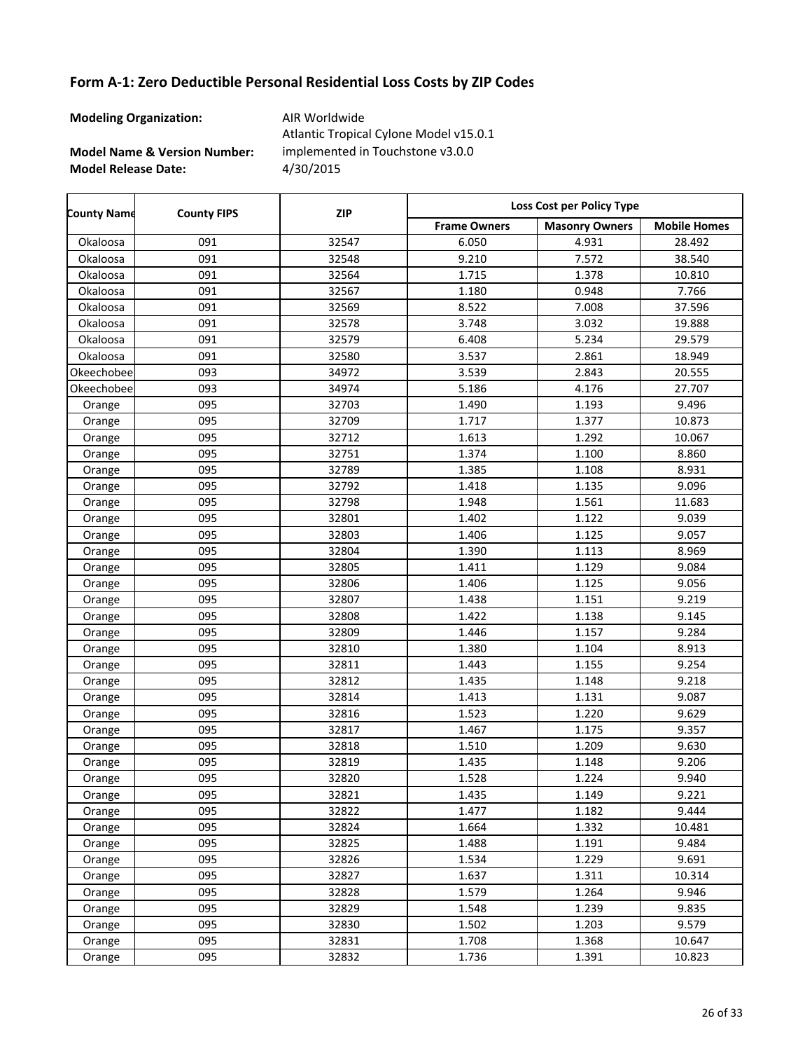## Form A-1: Zero Deductible Personal Residential Loss Costs by ZIP Codes

**Modeling Organization:** AIR Worldwide

**Model Name & Version Number:** Atlantic Tropical Cylone Model v15.0.1 implemented in Touchstone v3.0.0

**Model Release Date:** 4/30/2015

| County Name | County FIPS | ZIP | Loss Cost per Policy Type | | |
|---|---|---|---|---|---|
| | | | Frame Owners | Masonry Owners | Mobile Homes |
| Okaloosa | 091 | 32547 | 6.050 | 4.931 | 28.492 |
| Okaloosa | 091 | 32548 | 9.210 | 7.572 | 38.540 |
| Okaloosa | 091 | 32564 | 1.715 | 1.378 | 10.810 |
| Okaloosa | 091 | 32567 | 1.180 | 0.948 | 7.766 |
| Okaloosa | 091 | 32569 | 8.522 | 7.008 | 37.596 |
| Okaloosa | 091 | 32578 | 3.748 | 3.032 | 19.888 |
| Okaloosa | 091 | 32579 | 6.408 | 5.234 | 29.579 |
| Okaloosa | 091 | 32580 | 3.537 | 2.861 | 18.949 |
| Okeechobee | 093 | 34972 | 3.539 | 2.843 | 20.555 |
| Okeechobee | 093 | 34974 | 5.186 | 4.176 | 27.707 |
| Orange | 095 | 32703 | 1.490 | 1.193 | 9.496 |
| Orange | 095 | 32709 | 1.717 | 1.377 | 10.873 |
| Orange | 095 | 32712 | 1.613 | 1.292 | 10.067 |
| Orange | 095 | 32751 | 1.374 | 1.100 | 8.860 |
| Orange | 095 | 32789 | 1.385 | 1.108 | 8.931 |
| Orange | 095 | 32792 | 1.418 | 1.135 | 9.096 |
| Orange | 095 | 32798 | 1.948 | 1.561 | 11.683 |
| Orange | 095 | 32801 | 1.402 | 1.122 | 9.039 |
| Orange | 095 | 32803 | 1.406 | 1.125 | 9.057 |
| Orange | 095 | 32804 | 1.390 | 1.113 | 8.969 |
| Orange | 095 | 32805 | 1.411 | 1.129 | 9.084 |
| Orange | 095 | 32806 | 1.406 | 1.125 | 9.056 |
| Orange | 095 | 32807 | 1.438 | 1.151 | 9.219 |
| Orange | 095 | 32808 | 1.422 | 1.138 | 9.145 |
| Orange | 095 | 32809 | 1.446 | 1.157 | 9.284 |
| Orange | 095 | 32810 | 1.380 | 1.104 | 8.913 |
| Orange | 095 | 32811 | 1.443 | 1.155 | 9.254 |
| Orange | 095 | 32812 | 1.435 | 1.148 | 9.218 |
| Orange | 095 | 32814 | 1.413 | 1.131 | 9.087 |
| Orange | 095 | 32816 | 1.523 | 1.220 | 9.629 |
| Orange | 095 | 32817 | 1.467 | 1.175 | 9.357 |
| Orange | 095 | 32818 | 1.510 | 1.209 | 9.630 |
| Orange | 095 | 32819 | 1.435 | 1.148 | 9.206 |
| Orange | 095 | 32820 | 1.528 | 1.224 | 9.940 |
| Orange | 095 | 32821 | 1.435 | 1.149 | 9.221 |
| Orange | 095 | 32822 | 1.477 | 1.182 | 9.444 |
| Orange | 095 | 32824 | 1.664 | 1.332 | 10.481 |
| Orange | 095 | 32825 | 1.488 | 1.191 | 9.484 |
| Orange | 095 | 32826 | 1.534 | 1.229 | 9.691 |
| Orange | 095 | 32827 | 1.637 | 1.311 | 10.314 |
| Orange | 095 | 32828 | 1.579 | 1.264 | 9.946 |
| Orange | 095 | 32829 | 1.548 | 1.239 | 9.835 |
| Orange | 095 | 32830 | 1.502 | 1.203 | 9.579 |
| Orange | 095 | 32831 | 1.708 | 1.368 | 10.647 |
| Orange | 095 | 32832 | 1.736 | 1.391 | 10.823 |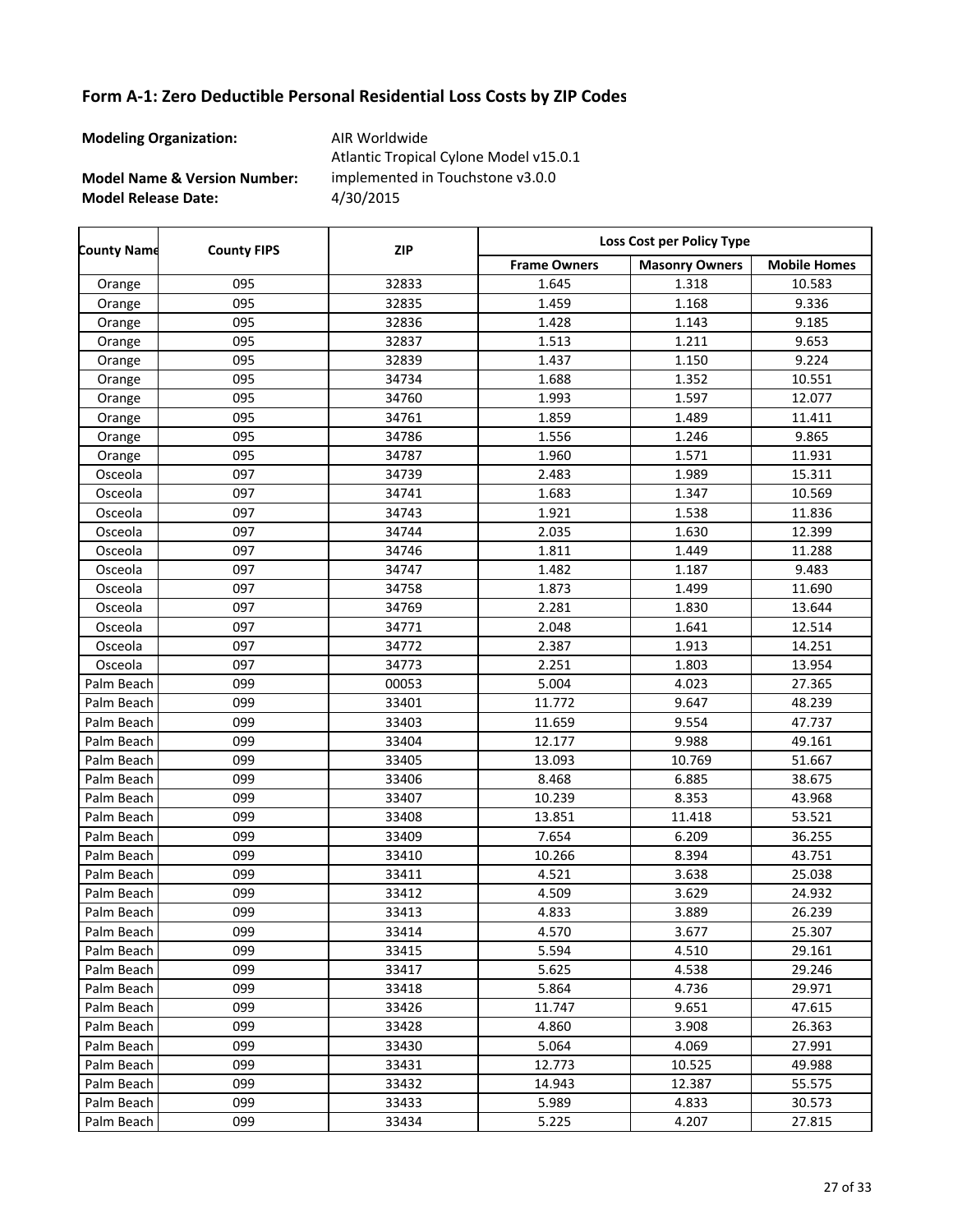## Form A-1: Zero Deductible Personal Residential Loss Costs by ZIP Codes

**Modeling Organization:** AIR Worldwide

**Model Name & Version Number:** Atlantic Tropical Cylone Model v15.0.1 implemented in Touchstone v3.0.0

**Model Release Date:** 4/30/2015

| County Name | County FIPS | ZIP | Loss Cost per Policy Type | | |
|---|---|---|---|---|---|
| | | | Frame Owners | Masonry Owners | Mobile Homes |
| Orange | 095 | 32833 | 1.645 | 1.318 | 10.583 |
| Orange | 095 | 32835 | 1.459 | 1.168 | 9.336 |
| Orange | 095 | 32836 | 1.428 | 1.143 | 9.185 |
| Orange | 095 | 32837 | 1.513 | 1.211 | 9.653 |
| Orange | 095 | 32839 | 1.437 | 1.150 | 9.224 |
| Orange | 095 | 34734 | 1.688 | 1.352 | 10.551 |
| Orange | 095 | 34760 | 1.993 | 1.597 | 12.077 |
| Orange | 095 | 34761 | 1.859 | 1.489 | 11.411 |
| Orange | 095 | 34786 | 1.556 | 1.246 | 9.865 |
| Orange | 095 | 34787 | 1.960 | 1.571 | 11.931 |
| Osceola | 097 | 34739 | 2.483 | 1.989 | 15.311 |
| Osceola | 097 | 34741 | 1.683 | 1.347 | 10.569 |
| Osceola | 097 | 34743 | 1.921 | 1.538 | 11.836 |
| Osceola | 097 | 34744 | 2.035 | 1.630 | 12.399 |
| Osceola | 097 | 34746 | 1.811 | 1.449 | 11.288 |
| Osceola | 097 | 34747 | 1.482 | 1.187 | 9.483 |
| Osceola | 097 | 34758 | 1.873 | 1.499 | 11.690 |
| Osceola | 097 | 34769 | 2.281 | 1.830 | 13.644 |
| Osceola | 097 | 34771 | 2.048 | 1.641 | 12.514 |
| Osceola | 097 | 34772 | 2.387 | 1.913 | 14.251 |
| Osceola | 097 | 34773 | 2.251 | 1.803 | 13.954 |
| Palm Beach | 099 | 00053 | 5.004 | 4.023 | 27.365 |
| Palm Beach | 099 | 33401 | 11.772 | 9.647 | 48.239 |
| Palm Beach | 099 | 33403 | 11.659 | 9.554 | 47.737 |
| Palm Beach | 099 | 33404 | 12.177 | 9.988 | 49.161 |
| Palm Beach | 099 | 33405 | 13.093 | 10.769 | 51.667 |
| Palm Beach | 099 | 33406 | 8.468 | 6.885 | 38.675 |
| Palm Beach | 099 | 33407 | 10.239 | 8.353 | 43.968 |
| Palm Beach | 099 | 33408 | 13.851 | 11.418 | 53.521 |
| Palm Beach | 099 | 33409 | 7.654 | 6.209 | 36.255 |
| Palm Beach | 099 | 33410 | 10.266 | 8.394 | 43.751 |
| Palm Beach | 099 | 33411 | 4.521 | 3.638 | 25.038 |
| Palm Beach | 099 | 33412 | 4.509 | 3.629 | 24.932 |
| Palm Beach | 099 | 33413 | 4.833 | 3.889 | 26.239 |
| Palm Beach | 099 | 33414 | 4.570 | 3.677 | 25.307 |
| Palm Beach | 099 | 33415 | 5.594 | 4.510 | 29.161 |
| Palm Beach | 099 | 33417 | 5.625 | 4.538 | 29.246 |
| Palm Beach | 099 | 33418 | 5.864 | 4.736 | 29.971 |
| Palm Beach | 099 | 33426 | 11.747 | 9.651 | 47.615 |
| Palm Beach | 099 | 33428 | 4.860 | 3.908 | 26.363 |
| Palm Beach | 099 | 33430 | 5.064 | 4.069 | 27.991 |
| Palm Beach | 099 | 33431 | 12.773 | 10.525 | 49.988 |
| Palm Beach | 099 | 33432 | 14.943 | 12.387 | 55.575 |
| Palm Beach | 099 | 33433 | 5.989 | 4.833 | 30.573 |
| Palm Beach | 099 | 33434 | 5.225 | 4.207 | 27.815 |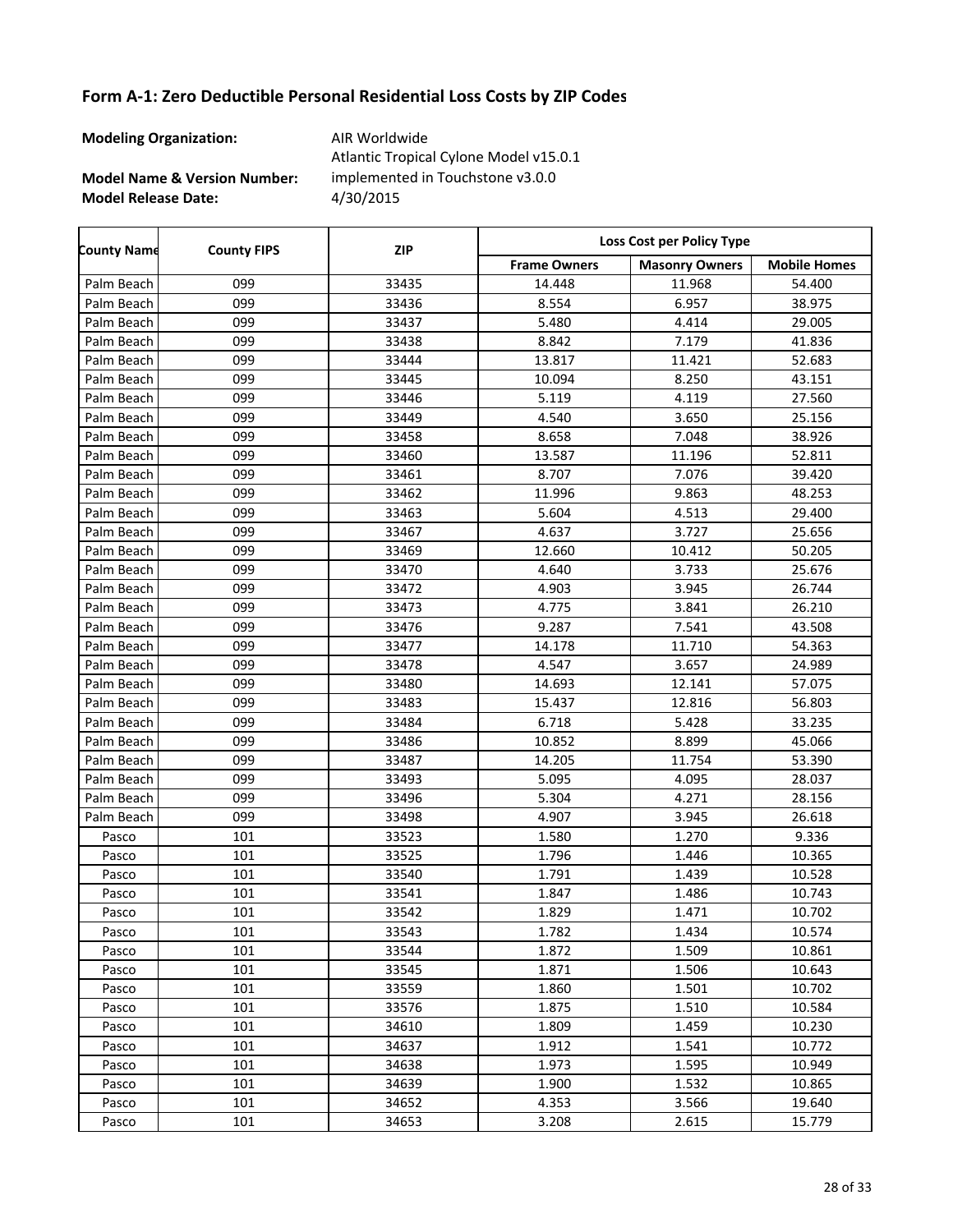## Form A-1: Zero Deductible Personal Residential Loss Costs by ZIP Codes

**Modeling Organization:** AIR Worldwide

**Model Name & Version Number:** Atlantic Tropical Cylone Model v15.0.1 implemented in Touchstone v3.0.0

**Model Release Date:** 4/30/2015

| County Name | County FIPS | ZIP | Loss Cost per Policy Type | | |
|---|---|---|---|---|---|
| | | | Frame Owners | Masonry Owners | Mobile Homes |
| Palm Beach | 099 | 33435 | 14.448 | 11.968 | 54.400 |
| Palm Beach | 099 | 33436 | 8.554 | 6.957 | 38.975 |
| Palm Beach | 099 | 33437 | 5.480 | 4.414 | 29.005 |
| Palm Beach | 099 | 33438 | 8.842 | 7.179 | 41.836 |
| Palm Beach | 099 | 33444 | 13.817 | 11.421 | 52.683 |
| Palm Beach | 099 | 33445 | 10.094 | 8.250 | 43.151 |
| Palm Beach | 099 | 33446 | 5.119 | 4.119 | 27.560 |
| Palm Beach | 099 | 33449 | 4.540 | 3.650 | 25.156 |
| Palm Beach | 099 | 33458 | 8.658 | 7.048 | 38.926 |
| Palm Beach | 099 | 33460 | 13.587 | 11.196 | 52.811 |
| Palm Beach | 099 | 33461 | 8.707 | 7.076 | 39.420 |
| Palm Beach | 099 | 33462 | 11.996 | 9.863 | 48.253 |
| Palm Beach | 099 | 33463 | 5.604 | 4.513 | 29.400 |
| Palm Beach | 099 | 33467 | 4.637 | 3.727 | 25.656 |
| Palm Beach | 099 | 33469 | 12.660 | 10.412 | 50.205 |
| Palm Beach | 099 | 33470 | 4.640 | 3.733 | 25.676 |
| Palm Beach | 099 | 33472 | 4.903 | 3.945 | 26.744 |
| Palm Beach | 099 | 33473 | 4.775 | 3.841 | 26.210 |
| Palm Beach | 099 | 33476 | 9.287 | 7.541 | 43.508 |
| Palm Beach | 099 | 33477 | 14.178 | 11.710 | 54.363 |
| Palm Beach | 099 | 33478 | 4.547 | 3.657 | 24.989 |
| Palm Beach | 099 | 33480 | 14.693 | 12.141 | 57.075 |
| Palm Beach | 099 | 33483 | 15.437 | 12.816 | 56.803 |
| Palm Beach | 099 | 33484 | 6.718 | 5.428 | 33.235 |
| Palm Beach | 099 | 33486 | 10.852 | 8.899 | 45.066 |
| Palm Beach | 099 | 33487 | 14.205 | 11.754 | 53.390 |
| Palm Beach | 099 | 33493 | 5.095 | 4.095 | 28.037 |
| Palm Beach | 099 | 33496 | 5.304 | 4.271 | 28.156 |
| Palm Beach | 099 | 33498 | 4.907 | 3.945 | 26.618 |
| Pasco | 101 | 33523 | 1.580 | 1.270 | 9.336 |
| Pasco | 101 | 33525 | 1.796 | 1.446 | 10.365 |
| Pasco | 101 | 33540 | 1.791 | 1.439 | 10.528 |
| Pasco | 101 | 33541 | 1.847 | 1.486 | 10.743 |
| Pasco | 101 | 33542 | 1.829 | 1.471 | 10.702 |
| Pasco | 101 | 33543 | 1.782 | 1.434 | 10.574 |
| Pasco | 101 | 33544 | 1.872 | 1.509 | 10.861 |
| Pasco | 101 | 33545 | 1.871 | 1.506 | 10.643 |
| Pasco | 101 | 33559 | 1.860 | 1.501 | 10.702 |
| Pasco | 101 | 33576 | 1.875 | 1.510 | 10.584 |
| Pasco | 101 | 34610 | 1.809 | 1.459 | 10.230 |
| Pasco | 101 | 34637 | 1.912 | 1.541 | 10.772 |
| Pasco | 101 | 34638 | 1.973 | 1.595 | 10.949 |
| Pasco | 101 | 34639 | 1.900 | 1.532 | 10.865 |
| Pasco | 101 | 34652 | 4.353 | 3.566 | 19.640 |
| Pasco | 101 | 34653 | 3.208 | 2.615 | 15.779 |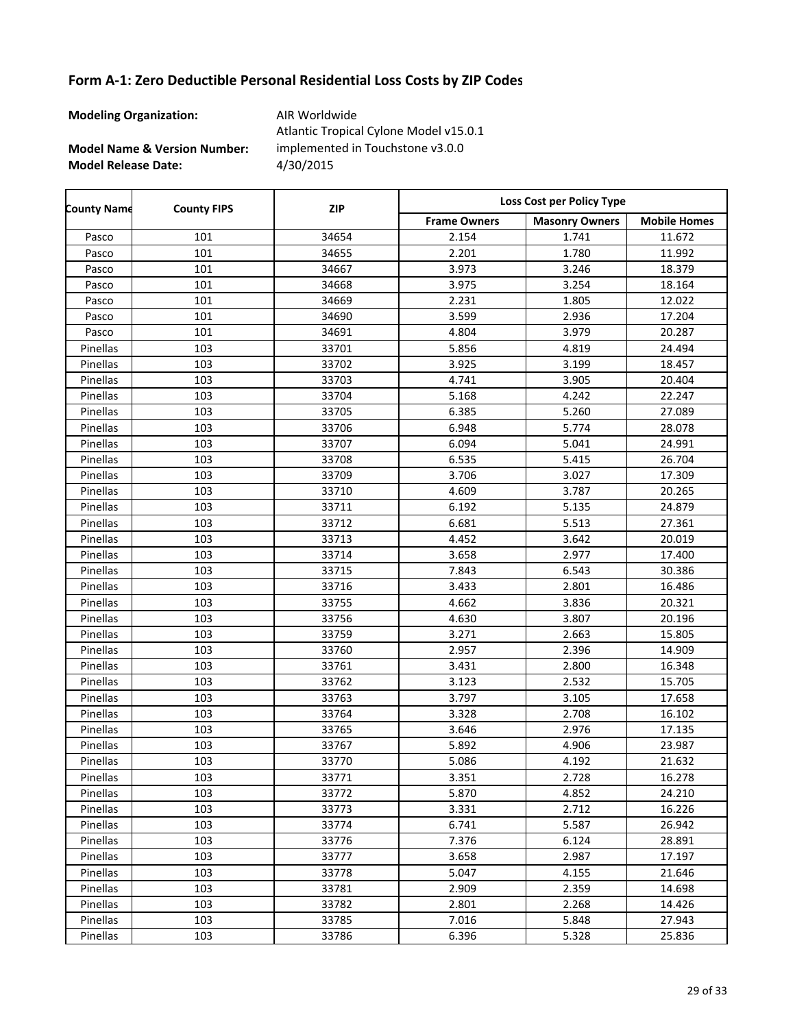## Form A-1: Zero Deductible Personal Residential Loss Costs by ZIP Codes

**Modeling Organization:** AIR Worldwide

**Model Name & Version Number:** Atlantic Tropical Cylone Model v15.0.1 implemented in Touchstone v3.0.0

**Model Release Date:** 4/30/2015

| County Name | County FIPS | ZIP | Loss Cost per Policy Type | | |
|---|---|---|---|---|---|
| | | | Frame Owners | Masonry Owners | Mobile Homes |
| Pasco | 101 | 34654 | 2.154 | 1.741 | 11.672 |
| Pasco | 101 | 34655 | 2.201 | 1.780 | 11.992 |
| Pasco | 101 | 34667 | 3.973 | 3.246 | 18.379 |
| Pasco | 101 | 34668 | 3.975 | 3.254 | 18.164 |
| Pasco | 101 | 34669 | 2.231 | 1.805 | 12.022 |
| Pasco | 101 | 34690 | 3.599 | 2.936 | 17.204 |
| Pasco | 101 | 34691 | 4.804 | 3.979 | 20.287 |
| Pinellas | 103 | 33701 | 5.856 | 4.819 | 24.494 |
| Pinellas | 103 | 33702 | 3.925 | 3.199 | 18.457 |
| Pinellas | 103 | 33703 | 4.741 | 3.905 | 20.404 |
| Pinellas | 103 | 33704 | 5.168 | 4.242 | 22.247 |
| Pinellas | 103 | 33705 | 6.385 | 5.260 | 27.089 |
| Pinellas | 103 | 33706 | 6.948 | 5.774 | 28.078 |
| Pinellas | 103 | 33707 | 6.094 | 5.041 | 24.991 |
| Pinellas | 103 | 33708 | 6.535 | 5.415 | 26.704 |
| Pinellas | 103 | 33709 | 3.706 | 3.027 | 17.309 |
| Pinellas | 103 | 33710 | 4.609 | 3.787 | 20.265 |
| Pinellas | 103 | 33711 | 6.192 | 5.135 | 24.879 |
| Pinellas | 103 | 33712 | 6.681 | 5.513 | 27.361 |
| Pinellas | 103 | 33713 | 4.452 | 3.642 | 20.019 |
| Pinellas | 103 | 33714 | 3.658 | 2.977 | 17.400 |
| Pinellas | 103 | 33715 | 7.843 | 6.543 | 30.386 |
| Pinellas | 103 | 33716 | 3.433 | 2.801 | 16.486 |
| Pinellas | 103 | 33755 | 4.662 | 3.836 | 20.321 |
| Pinellas | 103 | 33756 | 4.630 | 3.807 | 20.196 |
| Pinellas | 103 | 33759 | 3.271 | 2.663 | 15.805 |
| Pinellas | 103 | 33760 | 2.957 | 2.396 | 14.909 |
| Pinellas | 103 | 33761 | 3.431 | 2.800 | 16.348 |
| Pinellas | 103 | 33762 | 3.123 | 2.532 | 15.705 |
| Pinellas | 103 | 33763 | 3.797 | 3.105 | 17.658 |
| Pinellas | 103 | 33764 | 3.328 | 2.708 | 16.102 |
| Pinellas | 103 | 33765 | 3.646 | 2.976 | 17.135 |
| Pinellas | 103 | 33767 | 5.892 | 4.906 | 23.987 |
| Pinellas | 103 | 33770 | 5.086 | 4.192 | 21.632 |
| Pinellas | 103 | 33771 | 3.351 | 2.728 | 16.278 |
| Pinellas | 103 | 33772 | 5.870 | 4.852 | 24.210 |
| Pinellas | 103 | 33773 | 3.331 | 2.712 | 16.226 |
| Pinellas | 103 | 33774 | 6.741 | 5.587 | 26.942 |
| Pinellas | 103 | 33776 | 7.376 | 6.124 | 28.891 |
| Pinellas | 103 | 33777 | 3.658 | 2.987 | 17.197 |
| Pinellas | 103 | 33778 | 5.047 | 4.155 | 21.646 |
| Pinellas | 103 | 33781 | 2.909 | 2.359 | 14.698 |
| Pinellas | 103 | 33782 | 2.801 | 2.268 | 14.426 |
| Pinellas | 103 | 33785 | 7.016 | 5.848 | 27.943 |
| Pinellas | 103 | 33786 | 6.396 | 5.328 | 25.836 |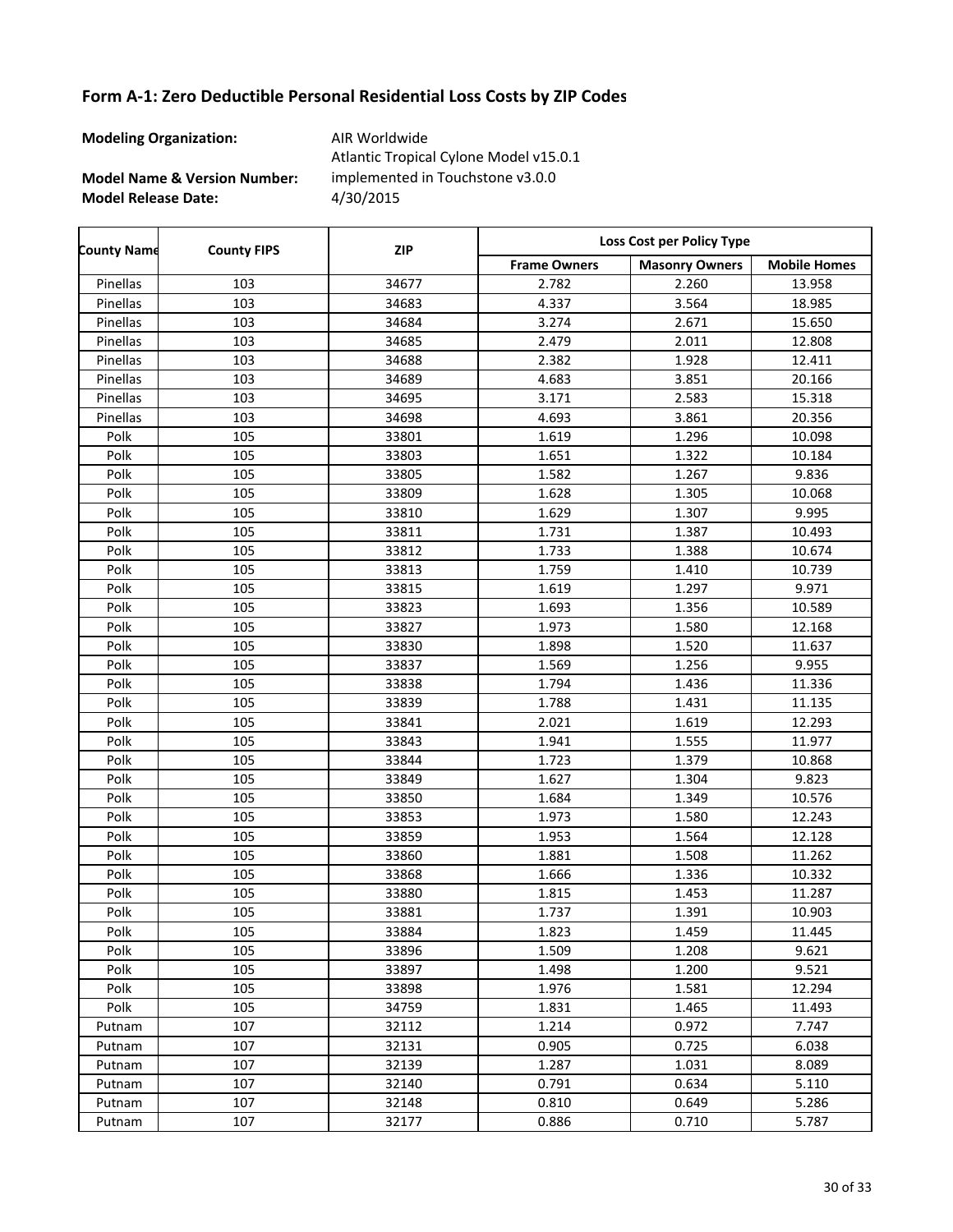## Form A-1: Zero Deductible Personal Residential Loss Costs by ZIP Codes

**Modeling Organization:** AIR Worldwide

**Model Name & Version Number:** Atlantic Tropical Cylone Model v15.0.1 implemented in Touchstone v3.0.0

**Model Release Date:** 4/30/2015

| County Name | County FIPS | ZIP | Loss Cost per Policy Type | | |
|---|---|---|---|---|---|
| | | | Frame Owners | Masonry Owners | Mobile Homes |
| Pinellas | 103 | 34677 | 2.782 | 2.260 | 13.958 |
| Pinellas | 103 | 34683 | 4.337 | 3.564 | 18.985 |
| Pinellas | 103 | 34684 | 3.274 | 2.671 | 15.650 |
| Pinellas | 103 | 34685 | 2.479 | 2.011 | 12.808 |
| Pinellas | 103 | 34688 | 2.382 | 1.928 | 12.411 |
| Pinellas | 103 | 34689 | 4.683 | 3.851 | 20.166 |
| Pinellas | 103 | 34695 | 3.171 | 2.583 | 15.318 |
| Pinellas | 103 | 34698 | 4.693 | 3.861 | 20.356 |
| Polk | 105 | 33801 | 1.619 | 1.296 | 10.098 |
| Polk | 105 | 33803 | 1.651 | 1.322 | 10.184 |
| Polk | 105 | 33805 | 1.582 | 1.267 | 9.836 |
| Polk | 105 | 33809 | 1.628 | 1.305 | 10.068 |
| Polk | 105 | 33810 | 1.629 | 1.307 | 9.995 |
| Polk | 105 | 33811 | 1.731 | 1.387 | 10.493 |
| Polk | 105 | 33812 | 1.733 | 1.388 | 10.674 |
| Polk | 105 | 33813 | 1.759 | 1.410 | 10.739 |
| Polk | 105 | 33815 | 1.619 | 1.297 | 9.971 |
| Polk | 105 | 33823 | 1.693 | 1.356 | 10.589 |
| Polk | 105 | 33827 | 1.973 | 1.580 | 12.168 |
| Polk | 105 | 33830 | 1.898 | 1.520 | 11.637 |
| Polk | 105 | 33837 | 1.569 | 1.256 | 9.955 |
| Polk | 105 | 33838 | 1.794 | 1.436 | 11.336 |
| Polk | 105 | 33839 | 1.788 | 1.431 | 11.135 |
| Polk | 105 | 33841 | 2.021 | 1.619 | 12.293 |
| Polk | 105 | 33843 | 1.941 | 1.555 | 11.977 |
| Polk | 105 | 33844 | 1.723 | 1.379 | 10.868 |
| Polk | 105 | 33849 | 1.627 | 1.304 | 9.823 |
| Polk | 105 | 33850 | 1.684 | 1.349 | 10.576 |
| Polk | 105 | 33853 | 1.973 | 1.580 | 12.243 |
| Polk | 105 | 33859 | 1.953 | 1.564 | 12.128 |
| Polk | 105 | 33860 | 1.881 | 1.508 | 11.262 |
| Polk | 105 | 33868 | 1.666 | 1.336 | 10.332 |
| Polk | 105 | 33880 | 1.815 | 1.453 | 11.287 |
| Polk | 105 | 33881 | 1.737 | 1.391 | 10.903 |
| Polk | 105 | 33884 | 1.823 | 1.459 | 11.445 |
| Polk | 105 | 33896 | 1.509 | 1.208 | 9.621 |
| Polk | 105 | 33897 | 1.498 | 1.200 | 9.521 |
| Polk | 105 | 33898 | 1.976 | 1.581 | 12.294 |
| Polk | 105 | 34759 | 1.831 | 1.465 | 11.493 |
| Putnam | 107 | 32112 | 1.214 | 0.972 | 7.747 |
| Putnam | 107 | 32131 | 0.905 | 0.725 | 6.038 |
| Putnam | 107 | 32139 | 1.287 | 1.031 | 8.089 |
| Putnam | 107 | 32140 | 0.791 | 0.634 | 5.110 |
| Putnam | 107 | 32148 | 0.810 | 0.649 | 5.286 |
| Putnam | 107 | 32177 | 0.886 | 0.710 | 5.787 |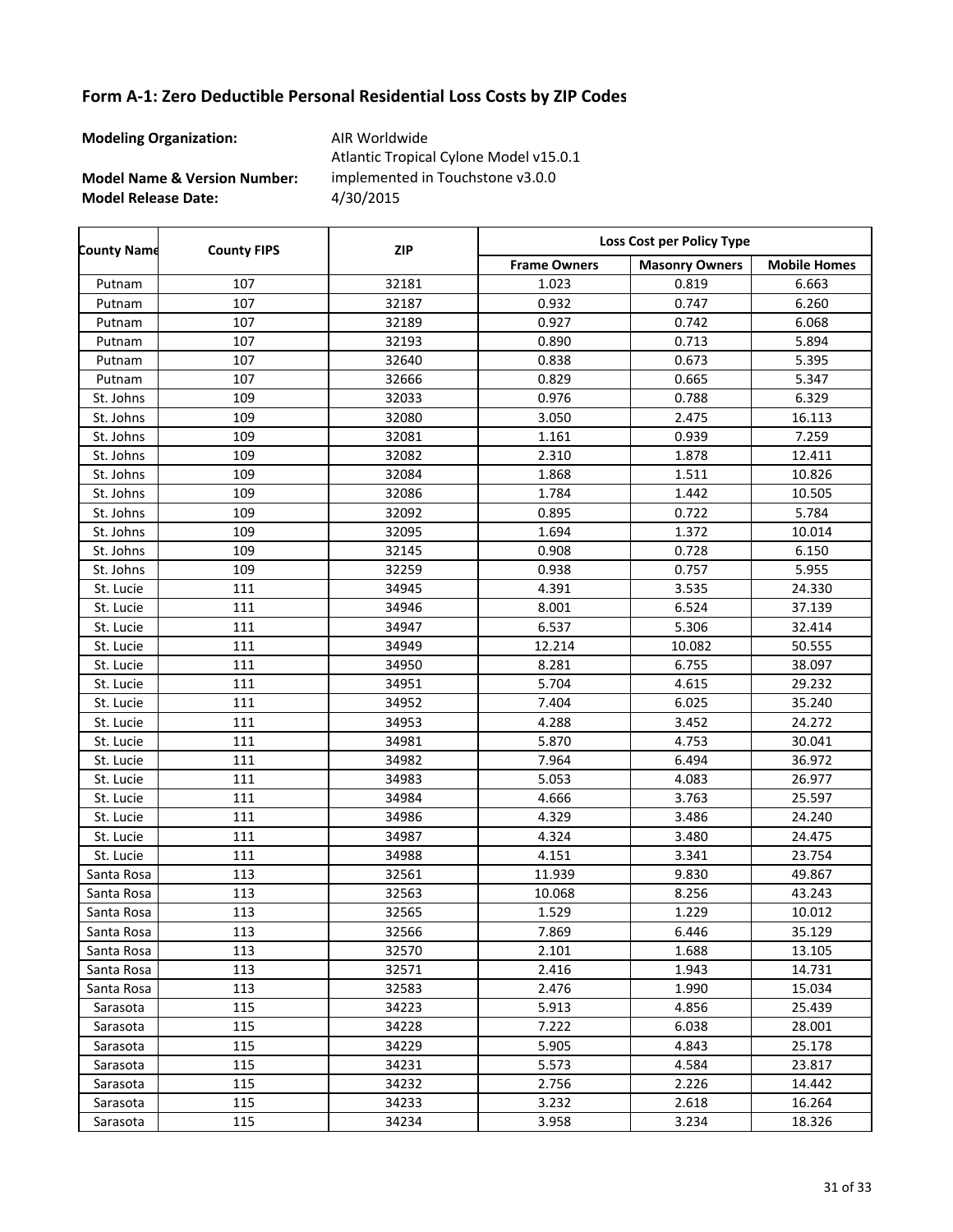## Form A-1: Zero Deductible Personal Residential Loss Costs by ZIP Codes

**Modeling Organization:** AIR Worldwide

**Model Name & Version Number:** Atlantic Tropical Cyclone Model v15.0.1 implemented in Touchstone v3.0.0

**Model Release Date:** 4/30/2015

| County Name | County FIPS | ZIP | Loss Cost per Policy Type | | |
|---|---|---|---|---|---|
| | | | Frame Owners | Masonry Owners | Mobile Homes |
| Putnam | 107 | 32181 | 1.023 | 0.819 | 6.663 |
| Putnam | 107 | 32187 | 0.932 | 0.747 | 6.260 |
| Putnam | 107 | 32189 | 0.927 | 0.742 | 6.068 |
| Putnam | 107 | 32193 | 0.890 | 0.713 | 5.894 |
| Putnam | 107 | 32640 | 0.838 | 0.673 | 5.395 |
| Putnam | 107 | 32666 | 0.829 | 0.665 | 5.347 |
| St. Johns | 109 | 32033 | 0.976 | 0.788 | 6.329 |
| St. Johns | 109 | 32080 | 3.050 | 2.475 | 16.113 |
| St. Johns | 109 | 32081 | 1.161 | 0.939 | 7.259 |
| St. Johns | 109 | 32082 | 2.310 | 1.878 | 12.411 |
| St. Johns | 109 | 32084 | 1.868 | 1.511 | 10.826 |
| St. Johns | 109 | 32086 | 1.784 | 1.442 | 10.505 |
| St. Johns | 109 | 32092 | 0.895 | 0.722 | 5.784 |
| St. Johns | 109 | 32095 | 1.694 | 1.372 | 10.014 |
| St. Johns | 109 | 32145 | 0.908 | 0.728 | 6.150 |
| St. Johns | 109 | 32259 | 0.938 | 0.757 | 5.955 |
| St. Lucie | 111 | 34945 | 4.391 | 3.535 | 24.330 |
| St. Lucie | 111 | 34946 | 8.001 | 6.524 | 37.139 |
| St. Lucie | 111 | 34947 | 6.537 | 5.306 | 32.414 |
| St. Lucie | 111 | 34949 | 12.214 | 10.082 | 50.555 |
| St. Lucie | 111 | 34950 | 8.281 | 6.755 | 38.097 |
| St. Lucie | 111 | 34951 | 5.704 | 4.615 | 29.232 |
| St. Lucie | 111 | 34952 | 7.404 | 6.025 | 35.240 |
| St. Lucie | 111 | 34953 | 4.288 | 3.452 | 24.272 |
| St. Lucie | 111 | 34981 | 5.870 | 4.753 | 30.041 |
| St. Lucie | 111 | 34982 | 7.964 | 6.494 | 36.972 |
| St. Lucie | 111 | 34983 | 5.053 | 4.083 | 26.977 |
| St. Lucie | 111 | 34984 | 4.666 | 3.763 | 25.597 |
| St. Lucie | 111 | 34986 | 4.329 | 3.486 | 24.240 |
| St. Lucie | 111 | 34987 | 4.324 | 3.480 | 24.475 |
| St. Lucie | 111 | 34988 | 4.151 | 3.341 | 23.754 |
| Santa Rosa | 113 | 32561 | 11.939 | 9.830 | 49.867 |
| Santa Rosa | 113 | 32563 | 10.068 | 8.256 | 43.243 |
| Santa Rosa | 113 | 32565 | 1.529 | 1.229 | 10.012 |
| Santa Rosa | 113 | 32566 | 7.869 | 6.446 | 35.129 |
| Santa Rosa | 113 | 32570 | 2.101 | 1.688 | 13.105 |
| Santa Rosa | 113 | 32571 | 2.416 | 1.943 | 14.731 |
| Santa Rosa | 113 | 32583 | 2.476 | 1.990 | 15.034 |
| Sarasota | 115 | 34223 | 5.913 | 4.856 | 25.439 |
| Sarasota | 115 | 34228 | 7.222 | 6.038 | 28.001 |
| Sarasota | 115 | 34229 | 5.905 | 4.843 | 25.178 |
| Sarasota | 115 | 34231 | 5.573 | 4.584 | 23.817 |
| Sarasota | 115 | 34232 | 2.756 | 2.226 | 14.442 |
| Sarasota | 115 | 34233 | 3.232 | 2.618 | 16.264 |
| Sarasota | 115 | 34234 | 3.958 | 3.234 | 18.326 |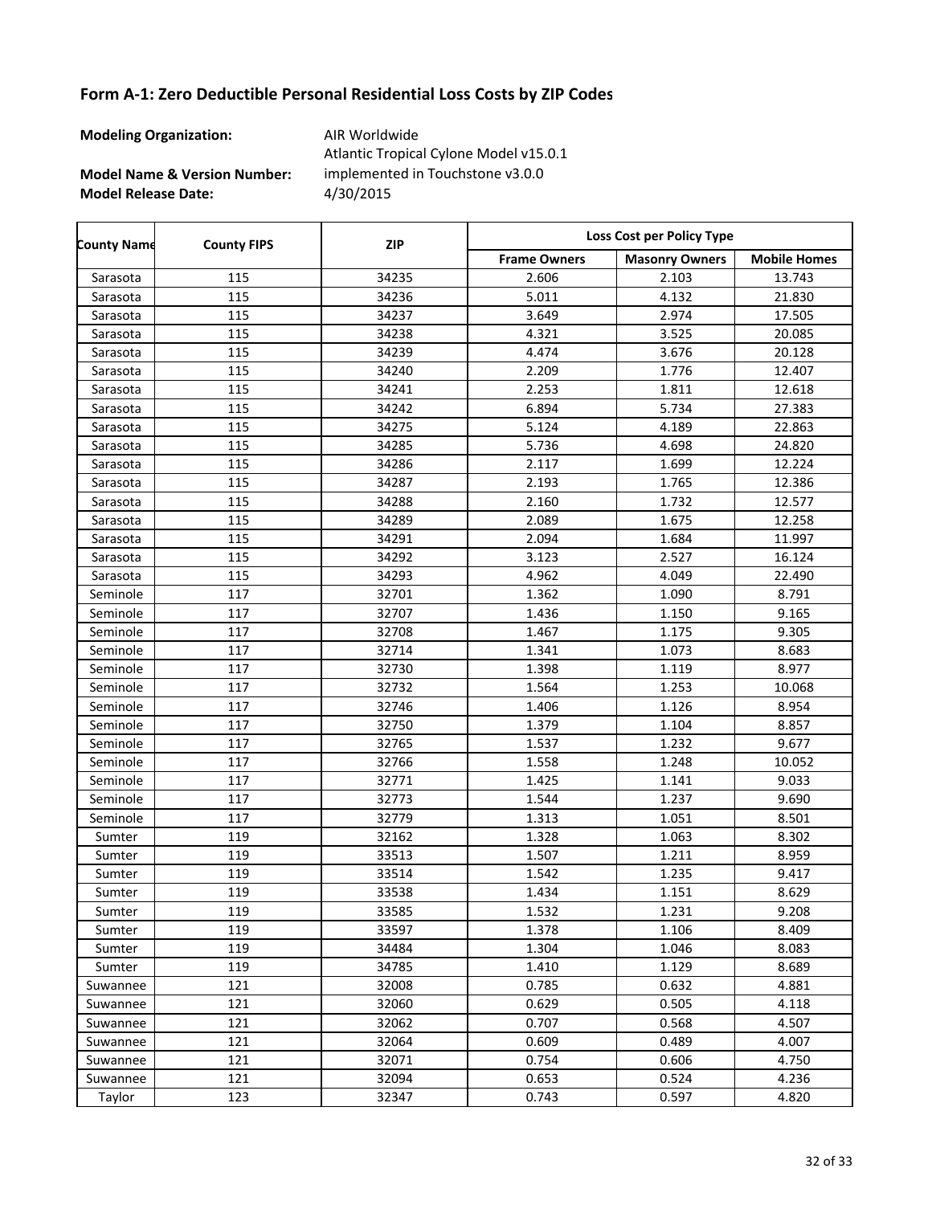## Form A-1: Zero Deductible Personal Residential Loss Costs by ZIP Codes

**Modeling Organization:** AIR Worldwide

**Model Name & Version Number:** Atlantic Tropical Cyclone Model v15.0.1 implemented in Touchstone v3.0.0

**Model Release Date:** 4/30/2015

| County Name | County FIPS | ZIP | Loss Cost per Policy Type | | |
|---|---|---|---|---|---|
| | | | Frame Owners | Masonry Owners | Mobile Homes |
| Sarasota | 115 | 34235 | 2.606 | 2.103 | 13.743 |
| Sarasota | 115 | 34236 | 5.011 | 4.132 | 21.830 |
| Sarasota | 115 | 34237 | 3.649 | 2.974 | 17.505 |
| Sarasota | 115 | 34238 | 4.321 | 3.525 | 20.085 |
| Sarasota | 115 | 34239 | 4.474 | 3.676 | 20.128 |
| Sarasota | 115 | 34240 | 2.209 | 1.776 | 12.407 |
| Sarasota | 115 | 34241 | 2.253 | 1.811 | 12.618 |
| Sarasota | 115 | 34242 | 6.894 | 5.734 | 27.383 |
| Sarasota | 115 | 34275 | 5.124 | 4.189 | 22.863 |
| Sarasota | 115 | 34285 | 5.736 | 4.698 | 24.820 |
| Sarasota | 115 | 34286 | 2.117 | 1.699 | 12.224 |
| Sarasota | 115 | 34287 | 2.193 | 1.765 | 12.386 |
| Sarasota | 115 | 34288 | 2.160 | 1.732 | 12.577 |
| Sarasota | 115 | 34289 | 2.089 | 1.675 | 12.258 |
| Sarasota | 115 | 34291 | 2.094 | 1.684 | 11.997 |
| Sarasota | 115 | 34292 | 3.123 | 2.527 | 16.124 |
| Sarasota | 115 | 34293 | 4.962 | 4.049 | 22.490 |
| Seminole | 117 | 32701 | 1.362 | 1.090 | 8.791 |
| Seminole | 117 | 32707 | 1.436 | 1.150 | 9.165 |
| Seminole | 117 | 32708 | 1.467 | 1.175 | 9.305 |
| Seminole | 117 | 32714 | 1.341 | 1.073 | 8.683 |
| Seminole | 117 | 32730 | 1.398 | 1.119 | 8.977 |
| Seminole | 117 | 32732 | 1.564 | 1.253 | 10.068 |
| Seminole | 117 | 32746 | 1.406 | 1.126 | 8.954 |
| Seminole | 117 | 32750 | 1.379 | 1.104 | 8.857 |
| Seminole | 117 | 32765 | 1.537 | 1.232 | 9.677 |
| Seminole | 117 | 32766 | 1.558 | 1.248 | 10.052 |
| Seminole | 117 | 32771 | 1.425 | 1.141 | 9.033 |
| Seminole | 117 | 32773 | 1.544 | 1.237 | 9.690 |
| Seminole | 117 | 32779 | 1.313 | 1.051 | 8.501 |
| Sumter | 119 | 32162 | 1.328 | 1.063 | 8.302 |
| Sumter | 119 | 33513 | 1.507 | 1.211 | 8.959 |
| Sumter | 119 | 33514 | 1.542 | 1.235 | 9.417 |
| Sumter | 119 | 33538 | 1.434 | 1.151 | 8.629 |
| Sumter | 119 | 33585 | 1.532 | 1.231 | 9.208 |
| Sumter | 119 | 33597 | 1.378 | 1.106 | 8.409 |
| Sumter | 119 | 34484 | 1.304 | 1.046 | 8.083 |
| Sumter | 119 | 34785 | 1.410 | 1.129 | 8.689 |
| Suwannee | 121 | 32008 | 0.785 | 0.632 | 4.881 |
| Suwannee | 121 | 32060 | 0.629 | 0.505 | 4.118 |
| Suwannee | 121 | 32062 | 0.707 | 0.568 | 4.507 |
| Suwannee | 121 | 32064 | 0.609 | 0.489 | 4.007 |
| Suwannee | 121 | 32071 | 0.754 | 0.606 | 4.750 |
| Suwannee | 121 | 32094 | 0.653 | 0.524 | 4.236 |
| Taylor | 123 | 32347 | 0.743 | 0.597 | 4.820 |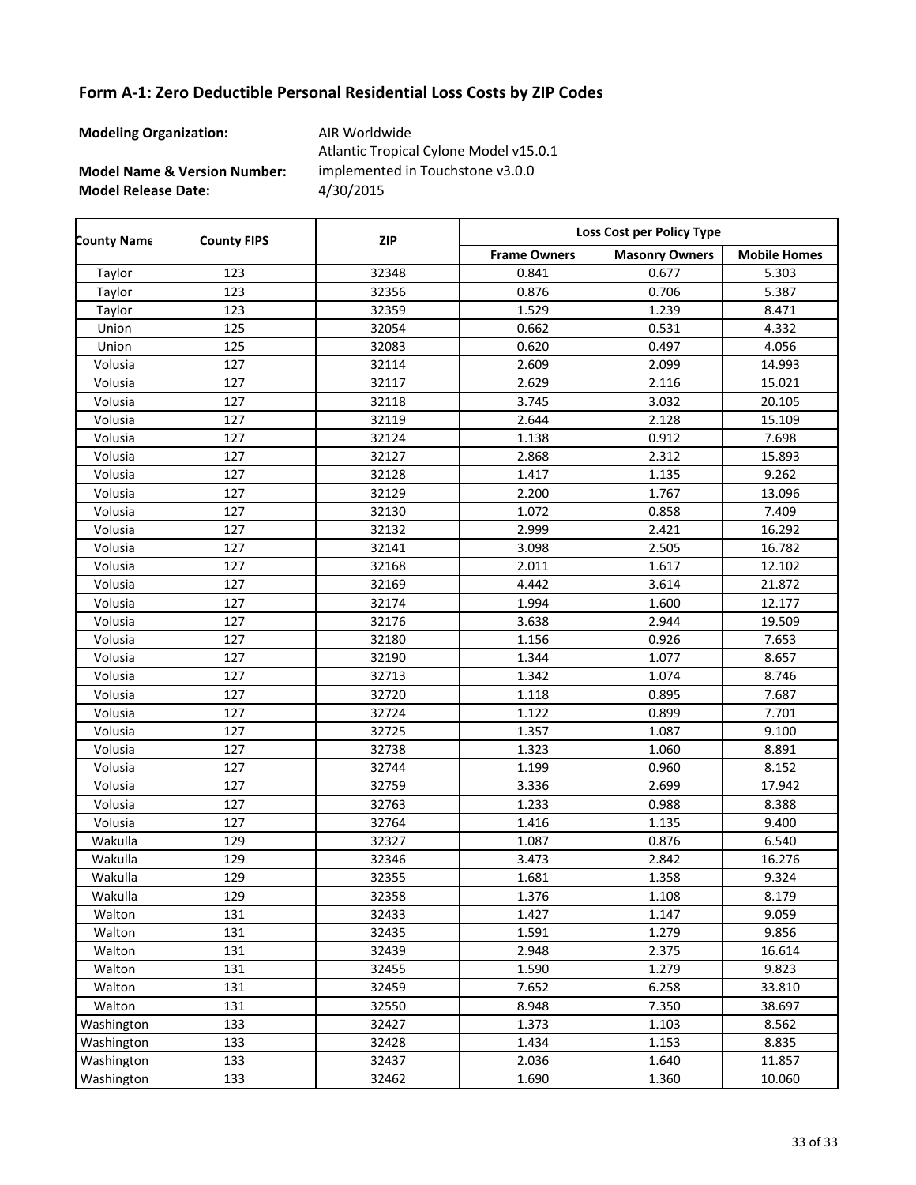## Form A-1: Zero Deductible Personal Residential Loss Costs by ZIP Codes

**Modeling Organization:** AIR Worldwide

**Model Name & Version Number:** Atlantic Tropical Cylone Model v15.0.1 implemented in Touchstone v3.0.0

**Model Release Date:** 4/30/2015

| County Name | County FIPS | ZIP | Loss Cost per Policy Type | | |
|---|---|---|---|---|---|
| | | | Frame Owners | Masonry Owners | Mobile Homes |
| Taylor | 123 | 32348 | 0.841 | 0.677 | 5.303 |
| Taylor | 123 | 32356 | 0.876 | 0.706 | 5.387 |
| Taylor | 123 | 32359 | 1.529 | 1.239 | 8.471 |
| Union | 125 | 32054 | 0.662 | 0.531 | 4.332 |
| Union | 125 | 32083 | 0.620 | 0.497 | 4.056 |
| Volusia | 127 | 32114 | 2.609 | 2.099 | 14.993 |
| Volusia | 127 | 32117 | 2.629 | 2.116 | 15.021 |
| Volusia | 127 | 32118 | 3.745 | 3.032 | 20.105 |
| Volusia | 127 | 32119 | 2.644 | 2.128 | 15.109 |
| Volusia | 127 | 32124 | 1.138 | 0.912 | 7.698 |
| Volusia | 127 | 32127 | 2.868 | 2.312 | 15.893 |
| Volusia | 127 | 32128 | 1.417 | 1.135 | 9.262 |
| Volusia | 127 | 32129 | 2.200 | 1.767 | 13.096 |
| Volusia | 127 | 32130 | 1.072 | 0.858 | 7.409 |
| Volusia | 127 | 32132 | 2.999 | 2.421 | 16.292 |
| Volusia | 127 | 32141 | 3.098 | 2.505 | 16.782 |
| Volusia | 127 | 32168 | 2.011 | 1.617 | 12.102 |
| Volusia | 127 | 32169 | 4.442 | 3.614 | 21.872 |
| Volusia | 127 | 32174 | 1.994 | 1.600 | 12.177 |
| Volusia | 127 | 32176 | 3.638 | 2.944 | 19.509 |
| Volusia | 127 | 32180 | 1.156 | 0.926 | 7.653 |
| Volusia | 127 | 32190 | 1.344 | 1.077 | 8.657 |
| Volusia | 127 | 32713 | 1.342 | 1.074 | 8.746 |
| Volusia | 127 | 32720 | 1.118 | 0.895 | 7.687 |
| Volusia | 127 | 32724 | 1.122 | 0.899 | 7.701 |
| Volusia | 127 | 32725 | 1.357 | 1.087 | 9.100 |
| Volusia | 127 | 32738 | 1.323 | 1.060 | 8.891 |
| Volusia | 127 | 32744 | 1.199 | 0.960 | 8.152 |
| Volusia | 127 | 32759 | 3.336 | 2.699 | 17.942 |
| Volusia | 127 | 32763 | 1.233 | 0.988 | 8.388 |
| Volusia | 127 | 32764 | 1.416 | 1.135 | 9.400 |
| Wakulla | 129 | 32327 | 1.087 | 0.876 | 6.540 |
| Wakulla | 129 | 32346 | 3.473 | 2.842 | 16.276 |
| Wakulla | 129 | 32355 | 1.681 | 1.358 | 9.324 |
| Wakulla | 129 | 32358 | 1.376 | 1.108 | 8.179 |
| Walton | 131 | 32433 | 1.427 | 1.147 | 9.059 |
| Walton | 131 | 32435 | 1.591 | 1.279 | 9.856 |
| Walton | 131 | 32439 | 2.948 | 2.375 | 16.614 |
| Walton | 131 | 32455 | 1.590 | 1.279 | 9.823 |
| Walton | 131 | 32459 | 7.652 | 6.258 | 33.810 |
| Walton | 131 | 32550 | 8.948 | 7.350 | 38.697 |
| Washington | 133 | 32427 | 1.373 | 1.103 | 8.562 |
| Washington | 133 | 32428 | 1.434 | 1.153 | 8.835 |
| Washington | 133 | 32437 | 2.036 | 1.640 | 11.857 |
| Washington | 133 | 32462 | 1.690 | 1.360 | 10.060 |